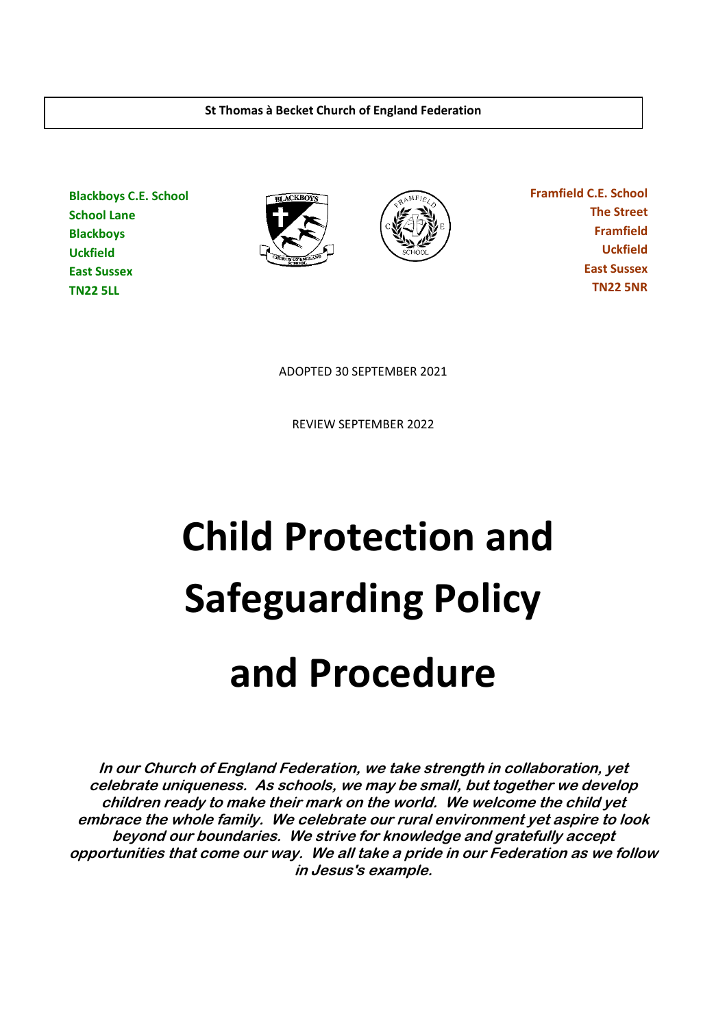**St Thomas à Becket Church of England Federation**

**Blackboys C.E. School**
**School Lane**
**Blackboys**
**Uckfield**
**East Sussex**
**TN22 5LL**

**Framfield C.E. School**
**The Street**
**Framfield**
**Uckfield**
**East Sussex**
**TN22 5NR**

ADOPTED 30 SEPTEMBER 2021

REVIEW SEPTEMBER 2022

# Child Protection and Safeguarding Policy and Procedure

***In our Church of England Federation, we take strength in collaboration, yet celebrate uniqueness. As schools, we may be small, but together we develop children ready to make their mark on the world. We welcome the child yet embrace the whole family. We celebrate our rural environment yet aspire to look beyond our boundaries. We strive for knowledge and gratefully accept opportunities that come our way. We all take a pride in our Federation as we follow in Jesus's example.***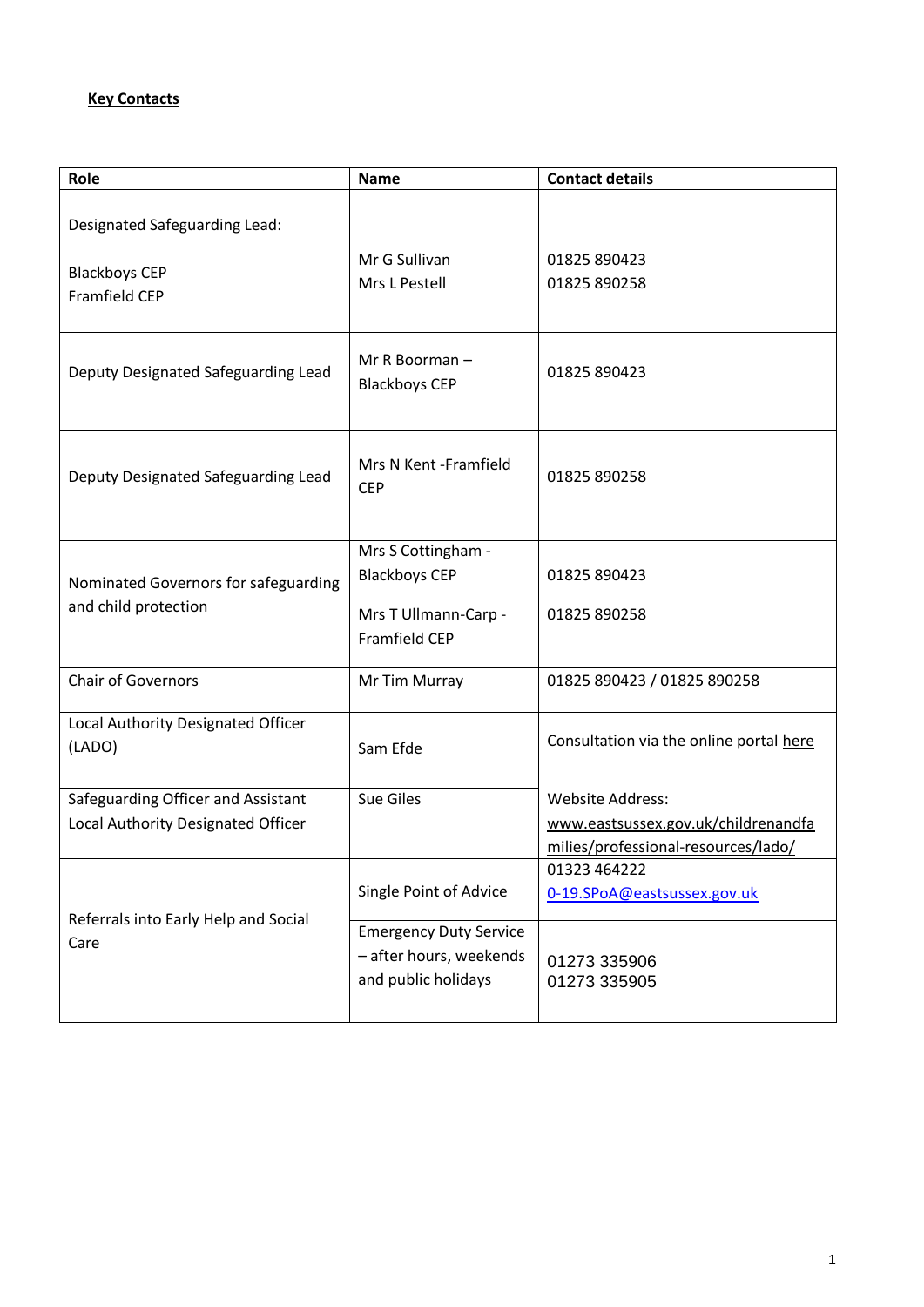**Key Contacts**

| Role | Name | Contact details |
|---|---|---|
| Designated Safeguarding Lead:<br><br>Blackboys CEP<br>Framfield CEP | Mr G Sullivan<br>Mrs L Pestell | 01825 890423<br>01825 890258 |
| Deputy Designated Safeguarding Lead | Mr R Boorman – Blackboys CEP | 01825 890423 |
| Deputy Designated Safeguarding Lead | Mrs N Kent -Framfield CEP | 01825 890258 |
| Nominated Governors for safeguarding and child protection | Mrs S Cottingham - Blackboys CEP<br><br>Mrs T Ullmann-Carp - Framfield CEP | 01825 890423<br><br>01825 890258 |
| Chair of Governors | Mr Tim Murray | 01825 890423 / 01825 890258 |
| Local Authority Designated Officer (LADO) | Sam Efde | Consultation via the online portal here |
| Safeguarding Officer and Assistant Local Authority Designated Officer | Sue Giles | Website Address: www.eastsussex.gov.uk/childrenandfamilies/professional-resources/lado/ |
| Referrals into Early Help and Social Care | Single Point of Advice | 01323 464222<br>0-19.SPoA@eastsussex.gov.uk |
| | Emergency Duty Service – after hours, weekends and public holidays | 01273 335906<br>01273 335905 |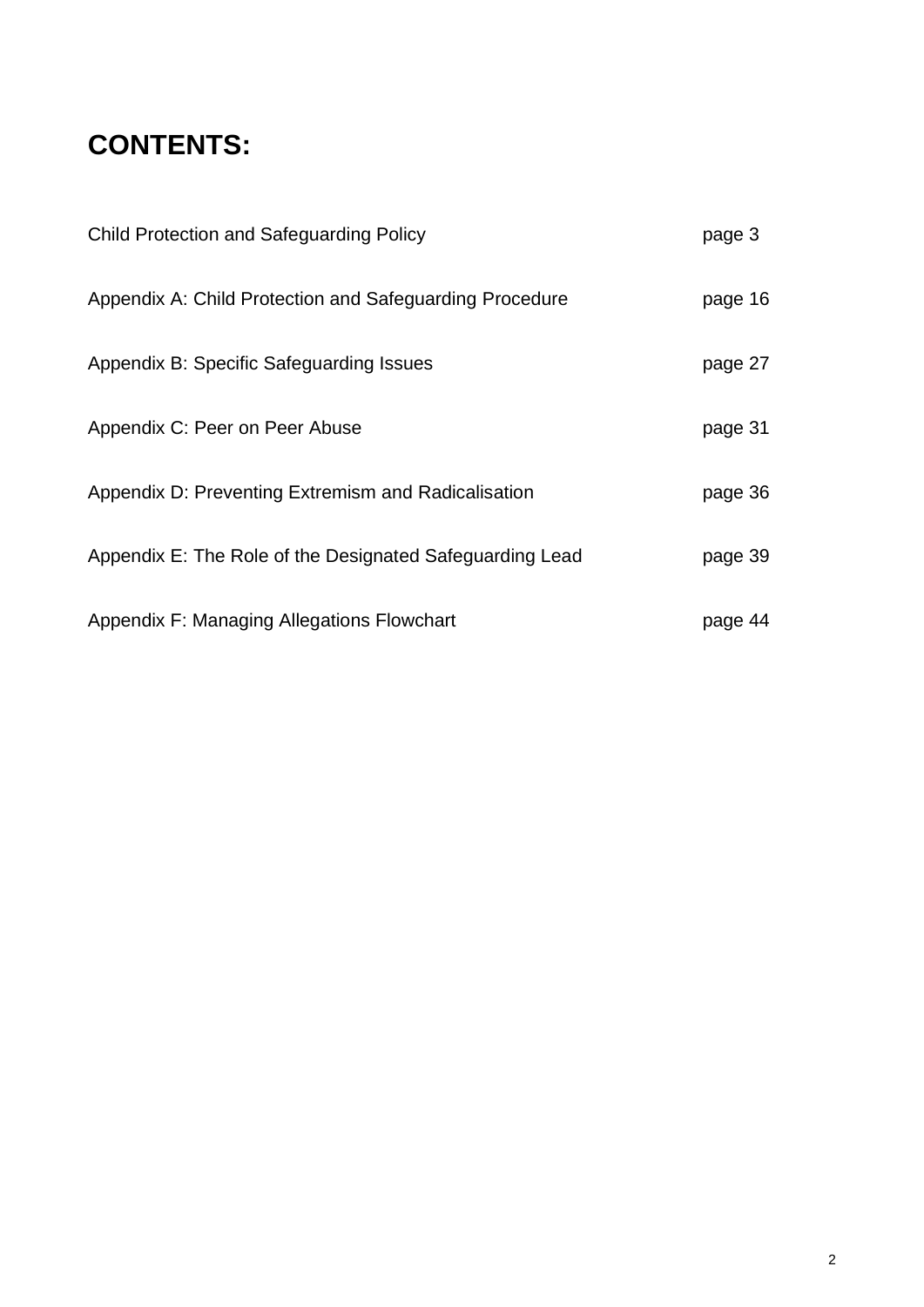# CONTENTS:

| | |
|---|---|
| Child Protection and Safeguarding Policy | page 3 |
| Appendix A: Child Protection and Safeguarding Procedure | page 16 |
| Appendix B: Specific Safeguarding Issues | page 27 |
| Appendix C: Peer on Peer Abuse | page 31 |
| Appendix D: Preventing Extremism and Radicalisation | page 36 |
| Appendix E: The Role of the Designated Safeguarding Lead | page 39 |
| Appendix F: Managing Allegations Flowchart | page 44 |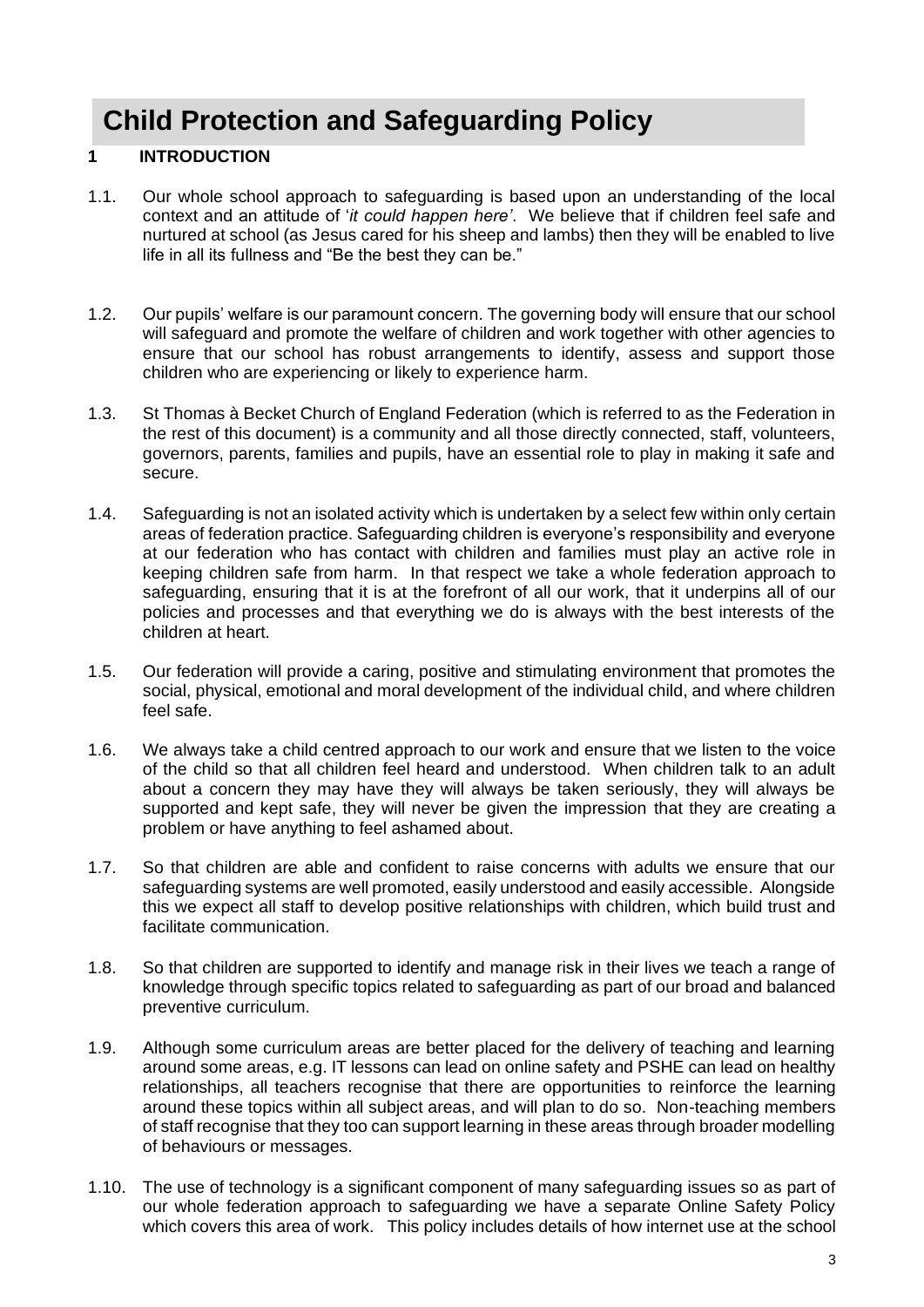# Child Protection and Safeguarding Policy

## 1 INTRODUCTION

1.1. Our whole school approach to safeguarding is based upon an understanding of the local context and an attitude of '*it could happen here'*. We believe that if children feel safe and nurtured at school (as Jesus cared for his sheep and lambs) then they will be enabled to live life in all its fullness and "Be the best they can be."

1.2. Our pupils' welfare is our paramount concern. The governing body will ensure that our school will safeguard and promote the welfare of children and work together with other agencies to ensure that our school has robust arrangements to identify, assess and support those children who are experiencing or likely to experience harm.

1.3. St Thomas à Becket Church of England Federation (which is referred to as the Federation in the rest of this document) is a community and all those directly connected, staff, volunteers, governors, parents, families and pupils, have an essential role to play in making it safe and secure.

1.4. Safeguarding is not an isolated activity which is undertaken by a select few within only certain areas of federation practice. Safeguarding children is everyone's responsibility and everyone at our federation who has contact with children and families must play an active role in keeping children safe from harm. In that respect we take a whole federation approach to safeguarding, ensuring that it is at the forefront of all our work, that it underpins all of our policies and processes and that everything we do is always with the best interests of the children at heart.

1.5. Our federation will provide a caring, positive and stimulating environment that promotes the social, physical, emotional and moral development of the individual child, and where children feel safe.

1.6. We always take a child centred approach to our work and ensure that we listen to the voice of the child so that all children feel heard and understood. When children talk to an adult about a concern they may have they will always be taken seriously, they will always be supported and kept safe, they will never be given the impression that they are creating a problem or have anything to feel ashamed about.

1.7. So that children are able and confident to raise concerns with adults we ensure that our safeguarding systems are well promoted, easily understood and easily accessible. Alongside this we expect all staff to develop positive relationships with children, which build trust and facilitate communication.

1.8. So that children are supported to identify and manage risk in their lives we teach a range of knowledge through specific topics related to safeguarding as part of our broad and balanced preventive curriculum.

1.9. Although some curriculum areas are better placed for the delivery of teaching and learning around some areas, e.g. IT lessons can lead on online safety and PSHE can lead on healthy relationships, all teachers recognise that there are opportunities to reinforce the learning around these topics within all subject areas, and will plan to do so. Non-teaching members of staff recognise that they too can support learning in these areas through broader modelling of behaviours or messages.

1.10. The use of technology is a significant component of many safeguarding issues so as part of our whole federation approach to safeguarding we have a separate Online Safety Policy which covers this area of work. This policy includes details of how internet use at the school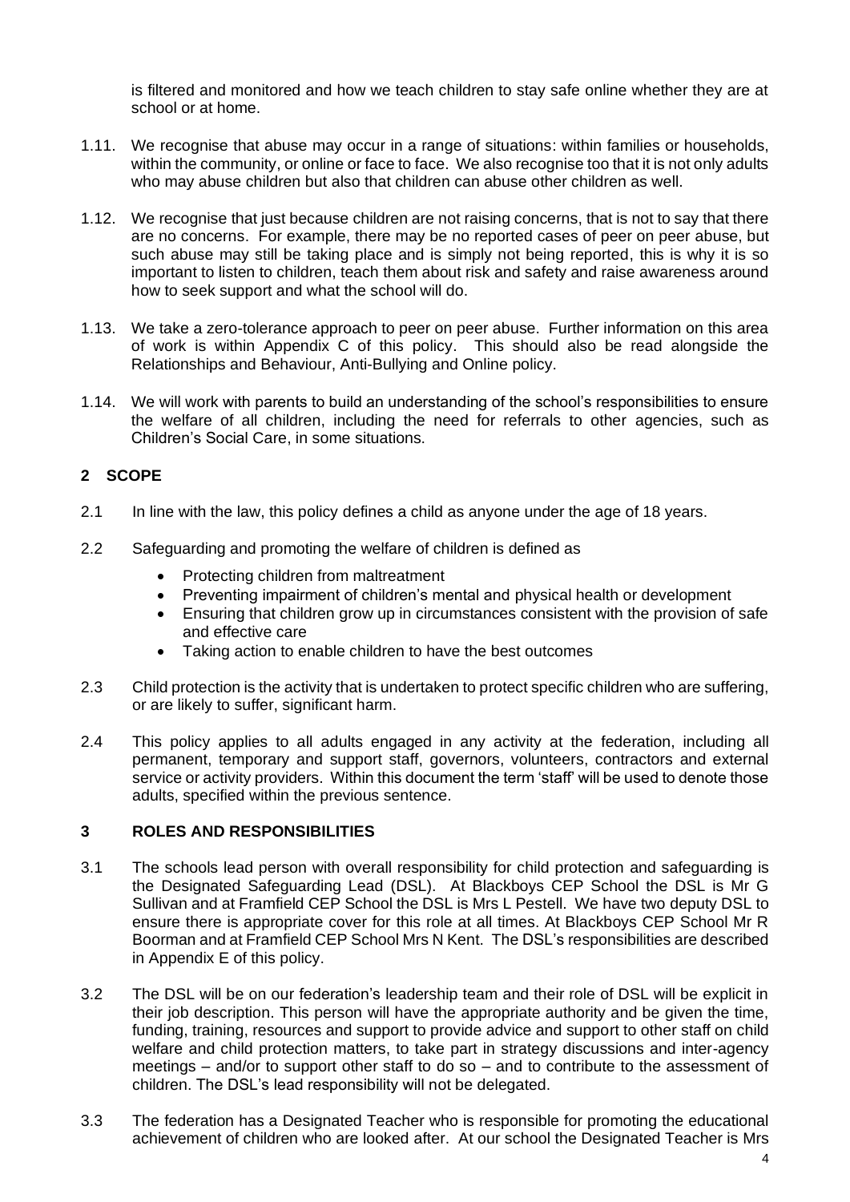is filtered and monitored and how we teach children to stay safe online whether they are at school or at home.

1.11. We recognise that abuse may occur in a range of situations: within families or households, within the community, or online or face to face. We also recognise too that it is not only adults who may abuse children but also that children can abuse other children as well.

1.12. We recognise that just because children are not raising concerns, that is not to say that there are no concerns. For example, there may be no reported cases of peer on peer abuse, but such abuse may still be taking place and is simply not being reported, this is why it is so important to listen to children, teach them about risk and safety and raise awareness around how to seek support and what the school will do.

1.13. We take a zero-tolerance approach to peer on peer abuse. Further information on this area of work is within Appendix C of this policy. This should also be read alongside the Relationships and Behaviour, Anti-Bullying and Online policy.

1.14. We will work with parents to build an understanding of the school's responsibilities to ensure the welfare of all children, including the need for referrals to other agencies, such as Children's Social Care, in some situations.

## 2 SCOPE

2.1 In line with the law, this policy defines a child as anyone under the age of 18 years.

2.2 Safeguarding and promoting the welfare of children is defined as

- Protecting children from maltreatment
- Preventing impairment of children's mental and physical health or development
- Ensuring that children grow up in circumstances consistent with the provision of safe and effective care
- Taking action to enable children to have the best outcomes

2.3 Child protection is the activity that is undertaken to protect specific children who are suffering, or are likely to suffer, significant harm.

2.4 This policy applies to all adults engaged in any activity at the federation, including all permanent, temporary and support staff, governors, volunteers, contractors and external service or activity providers. Within this document the term 'staff' will be used to denote those adults, specified within the previous sentence.

## 3 ROLES AND RESPONSIBILITIES

3.1 The schools lead person with overall responsibility for child protection and safeguarding is the Designated Safeguarding Lead (DSL). At Blackboys CEP School the DSL is Mr G Sullivan and at Framfield CEP School the DSL is Mrs L Pestell. We have two deputy DSL to ensure there is appropriate cover for this role at all times. At Blackboys CEP School Mr R Boorman and at Framfield CEP School Mrs N Kent. The DSL's responsibilities are described in Appendix E of this policy.

3.2 The DSL will be on our federation's leadership team and their role of DSL will be explicit in their job description. This person will have the appropriate authority and be given the time, funding, training, resources and support to provide advice and support to other staff on child welfare and child protection matters, to take part in strategy discussions and inter-agency meetings – and/or to support other staff to do so – and to contribute to the assessment of children. The DSL's lead responsibility will not be delegated.

3.3 The federation has a Designated Teacher who is responsible for promoting the educational achievement of children who are looked after. At our school the Designated Teacher is Mrs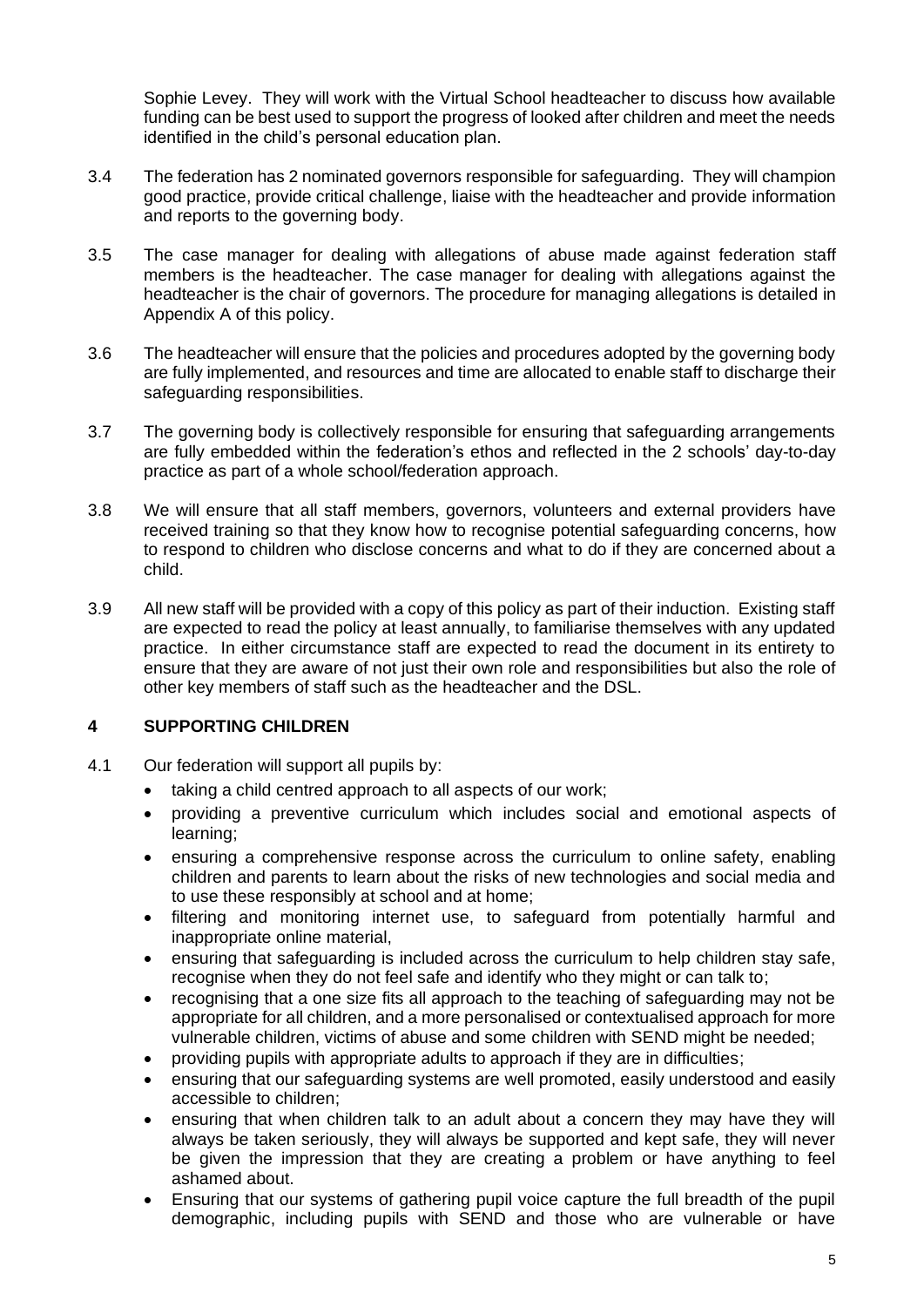Sophie Levey. They will work with the Virtual School headteacher to discuss how available funding can be best used to support the progress of looked after children and meet the needs identified in the child's personal education plan.

3.4 The federation has 2 nominated governors responsible for safeguarding. They will champion good practice, provide critical challenge, liaise with the headteacher and provide information and reports to the governing body.

3.5 The case manager for dealing with allegations of abuse made against federation staff members is the headteacher. The case manager for dealing with allegations against the headteacher is the chair of governors. The procedure for managing allegations is detailed in Appendix A of this policy.

3.6 The headteacher will ensure that the policies and procedures adopted by the governing body are fully implemented, and resources and time are allocated to enable staff to discharge their safeguarding responsibilities.

3.7 The governing body is collectively responsible for ensuring that safeguarding arrangements are fully embedded within the federation's ethos and reflected in the 2 schools' day-to-day practice as part of a whole school/federation approach.

3.8 We will ensure that all staff members, governors, volunteers and external providers have received training so that they know how to recognise potential safeguarding concerns, how to respond to children who disclose concerns and what to do if they are concerned about a child.

3.9 All new staff will be provided with a copy of this policy as part of their induction. Existing staff are expected to read the policy at least annually, to familiarise themselves with any updated practice. In either circumstance staff are expected to read the document in its entirety to ensure that they are aware of not just their own role and responsibilities but also the role of other key members of staff such as the headteacher and the DSL.

## 4 SUPPORTING CHILDREN

4.1 Our federation will support all pupils by:

- taking a child centred approach to all aspects of our work;
- providing a preventive curriculum which includes social and emotional aspects of learning;
- ensuring a comprehensive response across the curriculum to online safety, enabling children and parents to learn about the risks of new technologies and social media and to use these responsibly at school and at home;
- filtering and monitoring internet use, to safeguard from potentially harmful and inappropriate online material,
- ensuring that safeguarding is included across the curriculum to help children stay safe, recognise when they do not feel safe and identify who they might or can talk to;
- recognising that a one size fits all approach to the teaching of safeguarding may not be appropriate for all children, and a more personalised or contextualised approach for more vulnerable children, victims of abuse and some children with SEND might be needed;
- providing pupils with appropriate adults to approach if they are in difficulties;
- ensuring that our safeguarding systems are well promoted, easily understood and easily accessible to children;
- ensuring that when children talk to an adult about a concern they may have they will always be taken seriously, they will always be supported and kept safe, they will never be given the impression that they are creating a problem or have anything to feel ashamed about.
- Ensuring that our systems of gathering pupil voice capture the full breadth of the pupil demographic, including pupils with SEND and those who are vulnerable or have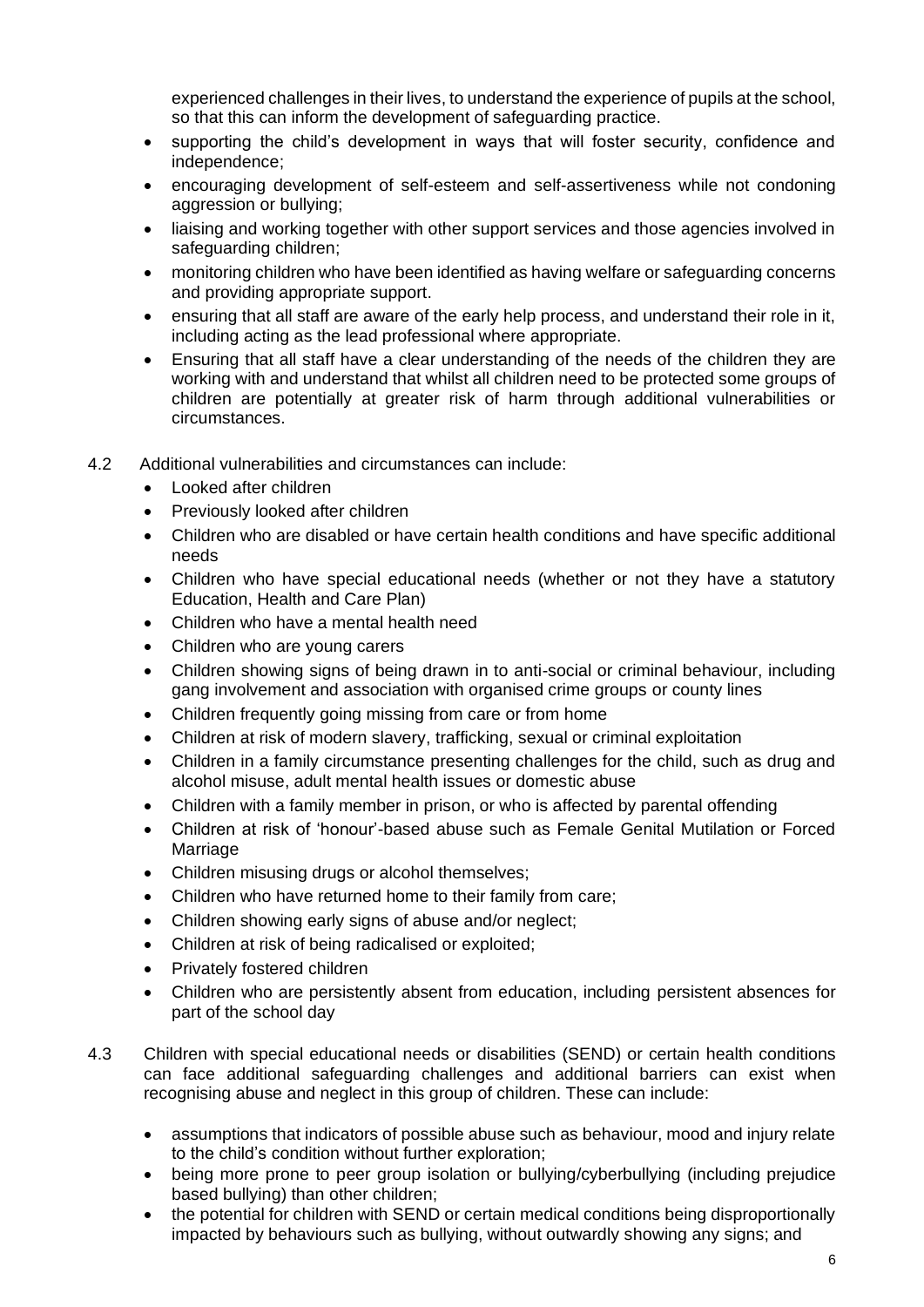experienced challenges in their lives, to understand the experience of pupils at the school, so that this can inform the development of safeguarding practice.

- supporting the child's development in ways that will foster security, confidence and independence;
- encouraging development of self-esteem and self-assertiveness while not condoning aggression or bullying;
- liaising and working together with other support services and those agencies involved in safeguarding children;
- monitoring children who have been identified as having welfare or safeguarding concerns and providing appropriate support.
- ensuring that all staff are aware of the early help process, and understand their role in it, including acting as the lead professional where appropriate.
- Ensuring that all staff have a clear understanding of the needs of the children they are working with and understand that whilst all children need to be protected some groups of children are potentially at greater risk of harm through additional vulnerabilities or circumstances.

4.2 Additional vulnerabilities and circumstances can include:

- Looked after children
- Previously looked after children
- Children who are disabled or have certain health conditions and have specific additional needs
- Children who have special educational needs (whether or not they have a statutory Education, Health and Care Plan)
- Children who have a mental health need
- Children who are young carers
- Children showing signs of being drawn in to anti-social or criminal behaviour, including gang involvement and association with organised crime groups or county lines
- Children frequently going missing from care or from home
- Children at risk of modern slavery, trafficking, sexual or criminal exploitation
- Children in a family circumstance presenting challenges for the child, such as drug and alcohol misuse, adult mental health issues or domestic abuse
- Children with a family member in prison, or who is affected by parental offending
- Children at risk of 'honour'-based abuse such as Female Genital Mutilation or Forced Marriage
- Children misusing drugs or alcohol themselves;
- Children who have returned home to their family from care;
- Children showing early signs of abuse and/or neglect;
- Children at risk of being radicalised or exploited;
- Privately fostered children
- Children who are persistently absent from education, including persistent absences for part of the school day

4.3 Children with special educational needs or disabilities (SEND) or certain health conditions can face additional safeguarding challenges and additional barriers can exist when recognising abuse and neglect in this group of children. These can include:

- assumptions that indicators of possible abuse such as behaviour, mood and injury relate to the child's condition without further exploration;
- being more prone to peer group isolation or bullying/cyberbullying (including prejudice based bullying) than other children;
- the potential for children with SEND or certain medical conditions being disproportionally impacted by behaviours such as bullying, without outwardly showing any signs; and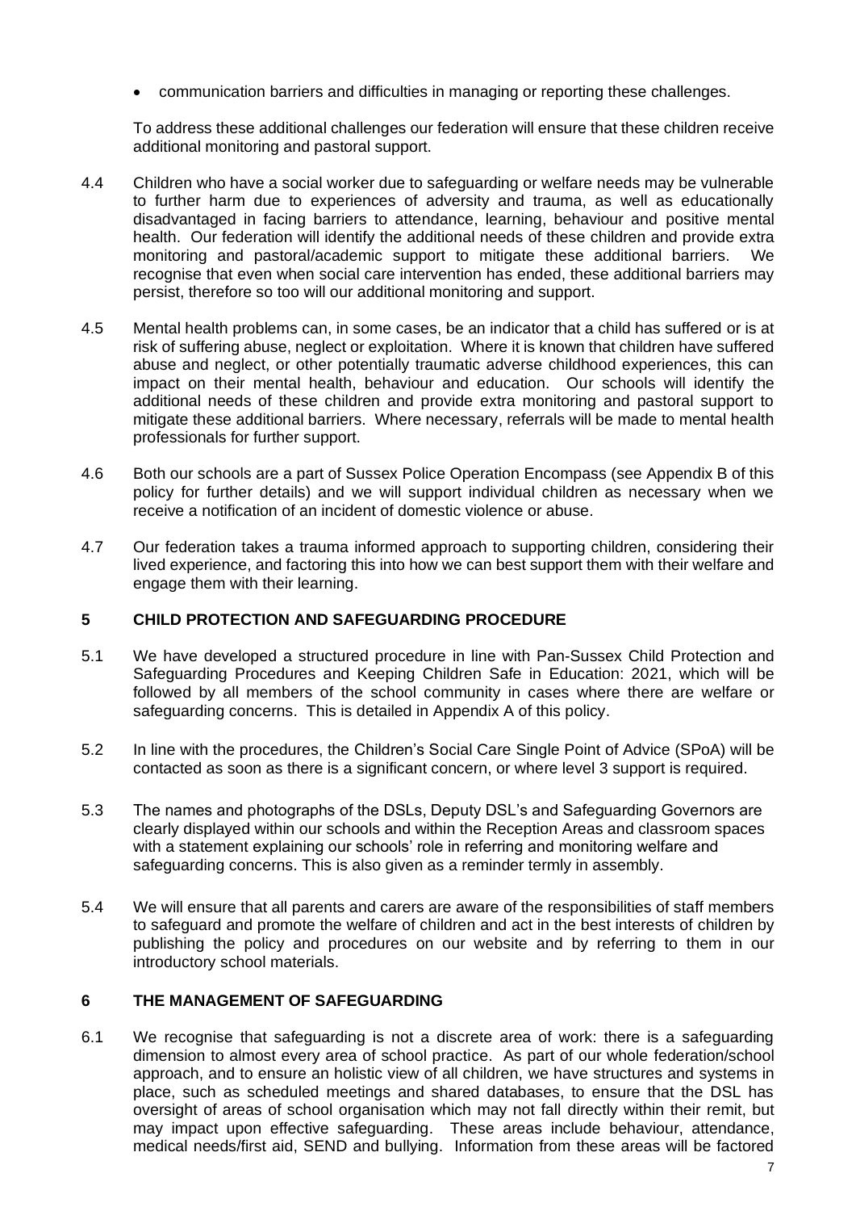- communication barriers and difficulties in managing or reporting these challenges.

To address these additional challenges our federation will ensure that these children receive additional monitoring and pastoral support.

4.4 Children who have a social worker due to safeguarding or welfare needs may be vulnerable to further harm due to experiences of adversity and trauma, as well as educationally disadvantaged in facing barriers to attendance, learning, behaviour and positive mental health. Our federation will identify the additional needs of these children and provide extra monitoring and pastoral/academic support to mitigate these additional barriers. We recognise that even when social care intervention has ended, these additional barriers may persist, therefore so too will our additional monitoring and support.

4.5 Mental health problems can, in some cases, be an indicator that a child has suffered or is at risk of suffering abuse, neglect or exploitation. Where it is known that children have suffered abuse and neglect, or other potentially traumatic adverse childhood experiences, this can impact on their mental health, behaviour and education. Our schools will identify the additional needs of these children and provide extra monitoring and pastoral support to mitigate these additional barriers. Where necessary, referrals will be made to mental health professionals for further support.

4.6 Both our schools are a part of Sussex Police Operation Encompass (see Appendix B of this policy for further details) and we will support individual children as necessary when we receive a notification of an incident of domestic violence or abuse.

4.7 Our federation takes a trauma informed approach to supporting children, considering their lived experience, and factoring this into how we can best support them with their welfare and engage them with their learning.

## 5 CHILD PROTECTION AND SAFEGUARDING PROCEDURE

5.1 We have developed a structured procedure in line with Pan-Sussex Child Protection and Safeguarding Procedures and Keeping Children Safe in Education: 2021, which will be followed by all members of the school community in cases where there are welfare or safeguarding concerns. This is detailed in Appendix A of this policy.

5.2 In line with the procedures, the Children's Social Care Single Point of Advice (SPoA) will be contacted as soon as there is a significant concern, or where level 3 support is required.

5.3 The names and photographs of the DSLs, Deputy DSL's and Safeguarding Governors are clearly displayed within our schools and within the Reception Areas and classroom spaces with a statement explaining our schools' role in referring and monitoring welfare and safeguarding concerns. This is also given as a reminder termly in assembly.

5.4 We will ensure that all parents and carers are aware of the responsibilities of staff members to safeguard and promote the welfare of children and act in the best interests of children by publishing the policy and procedures on our website and by referring to them in our introductory school materials.

## 6 THE MANAGEMENT OF SAFEGUARDING

6.1 We recognise that safeguarding is not a discrete area of work: there is a safeguarding dimension to almost every area of school practice. As part of our whole federation/school approach, and to ensure an holistic view of all children, we have structures and systems in place, such as scheduled meetings and shared databases, to ensure that the DSL has oversight of areas of school organisation which may not fall directly within their remit, but may impact upon effective safeguarding. These areas include behaviour, attendance, medical needs/first aid, SEND and bullying. Information from these areas will be factored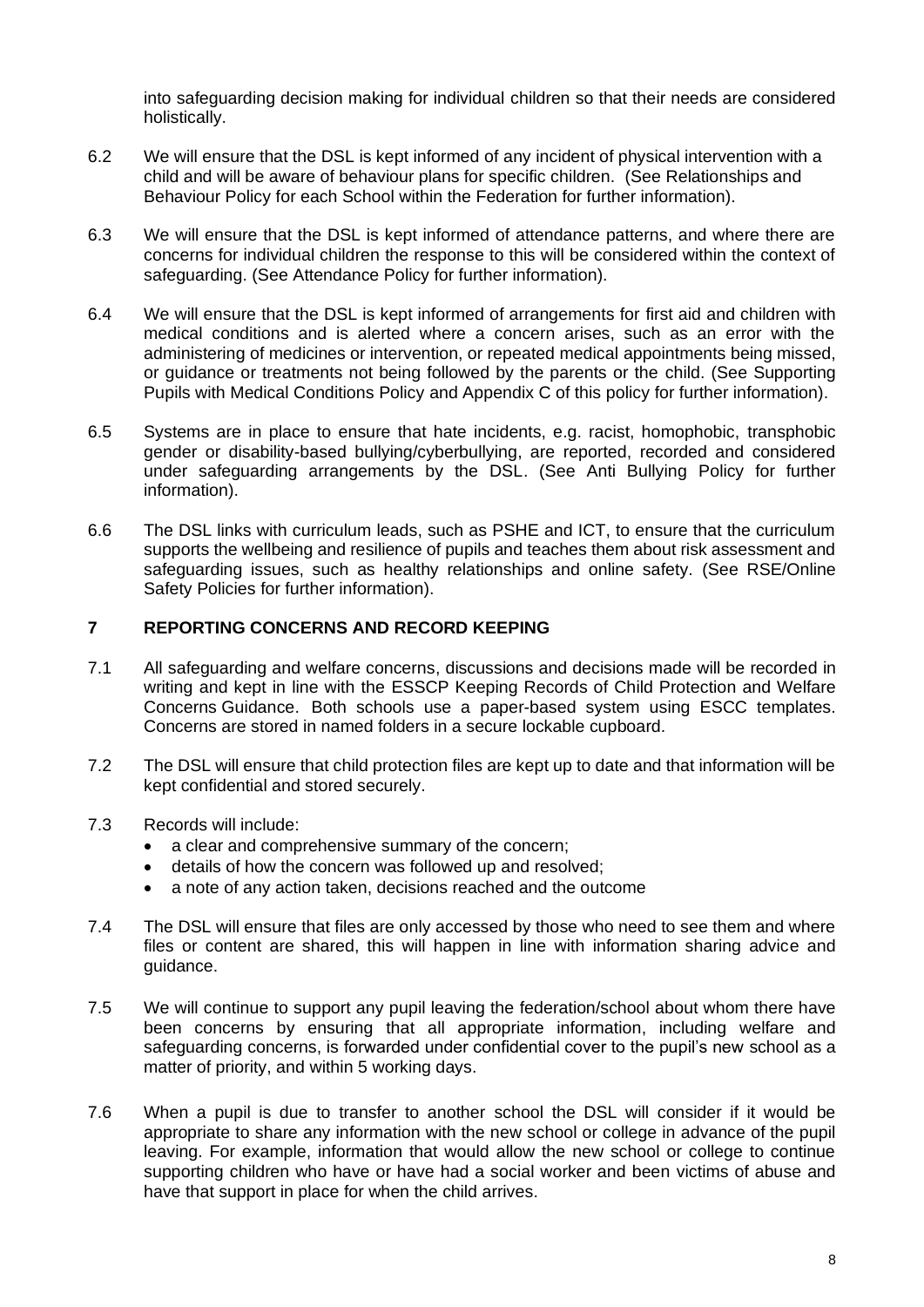into safeguarding decision making for individual children so that their needs are considered holistically.

6.2 We will ensure that the DSL is kept informed of any incident of physical intervention with a child and will be aware of behaviour plans for specific children. (See Relationships and Behaviour Policy for each School within the Federation for further information).

6.3 We will ensure that the DSL is kept informed of attendance patterns, and where there are concerns for individual children the response to this will be considered within the context of safeguarding. (See Attendance Policy for further information).

6.4 We will ensure that the DSL is kept informed of arrangements for first aid and children with medical conditions and is alerted where a concern arises, such as an error with the administering of medicines or intervention, or repeated medical appointments being missed, or guidance or treatments not being followed by the parents or the child. (See Supporting Pupils with Medical Conditions Policy and Appendix C of this policy for further information).

6.5 Systems are in place to ensure that hate incidents, e.g. racist, homophobic, transphobic gender or disability-based bullying/cyberbullying, are reported, recorded and considered under safeguarding arrangements by the DSL. (See Anti Bullying Policy for further information).

6.6 The DSL links with curriculum leads, such as PSHE and ICT, to ensure that the curriculum supports the wellbeing and resilience of pupils and teaches them about risk assessment and safeguarding issues, such as healthy relationships and online safety. (See RSE/Online Safety Policies for further information).

## 7 REPORTING CONCERNS AND RECORD KEEPING

7.1 All safeguarding and welfare concerns, discussions and decisions made will be recorded in writing and kept in line with the ESSCP Keeping Records of Child Protection and Welfare Concerns Guidance. Both schools use a paper-based system using ESCC templates. Concerns are stored in named folders in a secure lockable cupboard.

7.2 The DSL will ensure that child protection files are kept up to date and that information will be kept confidential and stored securely.

7.3 Records will include:

- a clear and comprehensive summary of the concern;
- details of how the concern was followed up and resolved;
- a note of any action taken, decisions reached and the outcome

7.4 The DSL will ensure that files are only accessed by those who need to see them and where files or content are shared, this will happen in line with information sharing advice and guidance.

7.5 We will continue to support any pupil leaving the federation/school about whom there have been concerns by ensuring that all appropriate information, including welfare and safeguarding concerns, is forwarded under confidential cover to the pupil's new school as a matter of priority, and within 5 working days.

7.6 When a pupil is due to transfer to another school the DSL will consider if it would be appropriate to share any information with the new school or college in advance of the pupil leaving. For example, information that would allow the new school or college to continue supporting children who have or have had a social worker and been victims of abuse and have that support in place for when the child arrives.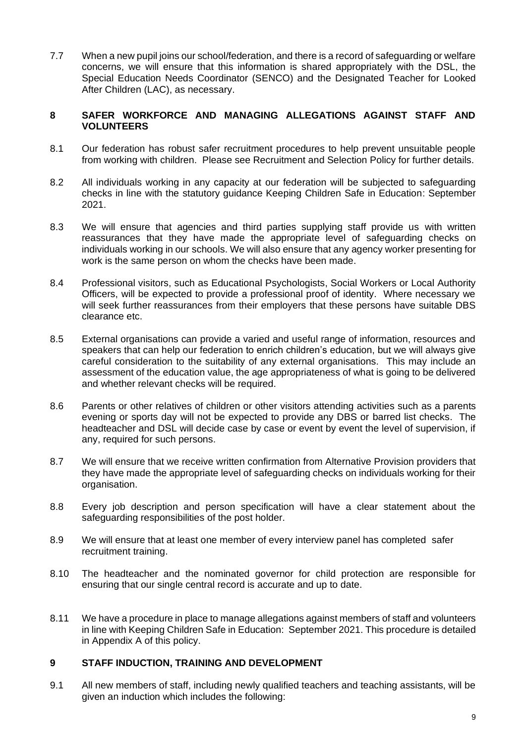7.7 When a new pupil joins our school/federation, and there is a record of safeguarding or welfare concerns, we will ensure that this information is shared appropriately with the DSL, the Special Education Needs Coordinator (SENCO) and the Designated Teacher for Looked After Children (LAC), as necessary.

## 8 SAFER WORKFORCE AND MANAGING ALLEGATIONS AGAINST STAFF AND VOLUNTEERS

8.1 Our federation has robust safer recruitment procedures to help prevent unsuitable people from working with children. Please see Recruitment and Selection Policy for further details.

8.2 All individuals working in any capacity at our federation will be subjected to safeguarding checks in line with the statutory guidance Keeping Children Safe in Education: September 2021.

8.3 We will ensure that agencies and third parties supplying staff provide us with written reassurances that they have made the appropriate level of safeguarding checks on individuals working in our schools. We will also ensure that any agency worker presenting for work is the same person on whom the checks have been made.

8.4 Professional visitors, such as Educational Psychologists, Social Workers or Local Authority Officers, will be expected to provide a professional proof of identity. Where necessary we will seek further reassurances from their employers that these persons have suitable DBS clearance etc.

8.5 External organisations can provide a varied and useful range of information, resources and speakers that can help our federation to enrich children's education, but we will always give careful consideration to the suitability of any external organisations. This may include an assessment of the education value, the age appropriateness of what is going to be delivered and whether relevant checks will be required.

8.6 Parents or other relatives of children or other visitors attending activities such as a parents evening or sports day will not be expected to provide any DBS or barred list checks. The headteacher and DSL will decide case by case or event by event the level of supervision, if any, required for such persons.

8.7 We will ensure that we receive written confirmation from Alternative Provision providers that they have made the appropriate level of safeguarding checks on individuals working for their organisation.

8.8 Every job description and person specification will have a clear statement about the safeguarding responsibilities of the post holder.

8.9 We will ensure that at least one member of every interview panel has completed safer recruitment training.

8.10 The headteacher and the nominated governor for child protection are responsible for ensuring that our single central record is accurate and up to date.

8.11 We have a procedure in place to manage allegations against members of staff and volunteers in line with Keeping Children Safe in Education: September 2021. This procedure is detailed in Appendix A of this policy.

## 9 STAFF INDUCTION, TRAINING AND DEVELOPMENT

9.1 All new members of staff, including newly qualified teachers and teaching assistants, will be given an induction which includes the following: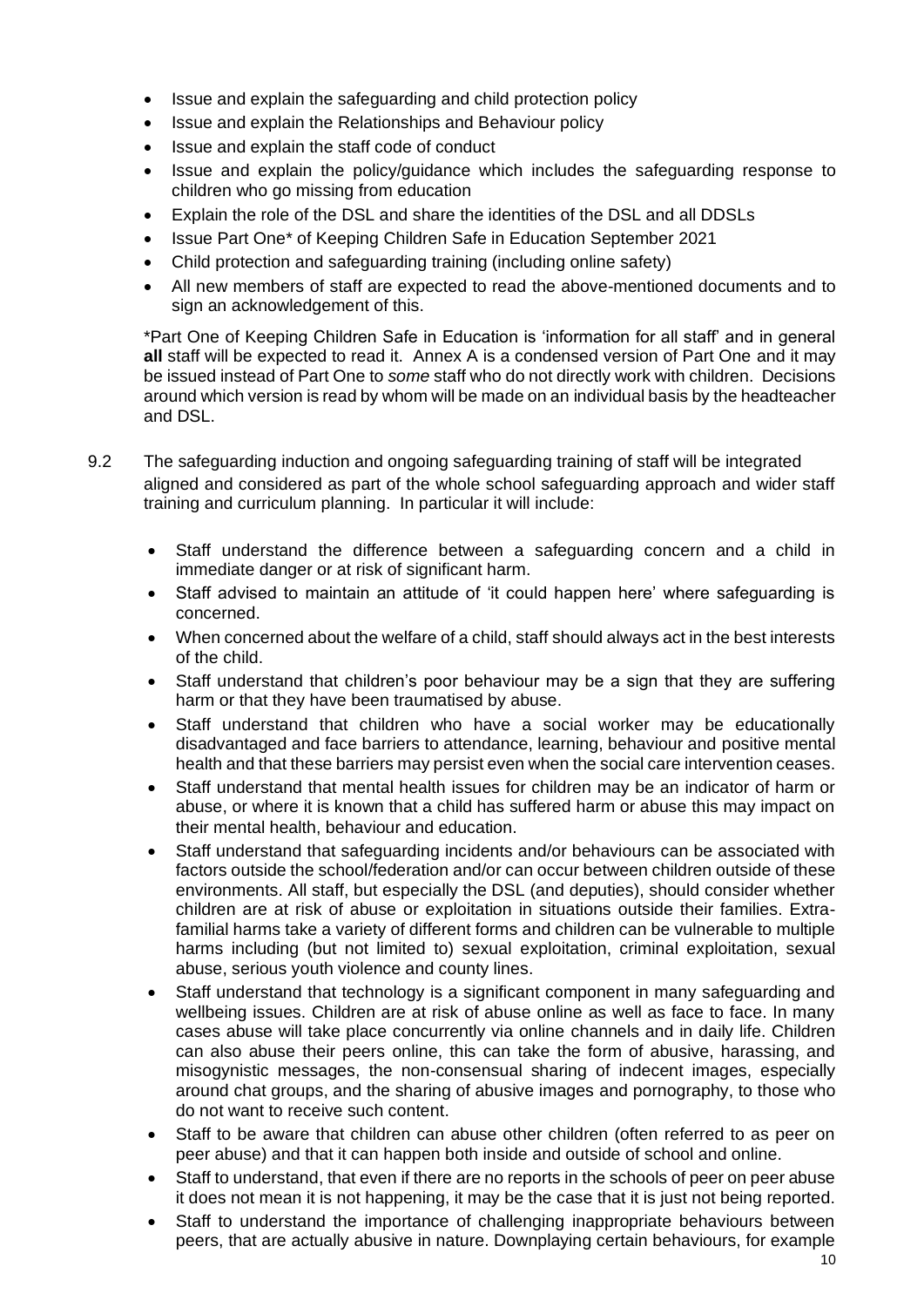- Issue and explain the safeguarding and child protection policy
- Issue and explain the Relationships and Behaviour policy
- Issue and explain the staff code of conduct
- Issue and explain the policy/guidance which includes the safeguarding response to children who go missing from education
- Explain the role of the DSL and share the identities of the DSL and all DDSLs
- Issue Part One* of Keeping Children Safe in Education September 2021
- Child protection and safeguarding training (including online safety)
- All new members of staff are expected to read the above-mentioned documents and to sign an acknowledgement of this.

*Part One of Keeping Children Safe in Education is 'information for all staff' and in general **all** staff will be expected to read it. Annex A is a condensed version of Part One and it may be issued instead of Part One to *some* staff who do not directly work with children. Decisions around which version is read by whom will be made on an individual basis by the headteacher and DSL.

9.2 The safeguarding induction and ongoing safeguarding training of staff will be integrated aligned and considered as part of the whole school safeguarding approach and wider staff training and curriculum planning. In particular it will include:

- Staff understand the difference between a safeguarding concern and a child in immediate danger or at risk of significant harm.
- Staff advised to maintain an attitude of 'it could happen here' where safeguarding is concerned.
- When concerned about the welfare of a child, staff should always act in the best interests of the child.
- Staff understand that children's poor behaviour may be a sign that they are suffering harm or that they have been traumatised by abuse.
- Staff understand that children who have a social worker may be educationally disadvantaged and face barriers to attendance, learning, behaviour and positive mental health and that these barriers may persist even when the social care intervention ceases.
- Staff understand that mental health issues for children may be an indicator of harm or abuse, or where it is known that a child has suffered harm or abuse this may impact on their mental health, behaviour and education.
- Staff understand that safeguarding incidents and/or behaviours can be associated with factors outside the school/federation and/or can occur between children outside of these environments. All staff, but especially the DSL (and deputies), should consider whether children are at risk of abuse or exploitation in situations outside their families. Extra-familial harms take a variety of different forms and children can be vulnerable to multiple harms including (but not limited to) sexual exploitation, criminal exploitation, sexual abuse, serious youth violence and county lines.
- Staff understand that technology is a significant component in many safeguarding and wellbeing issues. Children are at risk of abuse online as well as face to face. In many cases abuse will take place concurrently via online channels and in daily life. Children can also abuse their peers online, this can take the form of abusive, harassing, and misogynistic messages, the non-consensual sharing of indecent images, especially around chat groups, and the sharing of abusive images and pornography, to those who do not want to receive such content.
- Staff to be aware that children can abuse other children (often referred to as peer on peer abuse) and that it can happen both inside and outside of school and online.
- Staff to understand, that even if there are no reports in the schools of peer on peer abuse it does not mean it is not happening, it may be the case that it is just not being reported.
- Staff to understand the importance of challenging inappropriate behaviours between peers, that are actually abusive in nature. Downplaying certain behaviours, for example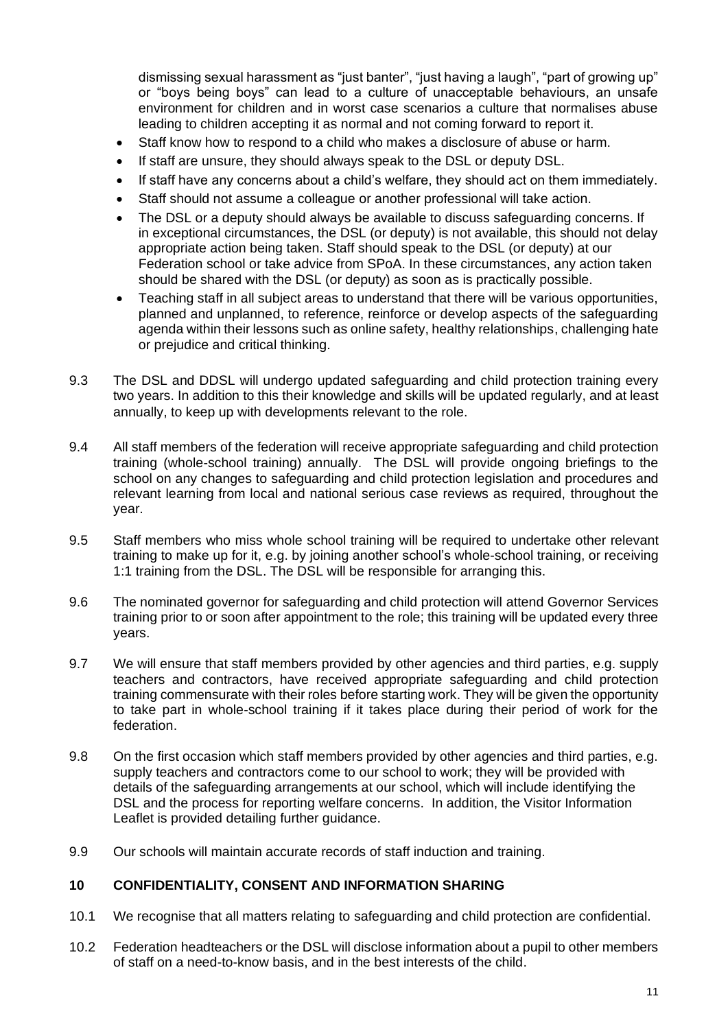dismissing sexual harassment as "just banter", "just having a laugh", "part of growing up" or "boys being boys" can lead to a culture of unacceptable behaviours, an unsafe environment for children and in worst case scenarios a culture that normalises abuse leading to children accepting it as normal and not coming forward to report it.

- Staff know how to respond to a child who makes a disclosure of abuse or harm.
- If staff are unsure, they should always speak to the DSL or deputy DSL.
- If staff have any concerns about a child's welfare, they should act on them immediately.
- Staff should not assume a colleague or another professional will take action.
- The DSL or a deputy should always be available to discuss safeguarding concerns. If in exceptional circumstances, the DSL (or deputy) is not available, this should not delay appropriate action being taken. Staff should speak to the DSL (or deputy) at our Federation school or take advice from SPoA. In these circumstances, any action taken should be shared with the DSL (or deputy) as soon as is practically possible.
- Teaching staff in all subject areas to understand that there will be various opportunities, planned and unplanned, to reference, reinforce or develop aspects of the safeguarding agenda within their lessons such as online safety, healthy relationships, challenging hate or prejudice and critical thinking.

9.3 The DSL and DDSL will undergo updated safeguarding and child protection training every two years. In addition to this their knowledge and skills will be updated regularly, and at least annually, to keep up with developments relevant to the role.

9.4 All staff members of the federation will receive appropriate safeguarding and child protection training (whole-school training) annually. The DSL will provide ongoing briefings to the school on any changes to safeguarding and child protection legislation and procedures and relevant learning from local and national serious case reviews as required, throughout the year.

9.5 Staff members who miss whole school training will be required to undertake other relevant training to make up for it, e.g. by joining another school's whole-school training, or receiving 1:1 training from the DSL. The DSL will be responsible for arranging this.

9.6 The nominated governor for safeguarding and child protection will attend Governor Services training prior to or soon after appointment to the role; this training will be updated every three years.

9.7 We will ensure that staff members provided by other agencies and third parties, e.g. supply teachers and contractors, have received appropriate safeguarding and child protection training commensurate with their roles before starting work. They will be given the opportunity to take part in whole-school training if it takes place during their period of work for the federation.

9.8 On the first occasion which staff members provided by other agencies and third parties, e.g. supply teachers and contractors come to our school to work; they will be provided with details of the safeguarding arrangements at our school, which will include identifying the DSL and the process for reporting welfare concerns. In addition, the Visitor Information Leaflet is provided detailing further guidance.

9.9 Our schools will maintain accurate records of staff induction and training.

## 10 CONFIDENTIALITY, CONSENT AND INFORMATION SHARING

10.1 We recognise that all matters relating to safeguarding and child protection are confidential.

10.2 Federation headteachers or the DSL will disclose information about a pupil to other members of staff on a need-to-know basis, and in the best interests of the child.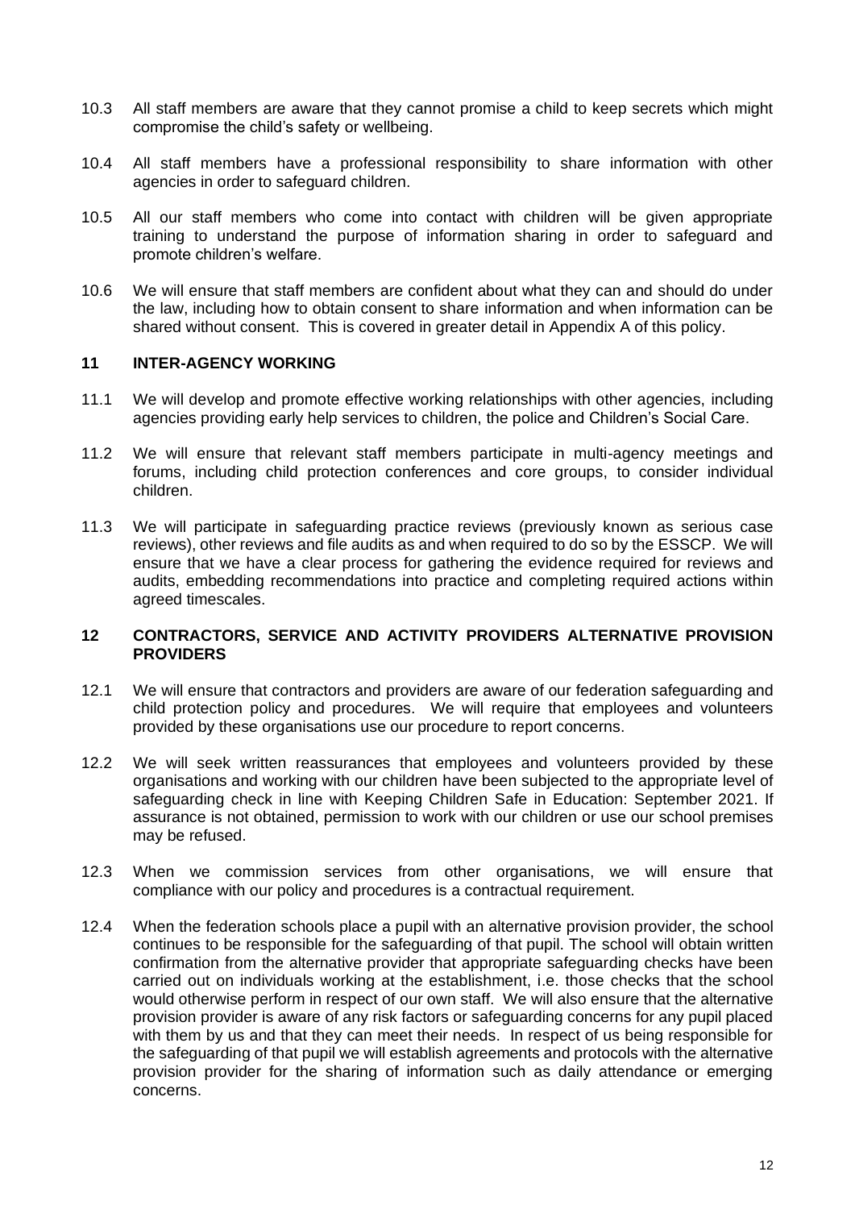10.3 All staff members are aware that they cannot promise a child to keep secrets which might compromise the child's safety or wellbeing.

10.4 All staff members have a professional responsibility to share information with other agencies in order to safeguard children.

10.5 All our staff members who come into contact with children will be given appropriate training to understand the purpose of information sharing in order to safeguard and promote children's welfare.

10.6 We will ensure that staff members are confident about what they can and should do under the law, including how to obtain consent to share information and when information can be shared without consent. This is covered in greater detail in Appendix A of this policy.

## 11 INTER-AGENCY WORKING

11.1 We will develop and promote effective working relationships with other agencies, including agencies providing early help services to children, the police and Children's Social Care.

11.2 We will ensure that relevant staff members participate in multi-agency meetings and forums, including child protection conferences and core groups, to consider individual children.

11.3 We will participate in safeguarding practice reviews (previously known as serious case reviews), other reviews and file audits as and when required to do so by the ESSCP. We will ensure that we have a clear process for gathering the evidence required for reviews and audits, embedding recommendations into practice and completing required actions within agreed timescales.

## 12 CONTRACTORS, SERVICE AND ACTIVITY PROVIDERS ALTERNATIVE PROVISION PROVIDERS

12.1 We will ensure that contractors and providers are aware of our federation safeguarding and child protection policy and procedures. We will require that employees and volunteers provided by these organisations use our procedure to report concerns.

12.2 We will seek written reassurances that employees and volunteers provided by these organisations and working with our children have been subjected to the appropriate level of safeguarding check in line with Keeping Children Safe in Education: September 2021. If assurance is not obtained, permission to work with our children or use our school premises may be refused.

12.3 When we commission services from other organisations, we will ensure that compliance with our policy and procedures is a contractual requirement.

12.4 When the federation schools place a pupil with an alternative provision provider, the school continues to be responsible for the safeguarding of that pupil. The school will obtain written confirmation from the alternative provider that appropriate safeguarding checks have been carried out on individuals working at the establishment, i.e. those checks that the school would otherwise perform in respect of our own staff. We will also ensure that the alternative provision provider is aware of any risk factors or safeguarding concerns for any pupil placed with them by us and that they can meet their needs. In respect of us being responsible for the safeguarding of that pupil we will establish agreements and protocols with the alternative provision provider for the sharing of information such as daily attendance or emerging concerns.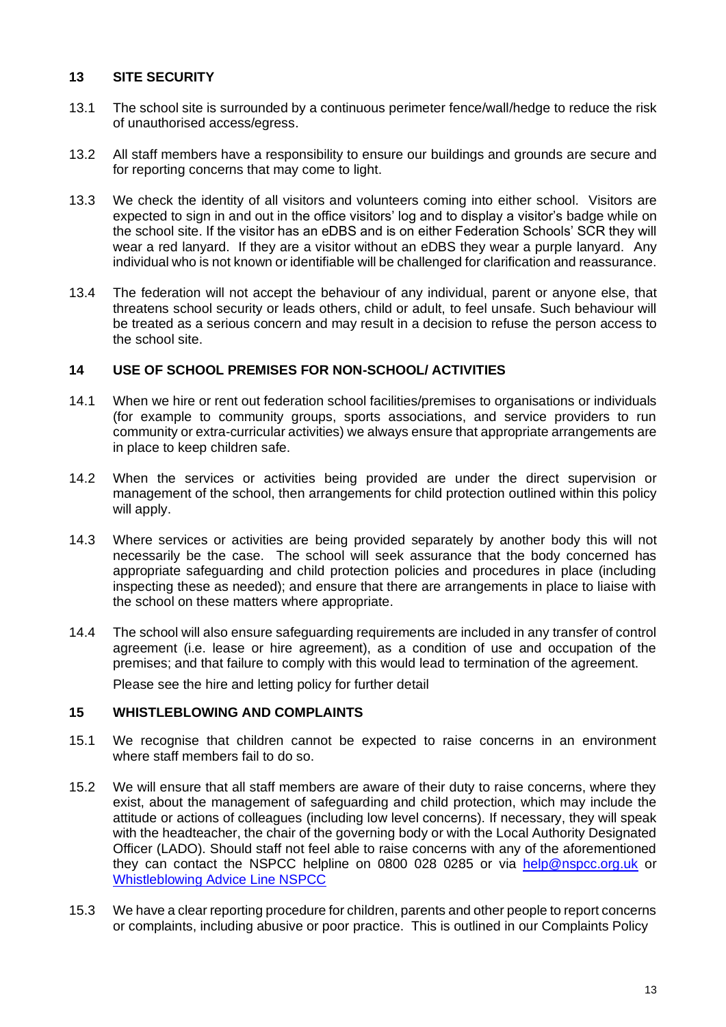## 13 SITE SECURITY

13.1 The school site is surrounded by a continuous perimeter fence/wall/hedge to reduce the risk of unauthorised access/egress.

13.2 All staff members have a responsibility to ensure our buildings and grounds are secure and for reporting concerns that may come to light.

13.3 We check the identity of all visitors and volunteers coming into either school. Visitors are expected to sign in and out in the office visitors' log and to display a visitor's badge while on the school site. If the visitor has an eDBS and is on either Federation Schools' SCR they will wear a red lanyard. If they are a visitor without an eDBS they wear a purple lanyard. Any individual who is not known or identifiable will be challenged for clarification and reassurance.

13.4 The federation will not accept the behaviour of any individual, parent or anyone else, that threatens school security or leads others, child or adult, to feel unsafe. Such behaviour will be treated as a serious concern and may result in a decision to refuse the person access to the school site.

## 14 USE OF SCHOOL PREMISES FOR NON-SCHOOL/ ACTIVITIES

14.1 When we hire or rent out federation school facilities/premises to organisations or individuals (for example to community groups, sports associations, and service providers to run community or extra-curricular activities) we always ensure that appropriate arrangements are in place to keep children safe.

14.2 When the services or activities being provided are under the direct supervision or management of the school, then arrangements for child protection outlined within this policy will apply.

14.3 Where services or activities are being provided separately by another body this will not necessarily be the case. The school will seek assurance that the body concerned has appropriate safeguarding and child protection policies and procedures in place (including inspecting these as needed); and ensure that there are arrangements in place to liaise with the school on these matters where appropriate.

14.4 The school will also ensure safeguarding requirements are included in any transfer of control agreement (i.e. lease or hire agreement), as a condition of use and occupation of the premises; and that failure to comply with this would lead to termination of the agreement.

Please see the hire and letting policy for further detail

## 15 WHISTLEBLOWING AND COMPLAINTS

15.1 We recognise that children cannot be expected to raise concerns in an environment where staff members fail to do so.

15.2 We will ensure that all staff members are aware of their duty to raise concerns, where they exist, about the management of safeguarding and child protection, which may include the attitude or actions of colleagues (including low level concerns). If necessary, they will speak with the headteacher, the chair of the governing body or with the Local Authority Designated Officer (LADO). Should staff not feel able to raise concerns with any of the aforementioned they can contact the NSPCC helpline on 0800 028 0285 or via help@nspcc.org.uk or Whistleblowing Advice Line NSPCC

15.3 We have a clear reporting procedure for children, parents and other people to report concerns or complaints, including abusive or poor practice. This is outlined in our Complaints Policy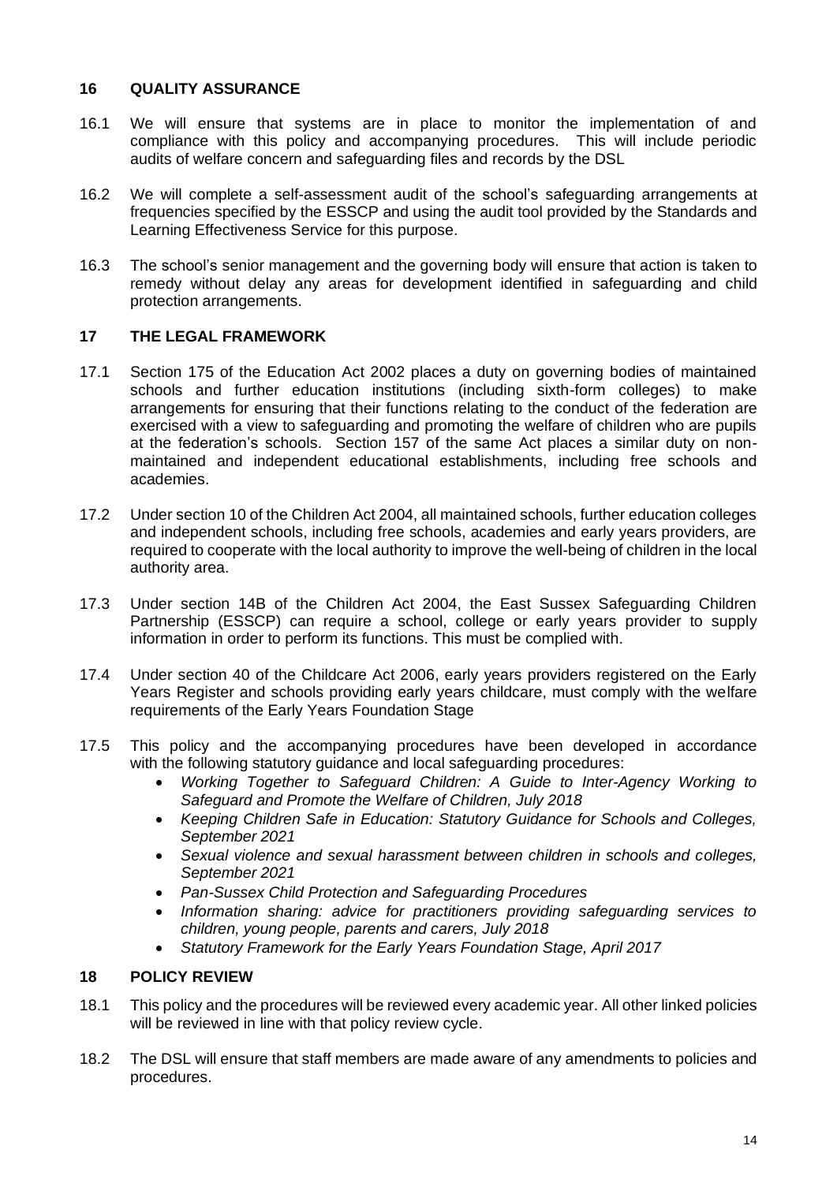## 16 QUALITY ASSURANCE

16.1 We will ensure that systems are in place to monitor the implementation of and compliance with this policy and accompanying procedures. This will include periodic audits of welfare concern and safeguarding files and records by the DSL

16.2 We will complete a self-assessment audit of the school's safeguarding arrangements at frequencies specified by the ESSCP and using the audit tool provided by the Standards and Learning Effectiveness Service for this purpose.

16.3 The school's senior management and the governing body will ensure that action is taken to remedy without delay any areas for development identified in safeguarding and child protection arrangements.

## 17 THE LEGAL FRAMEWORK

17.1 Section 175 of the Education Act 2002 places a duty on governing bodies of maintained schools and further education institutions (including sixth-form colleges) to make arrangements for ensuring that their functions relating to the conduct of the federation are exercised with a view to safeguarding and promoting the welfare of children who are pupils at the federation's schools. Section 157 of the same Act places a similar duty on non-maintained and independent educational establishments, including free schools and academies.

17.2 Under section 10 of the Children Act 2004, all maintained schools, further education colleges and independent schools, including free schools, academies and early years providers, are required to cooperate with the local authority to improve the well-being of children in the local authority area.

17.3 Under section 14B of the Children Act 2004, the East Sussex Safeguarding Children Partnership (ESSCP) can require a school, college or early years provider to supply information in order to perform its functions. This must be complied with.

17.4 Under section 40 of the Childcare Act 2006, early years providers registered on the Early Years Register and schools providing early years childcare, must comply with the welfare requirements of the Early Years Foundation Stage

17.5 This policy and the accompanying procedures have been developed in accordance with the following statutory guidance and local safeguarding procedures:

- *Working Together to Safeguard Children: A Guide to Inter-Agency Working to Safeguard and Promote the Welfare of Children, July 2018*
- *Keeping Children Safe in Education: Statutory Guidance for Schools and Colleges, September 2021*
- *Sexual violence and sexual harassment between children in schools and colleges, September 2021*
- *Pan-Sussex Child Protection and Safeguarding Procedures*
- *Information sharing: advice for practitioners providing safeguarding services to children, young people, parents and carers, July 2018*
- *Statutory Framework for the Early Years Foundation Stage, April 2017*

## 18 POLICY REVIEW

18.1 This policy and the procedures will be reviewed every academic year. All other linked policies will be reviewed in line with that policy review cycle.

18.2 The DSL will ensure that staff members are made aware of any amendments to policies and procedures.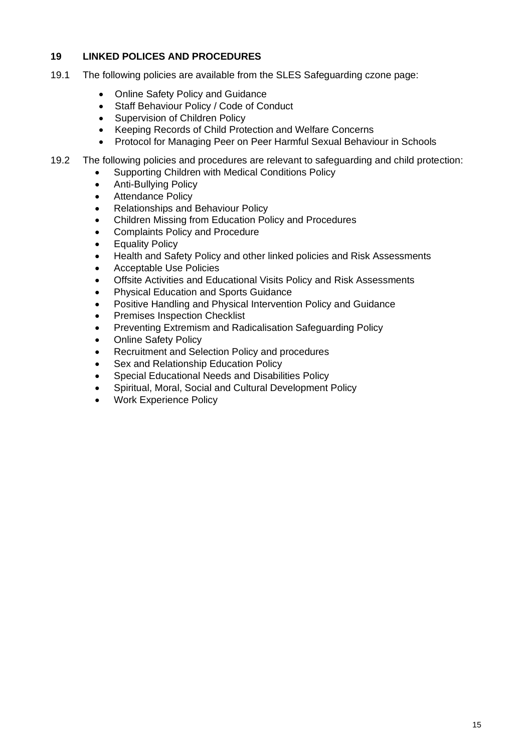## 19 LINKED POLICES AND PROCEDURES

19.1 The following policies are available from the SLES Safeguarding czone page:

- Online Safety Policy and Guidance
- Staff Behaviour Policy / Code of Conduct
- Supervision of Children Policy
- Keeping Records of Child Protection and Welfare Concerns
- Protocol for Managing Peer on Peer Harmful Sexual Behaviour in Schools

19.2 The following policies and procedures are relevant to safeguarding and child protection:

- Supporting Children with Medical Conditions Policy
- Anti-Bullying Policy
- Attendance Policy
- Relationships and Behaviour Policy
- Children Missing from Education Policy and Procedures
- Complaints Policy and Procedure
- Equality Policy
- Health and Safety Policy and other linked policies and Risk Assessments
- Acceptable Use Policies
- Offsite Activities and Educational Visits Policy and Risk Assessments
- Physical Education and Sports Guidance
- Positive Handling and Physical Intervention Policy and Guidance
- Premises Inspection Checklist
- Preventing Extremism and Radicalisation Safeguarding Policy
- Online Safety Policy
- Recruitment and Selection Policy and procedures
- Sex and Relationship Education Policy
- Special Educational Needs and Disabilities Policy
- Spiritual, Moral, Social and Cultural Development Policy
- Work Experience Policy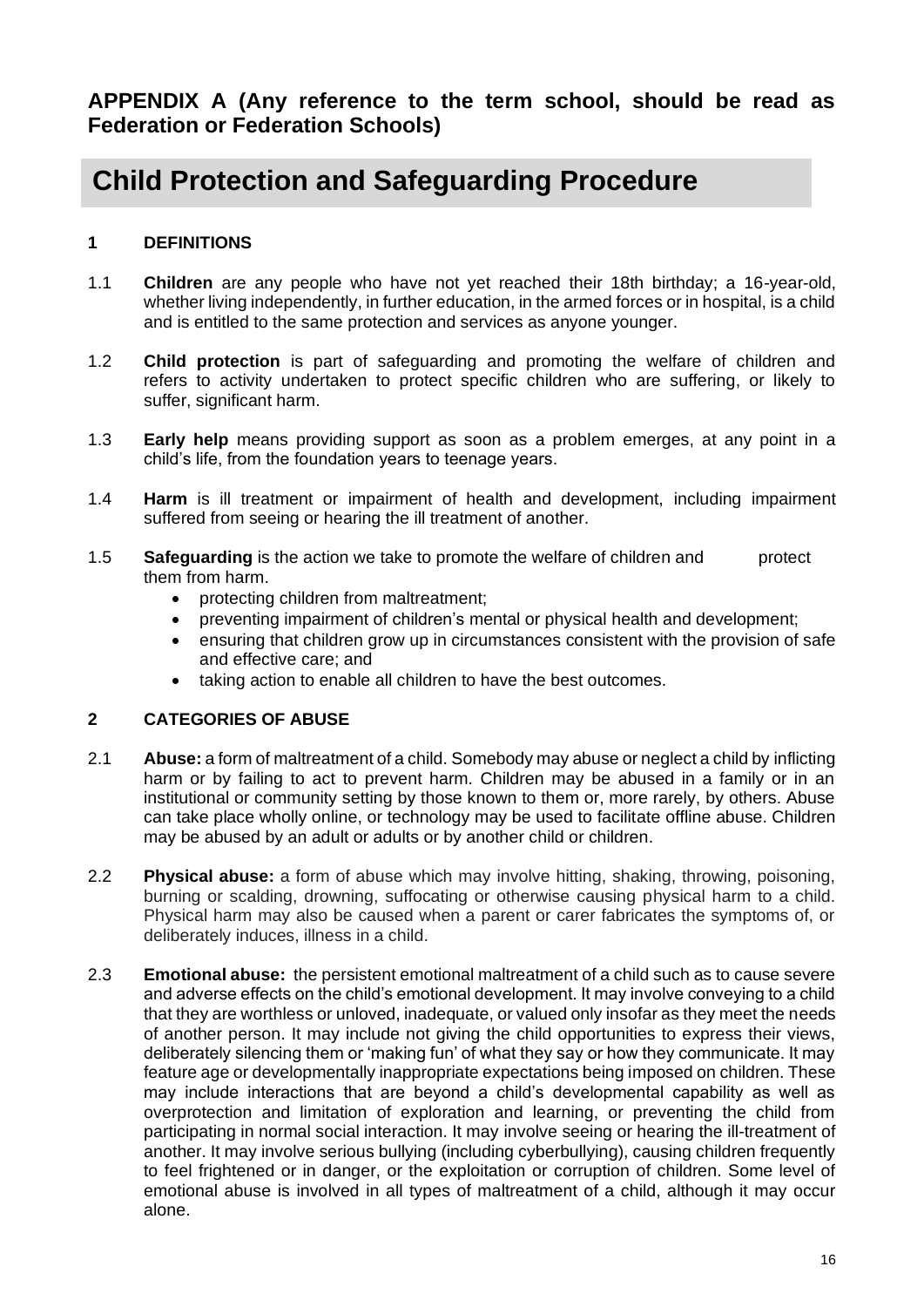**APPENDIX A (Any reference to the term school, should be read as Federation or Federation Schools)**

# Child Protection and Safeguarding Procedure

## 1 DEFINITIONS

1.1 **Children** are any people who have not yet reached their 18th birthday; a 16-year-old, whether living independently, in further education, in the armed forces or in hospital, is a child and is entitled to the same protection and services as anyone younger.

1.2 **Child protection** is part of safeguarding and promoting the welfare of children and refers to activity undertaken to protect specific children who are suffering, or likely to suffer, significant harm.

1.3 **Early help** means providing support as soon as a problem emerges, at any point in a child's life, from the foundation years to teenage years.

1.4 **Harm** is ill treatment or impairment of health and development, including impairment suffered from seeing or hearing the ill treatment of another.

1.5 **Safeguarding** is the action we take to promote the welfare of children and protect them from harm.

- protecting children from maltreatment;
- preventing impairment of children's mental or physical health and development;
- ensuring that children grow up in circumstances consistent with the provision of safe and effective care; and
- taking action to enable all children to have the best outcomes.

## 2 CATEGORIES OF ABUSE

2.1 **Abuse:** a form of maltreatment of a child. Somebody may abuse or neglect a child by inflicting harm or by failing to act to prevent harm. Children may be abused in a family or in an institutional or community setting by those known to them or, more rarely, by others. Abuse can take place wholly online, or technology may be used to facilitate offline abuse. Children may be abused by an adult or adults or by another child or children.

2.2 **Physical abuse:** a form of abuse which may involve hitting, shaking, throwing, poisoning, burning or scalding, drowning, suffocating or otherwise causing physical harm to a child. Physical harm may also be caused when a parent or carer fabricates the symptoms of, or deliberately induces, illness in a child.

2.3 **Emotional abuse:** the persistent emotional maltreatment of a child such as to cause severe and adverse effects on the child's emotional development. It may involve conveying to a child that they are worthless or unloved, inadequate, or valued only insofar as they meet the needs of another person. It may include not giving the child opportunities to express their views, deliberately silencing them or 'making fun' of what they say or how they communicate. It may feature age or developmentally inappropriate expectations being imposed on children. These may include interactions that are beyond a child's developmental capability as well as overprotection and limitation of exploration and learning, or preventing the child from participating in normal social interaction. It may involve seeing or hearing the ill-treatment of another. It may involve serious bullying (including cyberbullying), causing children frequently to feel frightened or in danger, or the exploitation or corruption of children. Some level of emotional abuse is involved in all types of maltreatment of a child, although it may occur alone.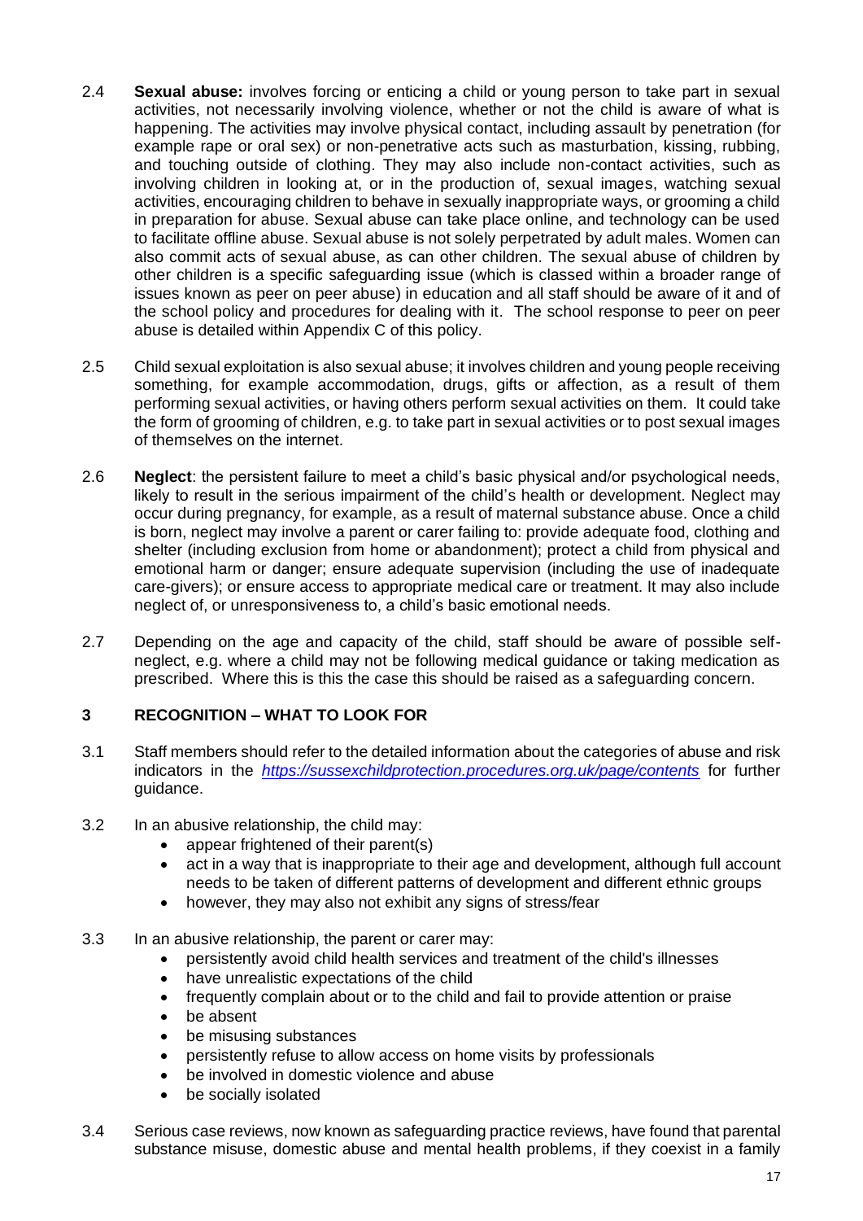2.4 **Sexual abuse:** involves forcing or enticing a child or young person to take part in sexual activities, not necessarily involving violence, whether or not the child is aware of what is happening. The activities may involve physical contact, including assault by penetration (for example rape or oral sex) or non-penetrative acts such as masturbation, kissing, rubbing, and touching outside of clothing. They may also include non-contact activities, such as involving children in looking at, or in the production of, sexual images, watching sexual activities, encouraging children to behave in sexually inappropriate ways, or grooming a child in preparation for abuse. Sexual abuse can take place online, and technology can be used to facilitate offline abuse. Sexual abuse is not solely perpetrated by adult males. Women can also commit acts of sexual abuse, as can other children. The sexual abuse of children by other children is a specific safeguarding issue (which is classed within a broader range of issues known as peer on peer abuse) in education and all staff should be aware of it and of the school policy and procedures for dealing with it. The school response to peer on peer abuse is detailed within Appendix C of this policy.

2.5 Child sexual exploitation is also sexual abuse; it involves children and young people receiving something, for example accommodation, drugs, gifts or affection, as a result of them performing sexual activities, or having others perform sexual activities on them. It could take the form of grooming of children, e.g. to take part in sexual activities or to post sexual images of themselves on the internet.

2.6 **Neglect**: the persistent failure to meet a child's basic physical and/or psychological needs, likely to result in the serious impairment of the child's health or development. Neglect may occur during pregnancy, for example, as a result of maternal substance abuse. Once a child is born, neglect may involve a parent or carer failing to: provide adequate food, clothing and shelter (including exclusion from home or abandonment); protect a child from physical and emotional harm or danger; ensure adequate supervision (including the use of inadequate care-givers); or ensure access to appropriate medical care or treatment. It may also include neglect of, or unresponsiveness to, a child's basic emotional needs.

2.7 Depending on the age and capacity of the child, staff should be aware of possible self-neglect, e.g. where a child may not be following medical guidance or taking medication as prescribed. Where this is this the case this should be raised as a safeguarding concern.

## 3 RECOGNITION – WHAT TO LOOK FOR

3.1 Staff members should refer to the detailed information about the categories of abuse and risk indicators in the *https://sussexchildprotection.procedures.org.uk/page/contents* for further guidance.

3.2 In an abusive relationship, the child may:

- appear frightened of their parent(s)
- act in a way that is inappropriate to their age and development, although full account needs to be taken of different patterns of development and different ethnic groups
- however, they may also not exhibit any signs of stress/fear

3.3 In an abusive relationship, the parent or carer may:

- persistently avoid child health services and treatment of the child's illnesses
- have unrealistic expectations of the child
- frequently complain about or to the child and fail to provide attention or praise
- be absent
- be misusing substances
- persistently refuse to allow access on home visits by professionals
- be involved in domestic violence and abuse
- be socially isolated

3.4 Serious case reviews, now known as safeguarding practice reviews, have found that parental substance misuse, domestic abuse and mental health problems, if they coexist in a family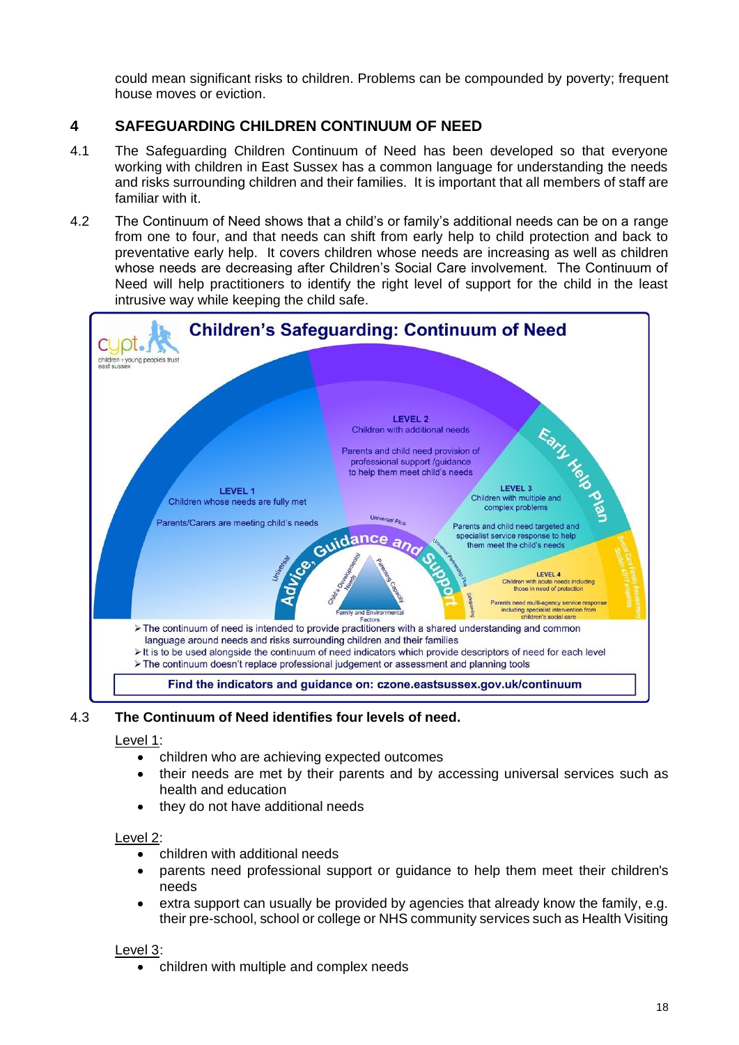could mean significant risks to children. Problems can be compounded by poverty; frequent house moves or eviction.

## 4 SAFEGUARDING CHILDREN CONTINUUM OF NEED

4.1 The Safeguarding Children Continuum of Need has been developed so that everyone working with children in East Sussex has a common language for understanding the needs and risks surrounding children and their families. It is important that all members of staff are familiar with it.

4.2 The Continuum of Need shows that a child's or family's additional needs can be on a range from one to four, and that needs can shift from early help to child protection and back to preventative early help. It covers children whose needs are increasing as well as children whose needs are decreasing after Children's Social Care involvement. The Continuum of Need will help practitioners to identify the right level of support for the child in the least intrusive way while keeping the child safe.

**Children's Safeguarding: Continuum of Need**

LEVEL 1
Children whose needs are fully met
Parents/Carers are meeting child's needs

LEVEL 2
Children with additional needs
Parents and child need provision of professional support /guidance to help them meet child's needs

LEVEL 3
Children with multiple and complex problems
Parents and child need targeted and specialist service response to help them meet the child's needs

LEVEL 4
Children with acute needs including those in need of protection
Parents need multi-agency service response including specialist intervention from children's social care

Advice, Guidance and Support

Early Help Plan

- The continuum of need is intended to provide practitioners with a shared understanding and common language around needs and risks surrounding children and their families
- It is to be used alongside the continuum of need indicators which provide descriptors of need for each level
- The continuum doesn't replace professional judgement or assessment and planning tools

**Find the indicators and guidance on: czone.eastsussex.gov.uk/continuum**

4.3 **The Continuum of Need identifies four levels of need.**

Level 1:

- children who are achieving expected outcomes
- their needs are met by their parents and by accessing universal services such as health and education
- they do not have additional needs

Level 2:

- children with additional needs
- parents need professional support or guidance to help them meet their children's needs
- extra support can usually be provided by agencies that already know the family, e.g. their pre-school, school or college or NHS community services such as Health Visiting

Level 3:

- children with multiple and complex needs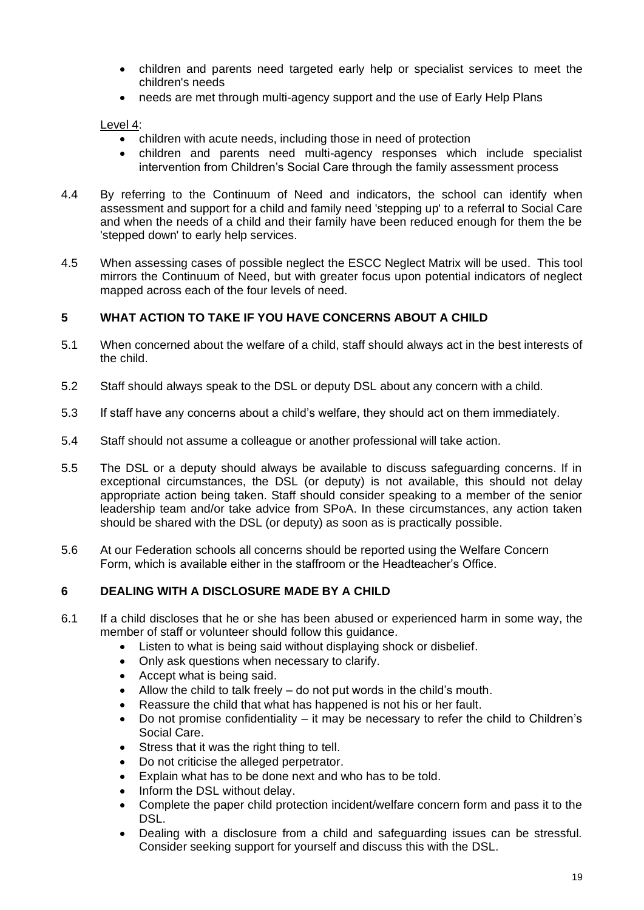- children and parents need targeted early help or specialist services to meet the children's needs
- needs are met through multi-agency support and the use of Early Help Plans

Level 4:

- children with acute needs, including those in need of protection
- children and parents need multi-agency responses which include specialist intervention from Children's Social Care through the family assessment process

4.4 By referring to the Continuum of Need and indicators, the school can identify when assessment and support for a child and family need 'stepping up' to a referral to Social Care and when the needs of a child and their family have been reduced enough for them the be 'stepped down' to early help services.

4.5 When assessing cases of possible neglect the ESCC Neglect Matrix will be used. This tool mirrors the Continuum of Need, but with greater focus upon potential indicators of neglect mapped across each of the four levels of need.

## 5 WHAT ACTION TO TAKE IF YOU HAVE CONCERNS ABOUT A CHILD

5.1 When concerned about the welfare of a child, staff should always act in the best interests of the child.

5.2 Staff should always speak to the DSL or deputy DSL about any concern with a child.

5.3 If staff have any concerns about a child's welfare, they should act on them immediately.

5.4 Staff should not assume a colleague or another professional will take action.

5.5 The DSL or a deputy should always be available to discuss safeguarding concerns. If in exceptional circumstances, the DSL (or deputy) is not available, this should not delay appropriate action being taken. Staff should consider speaking to a member of the senior leadership team and/or take advice from SPoA. In these circumstances, any action taken should be shared with the DSL (or deputy) as soon as is practically possible.

5.6 At our Federation schools all concerns should be reported using the Welfare Concern Form, which is available either in the staffroom or the Headteacher's Office.

## 6 DEALING WITH A DISCLOSURE MADE BY A CHILD

6.1 If a child discloses that he or she has been abused or experienced harm in some way, the member of staff or volunteer should follow this guidance.

- Listen to what is being said without displaying shock or disbelief.
- Only ask questions when necessary to clarify.
- Accept what is being said.
- Allow the child to talk freely – do not put words in the child's mouth.
- Reassure the child that what has happened is not his or her fault.
- Do not promise confidentiality – it may be necessary to refer the child to Children's Social Care.
- Stress that it was the right thing to tell.
- Do not criticise the alleged perpetrator.
- Explain what has to be done next and who has to be told.
- Inform the DSL without delay.
- Complete the paper child protection incident/welfare concern form and pass it to the DSL.
- Dealing with a disclosure from a child and safeguarding issues can be stressful. Consider seeking support for yourself and discuss this with the DSL.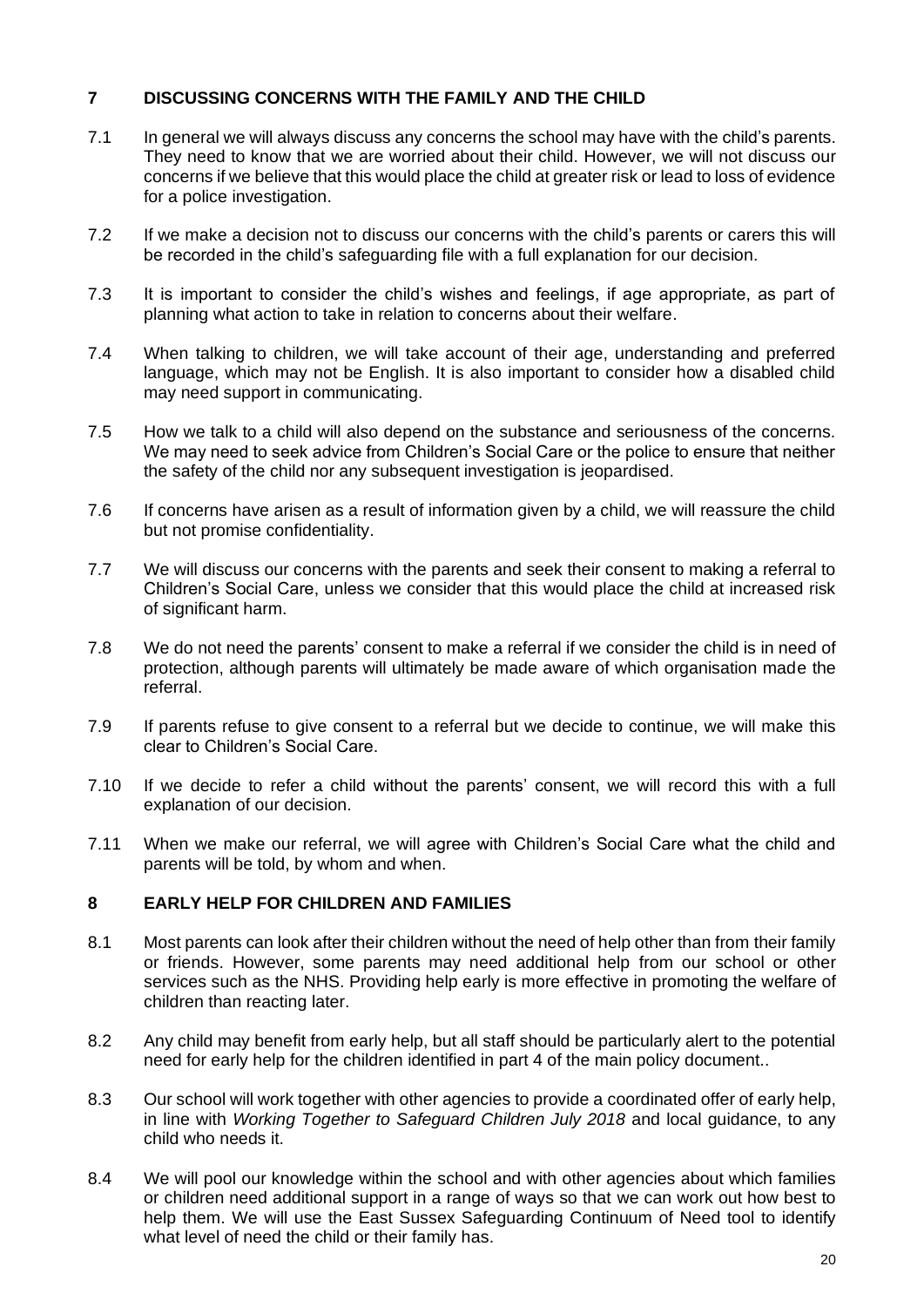## 7 DISCUSSING CONCERNS WITH THE FAMILY AND THE CHILD

7.1 In general we will always discuss any concerns the school may have with the child's parents. They need to know that we are worried about their child. However, we will not discuss our concerns if we believe that this would place the child at greater risk or lead to loss of evidence for a police investigation.

7.2 If we make a decision not to discuss our concerns with the child's parents or carers this will be recorded in the child's safeguarding file with a full explanation for our decision.

7.3 It is important to consider the child's wishes and feelings, if age appropriate, as part of planning what action to take in relation to concerns about their welfare.

7.4 When talking to children, we will take account of their age, understanding and preferred language, which may not be English. It is also important to consider how a disabled child may need support in communicating.

7.5 How we talk to a child will also depend on the substance and seriousness of the concerns. We may need to seek advice from Children's Social Care or the police to ensure that neither the safety of the child nor any subsequent investigation is jeopardised.

7.6 If concerns have arisen as a result of information given by a child, we will reassure the child but not promise confidentiality.

7.7 We will discuss our concerns with the parents and seek their consent to making a referral to Children's Social Care, unless we consider that this would place the child at increased risk of significant harm.

7.8 We do not need the parents' consent to make a referral if we consider the child is in need of protection, although parents will ultimately be made aware of which organisation made the referral.

7.9 If parents refuse to give consent to a referral but we decide to continue, we will make this clear to Children's Social Care.

7.10 If we decide to refer a child without the parents' consent, we will record this with a full explanation of our decision.

7.11 When we make our referral, we will agree with Children's Social Care what the child and parents will be told, by whom and when.

## 8 EARLY HELP FOR CHILDREN AND FAMILIES

8.1 Most parents can look after their children without the need of help other than from their family or friends. However, some parents may need additional help from our school or other services such as the NHS. Providing help early is more effective in promoting the welfare of children than reacting later.

8.2 Any child may benefit from early help, but all staff should be particularly alert to the potential need for early help for the children identified in part 4 of the main policy document..

8.3 Our school will work together with other agencies to provide a coordinated offer of early help, in line with *Working Together to Safeguard Children July 2018* and local guidance, to any child who needs it.

8.4 We will pool our knowledge within the school and with other agencies about which families or children need additional support in a range of ways so that we can work out how best to help them. We will use the East Sussex Safeguarding Continuum of Need tool to identify what level of need the child or their family has.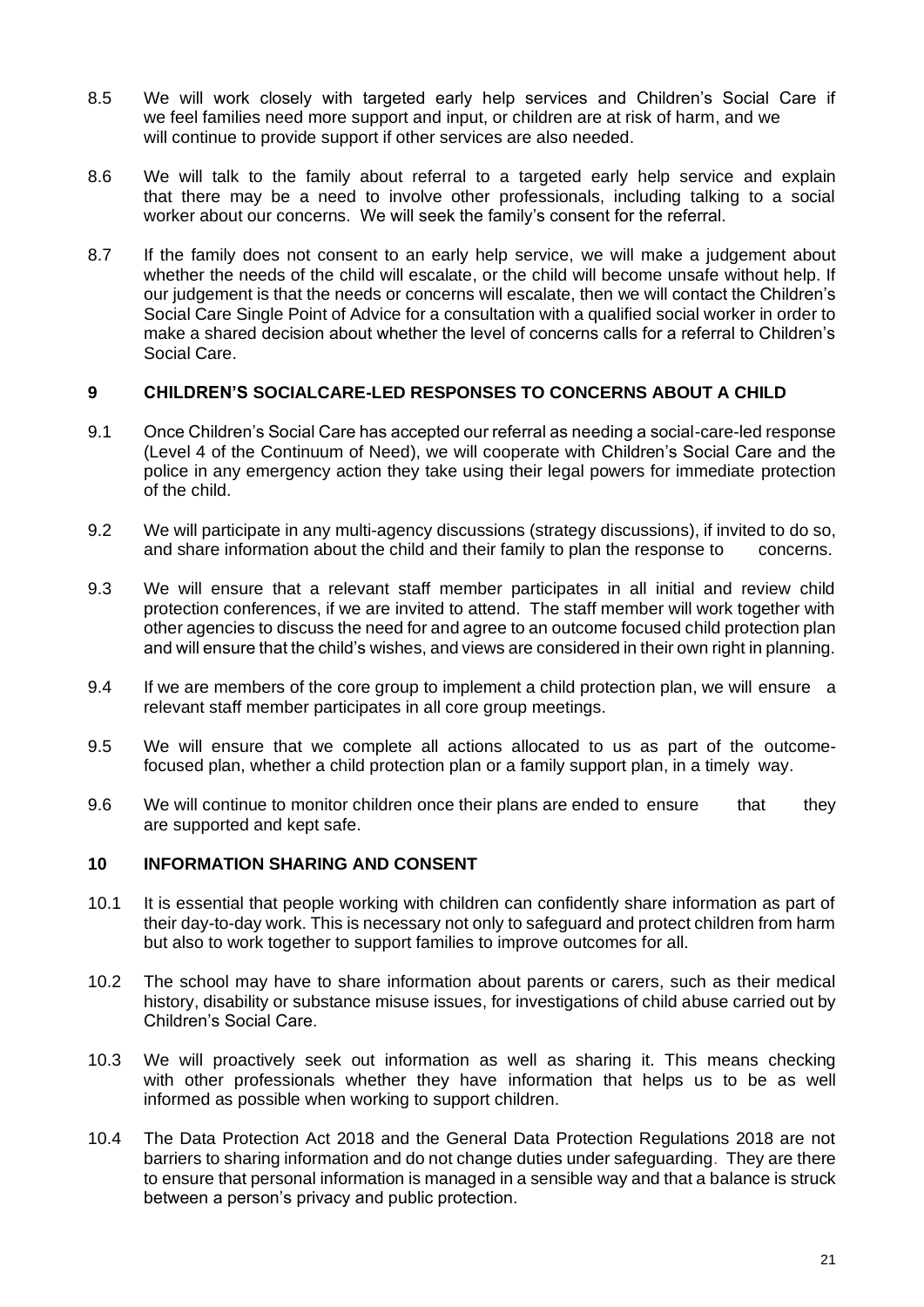8.5 We will work closely with targeted early help services and Children's Social Care if we feel families need more support and input, or children are at risk of harm, and we will continue to provide support if other services are also needed.

8.6 We will talk to the family about referral to a targeted early help service and explain that there may be a need to involve other professionals, including talking to a social worker about our concerns. We will seek the family's consent for the referral.

8.7 If the family does not consent to an early help service, we will make a judgement about whether the needs of the child will escalate, or the child will become unsafe without help. If our judgement is that the needs or concerns will escalate, then we will contact the Children's Social Care Single Point of Advice for a consultation with a qualified social worker in order to make a shared decision about whether the level of concerns calls for a referral to Children's Social Care.

## 9 CHILDREN'S SOCIALCARE-LED RESPONSES TO CONCERNS ABOUT A CHILD

9.1 Once Children's Social Care has accepted our referral as needing a social-care-led response (Level 4 of the Continuum of Need), we will cooperate with Children's Social Care and the police in any emergency action they take using their legal powers for immediate protection of the child.

9.2 We will participate in any multi-agency discussions (strategy discussions), if invited to do so, and share information about the child and their family to plan the response to concerns.

9.3 We will ensure that a relevant staff member participates in all initial and review child protection conferences, if we are invited to attend. The staff member will work together with other agencies to discuss the need for and agree to an outcome focused child protection plan and will ensure that the child's wishes, and views are considered in their own right in planning.

9.4 If we are members of the core group to implement a child protection plan, we will ensure a relevant staff member participates in all core group meetings.

9.5 We will ensure that we complete all actions allocated to us as part of the outcome-focused plan, whether a child protection plan or a family support plan, in a timely way.

9.6 We will continue to monitor children once their plans are ended to ensure that they are supported and kept safe.

## 10 INFORMATION SHARING AND CONSENT

10.1 It is essential that people working with children can confidently share information as part of their day-to-day work. This is necessary not only to safeguard and protect children from harm but also to work together to support families to improve outcomes for all.

10.2 The school may have to share information about parents or carers, such as their medical history, disability or substance misuse issues, for investigations of child abuse carried out by Children's Social Care.

10.3 We will proactively seek out information as well as sharing it. This means checking with other professionals whether they have information that helps us to be as well informed as possible when working to support children.

10.4 The Data Protection Act 2018 and the General Data Protection Regulations 2018 are not barriers to sharing information and do not change duties under safeguarding. They are there to ensure that personal information is managed in a sensible way and that a balance is struck between a person's privacy and public protection.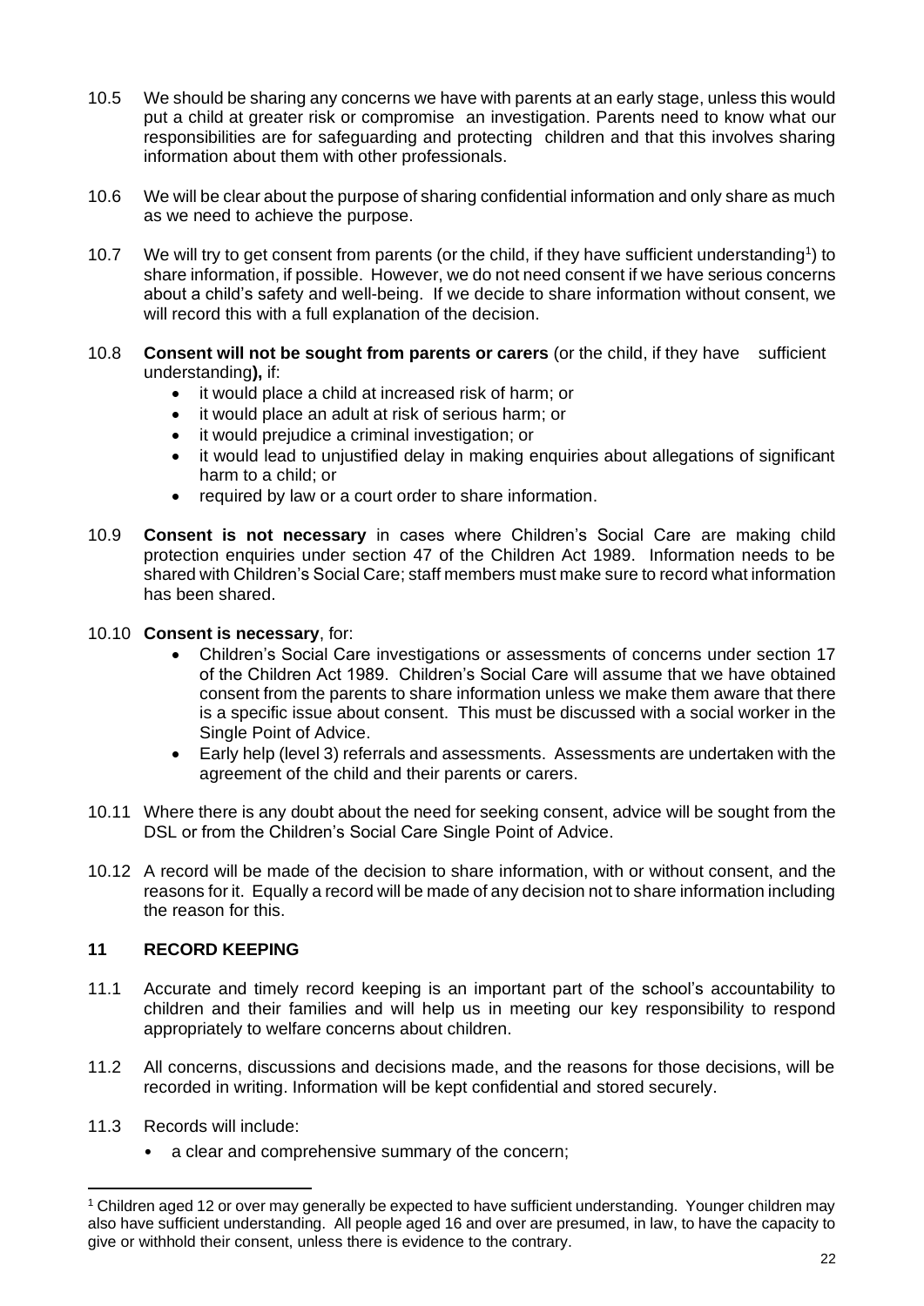10.5 We should be sharing any concerns we have with parents at an early stage, unless this would put a child at greater risk or compromise an investigation. Parents need to know what our responsibilities are for safeguarding and protecting children and that this involves sharing information about them with other professionals.

10.6 We will be clear about the purpose of sharing confidential information and only share as much as we need to achieve the purpose.

10.7 We will try to get consent from parents (or the child, if they have sufficient understanding[1]) to share information, if possible. However, we do not need consent if we have serious concerns about a child's safety and well-being. If we decide to share information without consent, we will record this with a full explanation of the decision.

10.8 **Consent will not be sought from parents or carers** (or the child, if they have sufficient understanding**),** if:

- it would place a child at increased risk of harm; or
- it would place an adult at risk of serious harm; or
- it would prejudice a criminal investigation; or
- it would lead to unjustified delay in making enquiries about allegations of significant harm to a child; or
- required by law or a court order to share information.

10.9 **Consent is not necessary** in cases where Children's Social Care are making child protection enquiries under section 47 of the Children Act 1989. Information needs to be shared with Children's Social Care; staff members must make sure to record what information has been shared.

10.10 **Consent is necessary**, for:

- Children's Social Care investigations or assessments of concerns under section 17 of the Children Act 1989. Children's Social Care will assume that we have obtained consent from the parents to share information unless we make them aware that there is a specific issue about consent. This must be discussed with a social worker in the Single Point of Advice.
- Early help (level 3) referrals and assessments. Assessments are undertaken with the agreement of the child and their parents or carers.

10.11 Where there is any doubt about the need for seeking consent, advice will be sought from the DSL or from the Children's Social Care Single Point of Advice.

10.12 A record will be made of the decision to share information, with or without consent, and the reasons for it. Equally a record will be made of any decision not to share information including the reason for this.

## 11 RECORD KEEPING

11.1 Accurate and timely record keeping is an important part of the school's accountability to children and their families and will help us in meeting our key responsibility to respond appropriately to welfare concerns about children.

11.2 All concerns, discussions and decisions made, and the reasons for those decisions, will be recorded in writing. Information will be kept confidential and stored securely.

11.3 Records will include:

- a clear and comprehensive summary of the concern;

[1] Children aged 12 or over may generally be expected to have sufficient understanding. Younger children may also have sufficient understanding. All people aged 16 and over are presumed, in law, to have the capacity to give or withhold their consent, unless there is evidence to the contrary.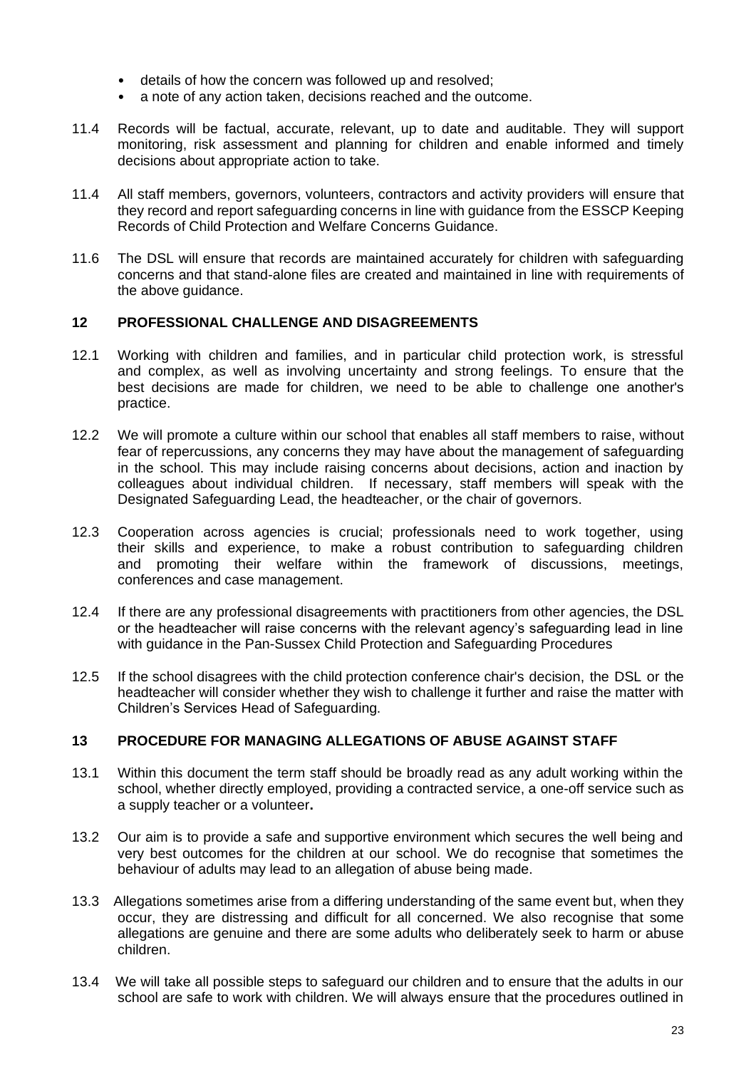- details of how the concern was followed up and resolved;
- a note of any action taken, decisions reached and the outcome.

11.4 Records will be factual, accurate, relevant, up to date and auditable. They will support monitoring, risk assessment and planning for children and enable informed and timely decisions about appropriate action to take.

11.4 All staff members, governors, volunteers, contractors and activity providers will ensure that they record and report safeguarding concerns in line with guidance from the ESSCP Keeping Records of Child Protection and Welfare Concerns Guidance.

11.6 The DSL will ensure that records are maintained accurately for children with safeguarding concerns and that stand-alone files are created and maintained in line with requirements of the above guidance.

## 12 PROFESSIONAL CHALLENGE AND DISAGREEMENTS

12.1 Working with children and families, and in particular child protection work, is stressful and complex, as well as involving uncertainty and strong feelings. To ensure that the best decisions are made for children, we need to be able to challenge one another's practice.

12.2 We will promote a culture within our school that enables all staff members to raise, without fear of repercussions, any concerns they may have about the management of safeguarding in the school. This may include raising concerns about decisions, action and inaction by colleagues about individual children. If necessary, staff members will speak with the Designated Safeguarding Lead, the headteacher, or the chair of governors.

12.3 Cooperation across agencies is crucial; professionals need to work together, using their skills and experience, to make a robust contribution to safeguarding children and promoting their welfare within the framework of discussions, meetings, conferences and case management.

12.4 If there are any professional disagreements with practitioners from other agencies, the DSL or the headteacher will raise concerns with the relevant agency's safeguarding lead in line with guidance in the Pan-Sussex Child Protection and Safeguarding Procedures

12.5 If the school disagrees with the child protection conference chair's decision, the DSL or the headteacher will consider whether they wish to challenge it further and raise the matter with Children's Services Head of Safeguarding.

## 13 PROCEDURE FOR MANAGING ALLEGATIONS OF ABUSE AGAINST STAFF

13.1 Within this document the term staff should be broadly read as any adult working within the school, whether directly employed, providing a contracted service, a one-off service such as a supply teacher or a volunteer**.**

13.2 Our aim is to provide a safe and supportive environment which secures the well being and very best outcomes for the children at our school. We do recognise that sometimes the behaviour of adults may lead to an allegation of abuse being made.

13.3 Allegations sometimes arise from a differing understanding of the same event but, when they occur, they are distressing and difficult for all concerned. We also recognise that some allegations are genuine and there are some adults who deliberately seek to harm or abuse children.

13.4 We will take all possible steps to safeguard our children and to ensure that the adults in our school are safe to work with children. We will always ensure that the procedures outlined in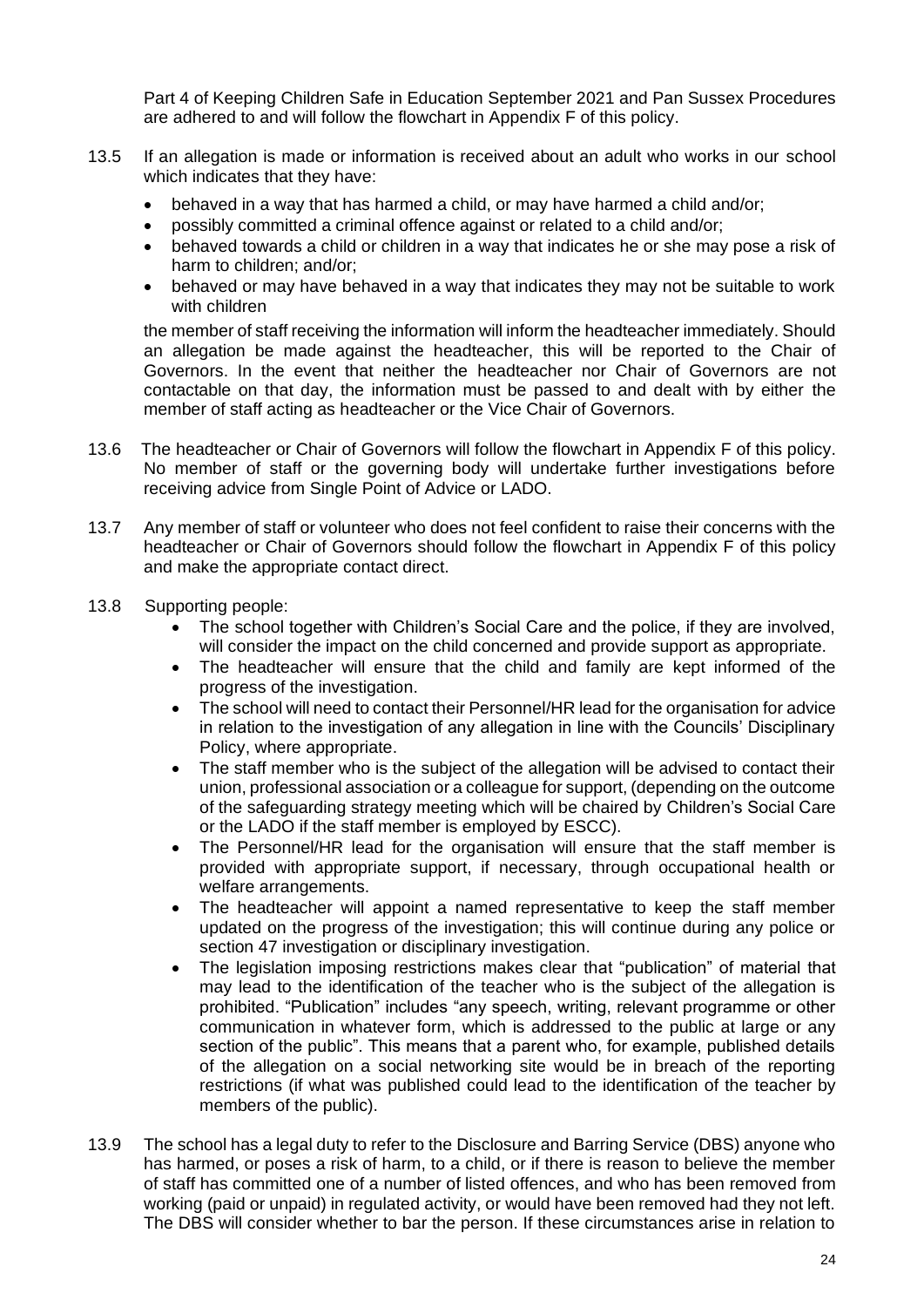Part 4 of Keeping Children Safe in Education September 2021 and Pan Sussex Procedures are adhered to and will follow the flowchart in Appendix F of this policy.

13.5 If an allegation is made or information is received about an adult who works in our school which indicates that they have:

- behaved in a way that has harmed a child, or may have harmed a child and/or;
- possibly committed a criminal offence against or related to a child and/or;
- behaved towards a child or children in a way that indicates he or she may pose a risk of harm to children; and/or;
- behaved or may have behaved in a way that indicates they may not be suitable to work with children

the member of staff receiving the information will inform the headteacher immediately. Should an allegation be made against the headteacher, this will be reported to the Chair of Governors. In the event that neither the headteacher nor Chair of Governors are not contactable on that day, the information must be passed to and dealt with by either the member of staff acting as headteacher or the Vice Chair of Governors.

13.6 The headteacher or Chair of Governors will follow the flowchart in Appendix F of this policy. No member of staff or the governing body will undertake further investigations before receiving advice from Single Point of Advice or LADO.

13.7 Any member of staff or volunteer who does not feel confident to raise their concerns with the headteacher or Chair of Governors should follow the flowchart in Appendix F of this policy and make the appropriate contact direct.

13.8 Supporting people:

- The school together with Children's Social Care and the police, if they are involved, will consider the impact on the child concerned and provide support as appropriate.
- The headteacher will ensure that the child and family are kept informed of the progress of the investigation.
- The school will need to contact their Personnel/HR lead for the organisation for advice in relation to the investigation of any allegation in line with the Councils' Disciplinary Policy, where appropriate.
- The staff member who is the subject of the allegation will be advised to contact their union, professional association or a colleague for support, (depending on the outcome of the safeguarding strategy meeting which will be chaired by Children's Social Care or the LADO if the staff member is employed by ESCC).
- The Personnel/HR lead for the organisation will ensure that the staff member is provided with appropriate support, if necessary, through occupational health or welfare arrangements.
- The headteacher will appoint a named representative to keep the staff member updated on the progress of the investigation; this will continue during any police or section 47 investigation or disciplinary investigation.
- The legislation imposing restrictions makes clear that "publication" of material that may lead to the identification of the teacher who is the subject of the allegation is prohibited. "Publication" includes "any speech, writing, relevant programme or other communication in whatever form, which is addressed to the public at large or any section of the public". This means that a parent who, for example, published details of the allegation on a social networking site would be in breach of the reporting restrictions (if what was published could lead to the identification of the teacher by members of the public).

13.9 The school has a legal duty to refer to the Disclosure and Barring Service (DBS) anyone who has harmed, or poses a risk of harm, to a child, or if there is reason to believe the member of staff has committed one of a number of listed offences, and who has been removed from working (paid or unpaid) in regulated activity, or would have been removed had they not left. The DBS will consider whether to bar the person. If these circumstances arise in relation to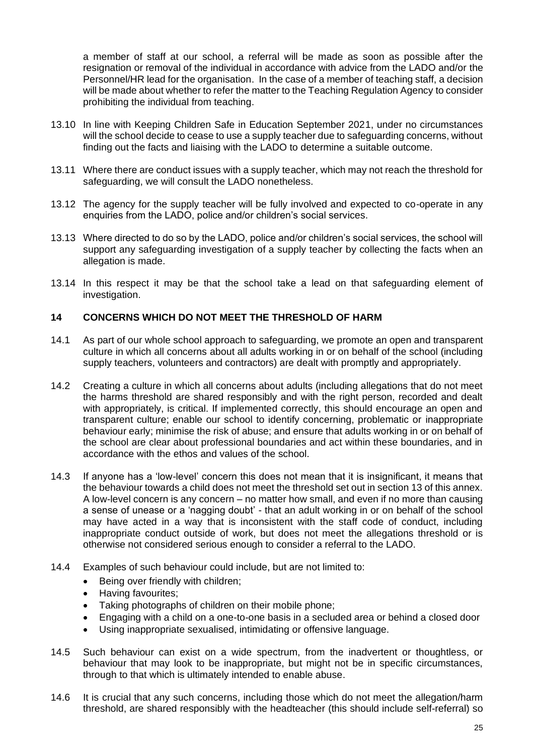a member of staff at our school, a referral will be made as soon as possible after the resignation or removal of the individual in accordance with advice from the LADO and/or the Personnel/HR lead for the organisation. In the case of a member of teaching staff, a decision will be made about whether to refer the matter to the Teaching Regulation Agency to consider prohibiting the individual from teaching.

13.10 In line with Keeping Children Safe in Education September 2021, under no circumstances will the school decide to cease to use a supply teacher due to safeguarding concerns, without finding out the facts and liaising with the LADO to determine a suitable outcome.

13.11 Where there are conduct issues with a supply teacher, which may not reach the threshold for safeguarding, we will consult the LADO nonetheless.

13.12 The agency for the supply teacher will be fully involved and expected to co-operate in any enquiries from the LADO, police and/or children's social services.

13.13 Where directed to do so by the LADO, police and/or children's social services, the school will support any safeguarding investigation of a supply teacher by collecting the facts when an allegation is made.

13.14 In this respect it may be that the school take a lead on that safeguarding element of investigation.

## 14 CONCERNS WHICH DO NOT MEET THE THRESHOLD OF HARM

14.1 As part of our whole school approach to safeguarding, we promote an open and transparent culture in which all concerns about all adults working in or on behalf of the school (including supply teachers, volunteers and contractors) are dealt with promptly and appropriately.

14.2 Creating a culture in which all concerns about adults (including allegations that do not meet the harms threshold are shared responsibly and with the right person, recorded and dealt with appropriately, is critical. If implemented correctly, this should encourage an open and transparent culture; enable our school to identify concerning, problematic or inappropriate behaviour early; minimise the risk of abuse; and ensure that adults working in or on behalf of the school are clear about professional boundaries and act within these boundaries, and in accordance with the ethos and values of the school.

14.3 If anyone has a 'low-level' concern this does not mean that it is insignificant, it means that the behaviour towards a child does not meet the threshold set out in section 13 of this annex. A low-level concern is any concern – no matter how small, and even if no more than causing a sense of unease or a 'nagging doubt' - that an adult working in or on behalf of the school may have acted in a way that is inconsistent with the staff code of conduct, including inappropriate conduct outside of work, but does not meet the allegations threshold or is otherwise not considered serious enough to consider a referral to the LADO.

14.4 Examples of such behaviour could include, but are not limited to:

- Being over friendly with children;
- Having favourites;
- Taking photographs of children on their mobile phone;
- Engaging with a child on a one-to-one basis in a secluded area or behind a closed door
- Using inappropriate sexualised, intimidating or offensive language.

14.5 Such behaviour can exist on a wide spectrum, from the inadvertent or thoughtless, or behaviour that may look to be inappropriate, but might not be in specific circumstances, through to that which is ultimately intended to enable abuse.

14.6 It is crucial that any such concerns, including those which do not meet the allegation/harm threshold, are shared responsibly with the headteacher (this should include self-referral) so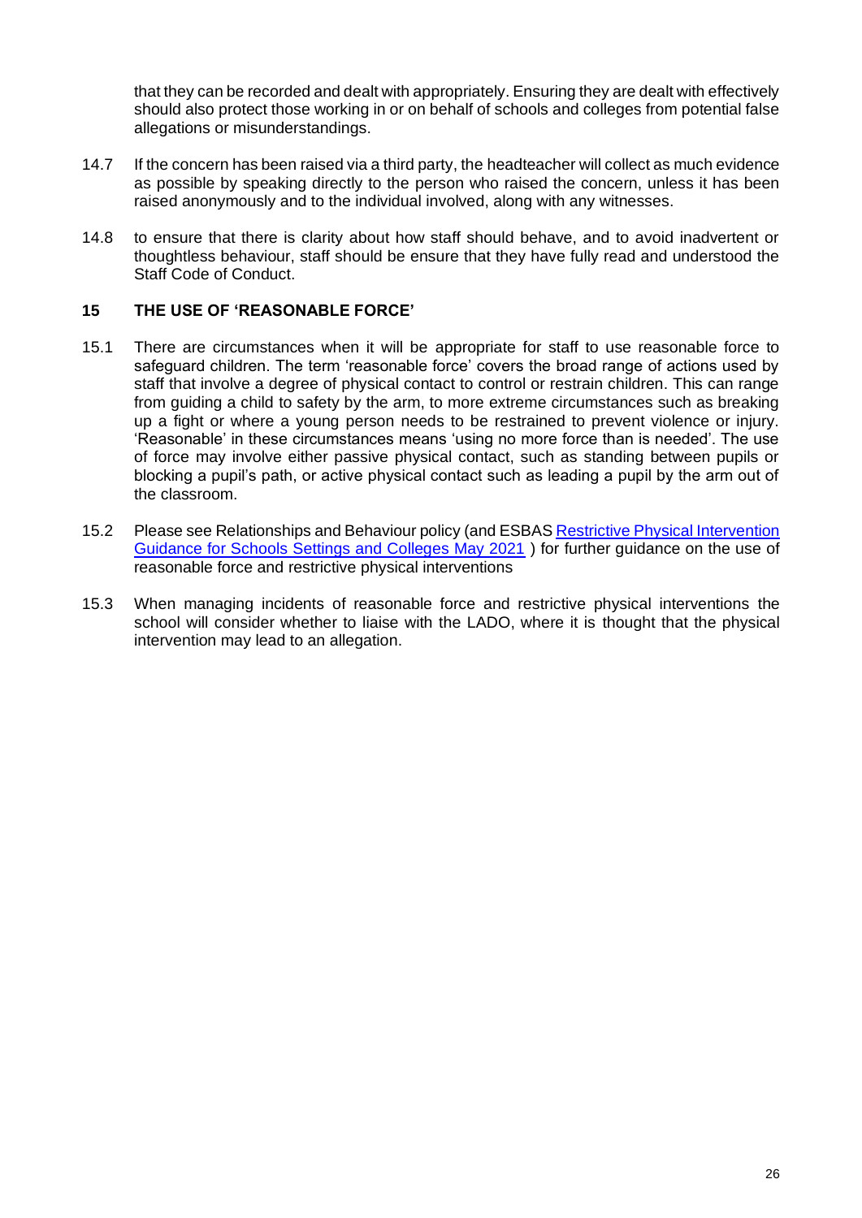that they can be recorded and dealt with appropriately. Ensuring they are dealt with effectively should also protect those working in or on behalf of schools and colleges from potential false allegations or misunderstandings.

14.7 If the concern has been raised via a third party, the headteacher will collect as much evidence as possible by speaking directly to the person who raised the concern, unless it has been raised anonymously and to the individual involved, along with any witnesses.

14.8 to ensure that there is clarity about how staff should behave, and to avoid inadvertent or thoughtless behaviour, staff should be ensure that they have fully read and understood the Staff Code of Conduct.

## 15 THE USE OF 'REASONABLE FORCE'

15.1 There are circumstances when it will be appropriate for staff to use reasonable force to safeguard children. The term 'reasonable force' covers the broad range of actions used by staff that involve a degree of physical contact to control or restrain children. This can range from guiding a child to safety by the arm, to more extreme circumstances such as breaking up a fight or where a young person needs to be restrained to prevent violence or injury. 'Reasonable' in these circumstances means 'using no more force than is needed'. The use of force may involve either passive physical contact, such as standing between pupils or blocking a pupil's path, or active physical contact such as leading a pupil by the arm out of the classroom.

15.2 Please see Relationships and Behaviour policy (and ESBAS Restrictive Physical Intervention Guidance for Schools Settings and Colleges May 2021 ) for further guidance on the use of reasonable force and restrictive physical interventions

15.3 When managing incidents of reasonable force and restrictive physical interventions the school will consider whether to liaise with the LADO, where it is thought that the physical intervention may lead to an allegation.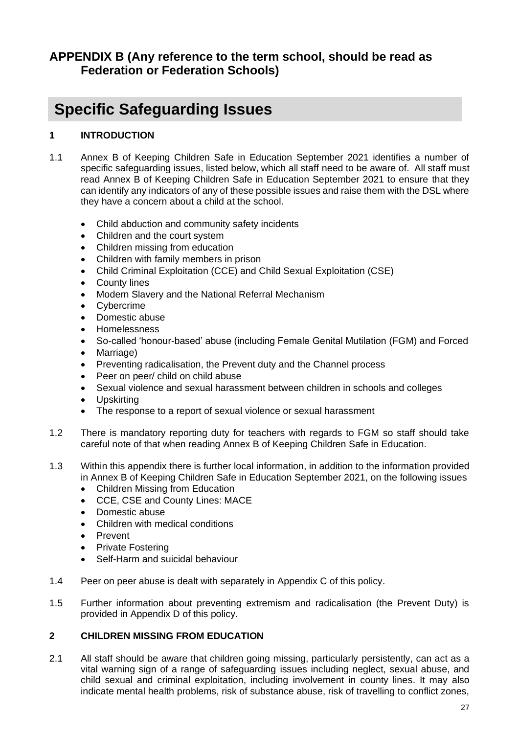## APPENDIX B (Any reference to the term school, should be read as Federation or Federation Schools)

# Specific Safeguarding Issues

### 1 INTRODUCTION

1.1 Annex B of Keeping Children Safe in Education September 2021 identifies a number of specific safeguarding issues, listed below, which all staff need to be aware of. All staff must read Annex B of Keeping Children Safe in Education September 2021 to ensure that they can identify any indicators of any of these possible issues and raise them with the DSL where they have a concern about a child at the school.

- Child abduction and community safety incidents
- Children and the court system
- Children missing from education
- Children with family members in prison
- Child Criminal Exploitation (CCE) and Child Sexual Exploitation (CSE)
- County lines
- Modern Slavery and the National Referral Mechanism
- Cybercrime
- Domestic abuse
- Homelessness
- So-called 'honour-based' abuse (including Female Genital Mutilation (FGM) and Forced
- Marriage)
- Preventing radicalisation, the Prevent duty and the Channel process
- Peer on peer/ child on child abuse
- Sexual violence and sexual harassment between children in schools and colleges
- Upskirting
- The response to a report of sexual violence or sexual harassment

1.2 There is mandatory reporting duty for teachers with regards to FGM so staff should take careful note of that when reading Annex B of Keeping Children Safe in Education.

1.3 Within this appendix there is further local information, in addition to the information provided in Annex B of Keeping Children Safe in Education September 2021, on the following issues

- Children Missing from Education
- CCE, CSE and County Lines: MACE
- Domestic abuse
- Children with medical conditions
- Prevent
- Private Fostering
- Self-Harm and suicidal behaviour

1.4 Peer on peer abuse is dealt with separately in Appendix C of this policy.

1.5 Further information about preventing extremism and radicalisation (the Prevent Duty) is provided in Appendix D of this policy.

### 2 CHILDREN MISSING FROM EDUCATION

2.1 All staff should be aware that children going missing, particularly persistently, can act as a vital warning sign of a range of safeguarding issues including neglect, sexual abuse, and child sexual and criminal exploitation, including involvement in county lines. It may also indicate mental health problems, risk of substance abuse, risk of travelling to conflict zones,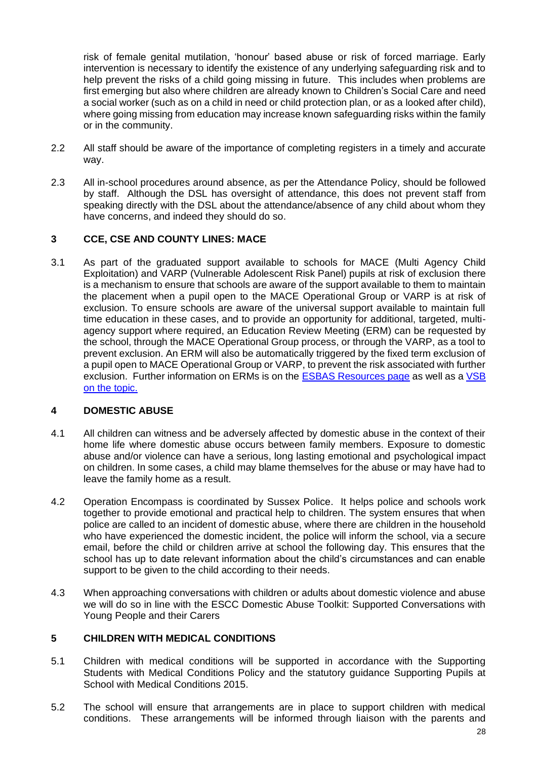risk of female genital mutilation, 'honour' based abuse or risk of forced marriage. Early intervention is necessary to identify the existence of any underlying safeguarding risk and to help prevent the risks of a child going missing in future. This includes when problems are first emerging but also where children are already known to Children's Social Care and need a social worker (such as on a child in need or child protection plan, or as a looked after child), where going missing from education may increase known safeguarding risks within the family or in the community.

2.2 All staff should be aware of the importance of completing registers in a timely and accurate way.

2.3 All in-school procedures around absence, as per the Attendance Policy, should be followed by staff. Although the DSL has oversight of attendance, this does not prevent staff from speaking directly with the DSL about the attendance/absence of any child about whom they have concerns, and indeed they should do so.

## 3 CCE, CSE AND COUNTY LINES: MACE

3.1 As part of the graduated support available to schools for MACE (Multi Agency Child Exploitation) and VARP (Vulnerable Adolescent Risk Panel) pupils at risk of exclusion there is a mechanism to ensure that schools are aware of the support available to them to maintain the placement when a pupil open to the MACE Operational Group or VARP is at risk of exclusion. To ensure schools are aware of the universal support available to maintain full time education in these cases, and to provide an opportunity for additional, targeted, multi-agency support where required, an Education Review Meeting (ERM) can be requested by the school, through the MACE Operational Group process, or through the VARP, as a tool to prevent exclusion. An ERM will also be automatically triggered by the fixed term exclusion of a pupil open to MACE Operational Group or VARP, to prevent the risk associated with further exclusion. Further information on ERMs is on the ESBAS Resources page as well as a VSB on the topic.

## 4 DOMESTIC ABUSE

4.1 All children can witness and be adversely affected by domestic abuse in the context of their home life where domestic abuse occurs between family members. Exposure to domestic abuse and/or violence can have a serious, long lasting emotional and psychological impact on children. In some cases, a child may blame themselves for the abuse or may have had to leave the family home as a result.

4.2 Operation Encompass is coordinated by Sussex Police. It helps police and schools work together to provide emotional and practical help to children. The system ensures that when police are called to an incident of domestic abuse, where there are children in the household who have experienced the domestic incident, the police will inform the school, via a secure email, before the child or children arrive at school the following day. This ensures that the school has up to date relevant information about the child's circumstances and can enable support to be given to the child according to their needs.

4.3 When approaching conversations with children or adults about domestic violence and abuse we will do so in line with the ESCC Domestic Abuse Toolkit: Supported Conversations with Young People and their Carers

## 5 CHILDREN WITH MEDICAL CONDITIONS

5.1 Children with medical conditions will be supported in accordance with the Supporting Students with Medical Conditions Policy and the statutory guidance Supporting Pupils at School with Medical Conditions 2015.

5.2 The school will ensure that arrangements are in place to support children with medical conditions. These arrangements will be informed through liaison with the parents and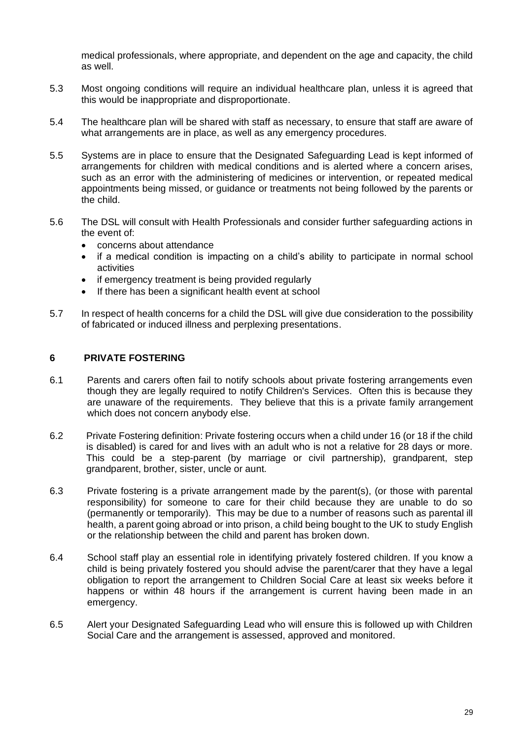medical professionals, where appropriate, and dependent on the age and capacity, the child as well.

5.3 Most ongoing conditions will require an individual healthcare plan, unless it is agreed that this would be inappropriate and disproportionate.

5.4 The healthcare plan will be shared with staff as necessary, to ensure that staff are aware of what arrangements are in place, as well as any emergency procedures.

5.5 Systems are in place to ensure that the Designated Safeguarding Lead is kept informed of arrangements for children with medical conditions and is alerted where a concern arises, such as an error with the administering of medicines or intervention, or repeated medical appointments being missed, or guidance or treatments not being followed by the parents or the child.

5.6 The DSL will consult with Health Professionals and consider further safeguarding actions in the event of:

- concerns about attendance
- if a medical condition is impacting on a child's ability to participate in normal school activities
- if emergency treatment is being provided regularly
- If there has been a significant health event at school

5.7 In respect of health concerns for a child the DSL will give due consideration to the possibility of fabricated or induced illness and perplexing presentations.

## 6 PRIVATE FOSTERING

6.1 Parents and carers often fail to notify schools about private fostering arrangements even though they are legally required to notify Children's Services. Often this is because they are unaware of the requirements. They believe that this is a private family arrangement which does not concern anybody else.

6.2 Private Fostering definition: Private fostering occurs when a child under 16 (or 18 if the child is disabled) is cared for and lives with an adult who is not a relative for 28 days or more. This could be a step-parent (by marriage or civil partnership), grandparent, step grandparent, brother, sister, uncle or aunt.

6.3 Private fostering is a private arrangement made by the parent(s), (or those with parental responsibility) for someone to care for their child because they are unable to do so (permanently or temporarily). This may be due to a number of reasons such as parental ill health, a parent going abroad or into prison, a child being bought to the UK to study English or the relationship between the child and parent has broken down.

6.4 School staff play an essential role in identifying privately fostered children. If you know a child is being privately fostered you should advise the parent/carer that they have a legal obligation to report the arrangement to Children Social Care at least six weeks before it happens or within 48 hours if the arrangement is current having been made in an emergency.

6.5 Alert your Designated Safeguarding Lead who will ensure this is followed up with Children Social Care and the arrangement is assessed, approved and monitored.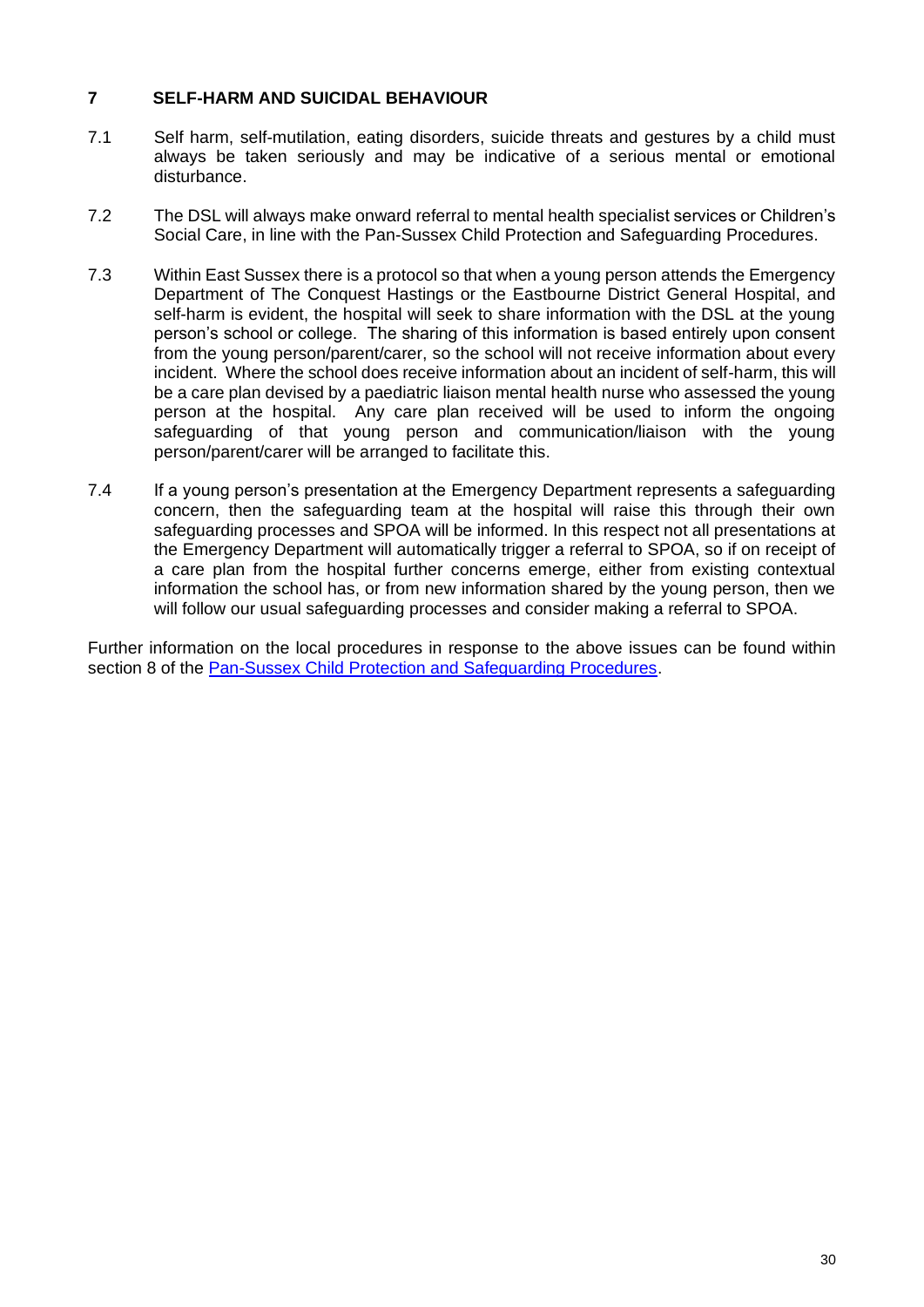## 7 SELF-HARM AND SUICIDAL BEHAVIOUR

7.1 Self harm, self-mutilation, eating disorders, suicide threats and gestures by a child must always be taken seriously and may be indicative of a serious mental or emotional disturbance.

7.2 The DSL will always make onward referral to mental health specialist services or Children's Social Care, in line with the Pan-Sussex Child Protection and Safeguarding Procedures.

7.3 Within East Sussex there is a protocol so that when a young person attends the Emergency Department of The Conquest Hastings or the Eastbourne District General Hospital, and self-harm is evident, the hospital will seek to share information with the DSL at the young person's school or college. The sharing of this information is based entirely upon consent from the young person/parent/carer, so the school will not receive information about every incident. Where the school does receive information about an incident of self-harm, this will be a care plan devised by a paediatric liaison mental health nurse who assessed the young person at the hospital. Any care plan received will be used to inform the ongoing safeguarding of that young person and communication/liaison with the young person/parent/carer will be arranged to facilitate this.

7.4 If a young person's presentation at the Emergency Department represents a safeguarding concern, then the safeguarding team at the hospital will raise this through their own safeguarding processes and SPOA will be informed. In this respect not all presentations at the Emergency Department will automatically trigger a referral to SPOA, so if on receipt of a care plan from the hospital further concerns emerge, either from existing contextual information the school has, or from new information shared by the young person, then we will follow our usual safeguarding processes and consider making a referral to SPOA.

Further information on the local procedures in response to the above issues can be found within section 8 of the Pan-Sussex Child Protection and Safeguarding Procedures.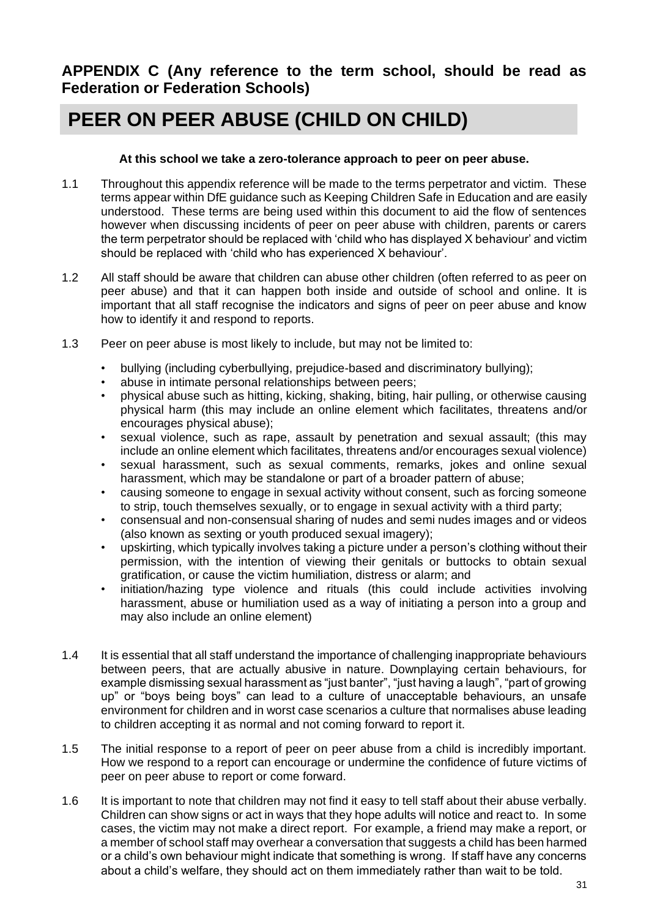**APPENDIX C (Any reference to the term school, should be read as Federation or Federation Schools)**

# PEER ON PEER ABUSE (CHILD ON CHILD)

**At this school we take a zero-tolerance approach to peer on peer abuse.**

1.1 Throughout this appendix reference will be made to the terms perpetrator and victim. These terms appear within DfE guidance such as Keeping Children Safe in Education and are easily understood. These terms are being used within this document to aid the flow of sentences however when discussing incidents of peer on peer abuse with children, parents or carers the term perpetrator should be replaced with 'child who has displayed X behaviour' and victim should be replaced with 'child who has experienced X behaviour'.

1.2 All staff should be aware that children can abuse other children (often referred to as peer on peer abuse) and that it can happen both inside and outside of school and online. It is important that all staff recognise the indicators and signs of peer on peer abuse and know how to identify it and respond to reports.

1.3 Peer on peer abuse is most likely to include, but may not be limited to:

- bullying (including cyberbullying, prejudice-based and discriminatory bullying);
- abuse in intimate personal relationships between peers;
- physical abuse such as hitting, kicking, shaking, biting, hair pulling, or otherwise causing physical harm (this may include an online element which facilitates, threatens and/or encourages physical abuse);
- sexual violence, such as rape, assault by penetration and sexual assault; (this may include an online element which facilitates, threatens and/or encourages sexual violence)
- sexual harassment, such as sexual comments, remarks, jokes and online sexual harassment, which may be standalone or part of a broader pattern of abuse;
- causing someone to engage in sexual activity without consent, such as forcing someone to strip, touch themselves sexually, or to engage in sexual activity with a third party;
- consensual and non-consensual sharing of nudes and semi nudes images and or videos (also known as sexting or youth produced sexual imagery);
- upskirting, which typically involves taking a picture under a person's clothing without their permission, with the intention of viewing their genitals or buttocks to obtain sexual gratification, or cause the victim humiliation, distress or alarm; and
- initiation/hazing type violence and rituals (this could include activities involving harassment, abuse or humiliation used as a way of initiating a person into a group and may also include an online element)

1.4 It is essential that all staff understand the importance of challenging inappropriate behaviours between peers, that are actually abusive in nature. Downplaying certain behaviours, for example dismissing sexual harassment as "just banter", "just having a laugh", "part of growing up" or "boys being boys" can lead to a culture of unacceptable behaviours, an unsafe environment for children and in worst case scenarios a culture that normalises abuse leading to children accepting it as normal and not coming forward to report it.

1.5 The initial response to a report of peer on peer abuse from a child is incredibly important. How we respond to a report can encourage or undermine the confidence of future victims of peer on peer abuse to report or come forward.

1.6 It is important to note that children may not find it easy to tell staff about their abuse verbally. Children can show signs or act in ways that they hope adults will notice and react to. In some cases, the victim may not make a direct report. For example, a friend may make a report, or a member of school staff may overhear a conversation that suggests a child has been harmed or a child's own behaviour might indicate that something is wrong. If staff have any concerns about a child's welfare, they should act on them immediately rather than wait to be told.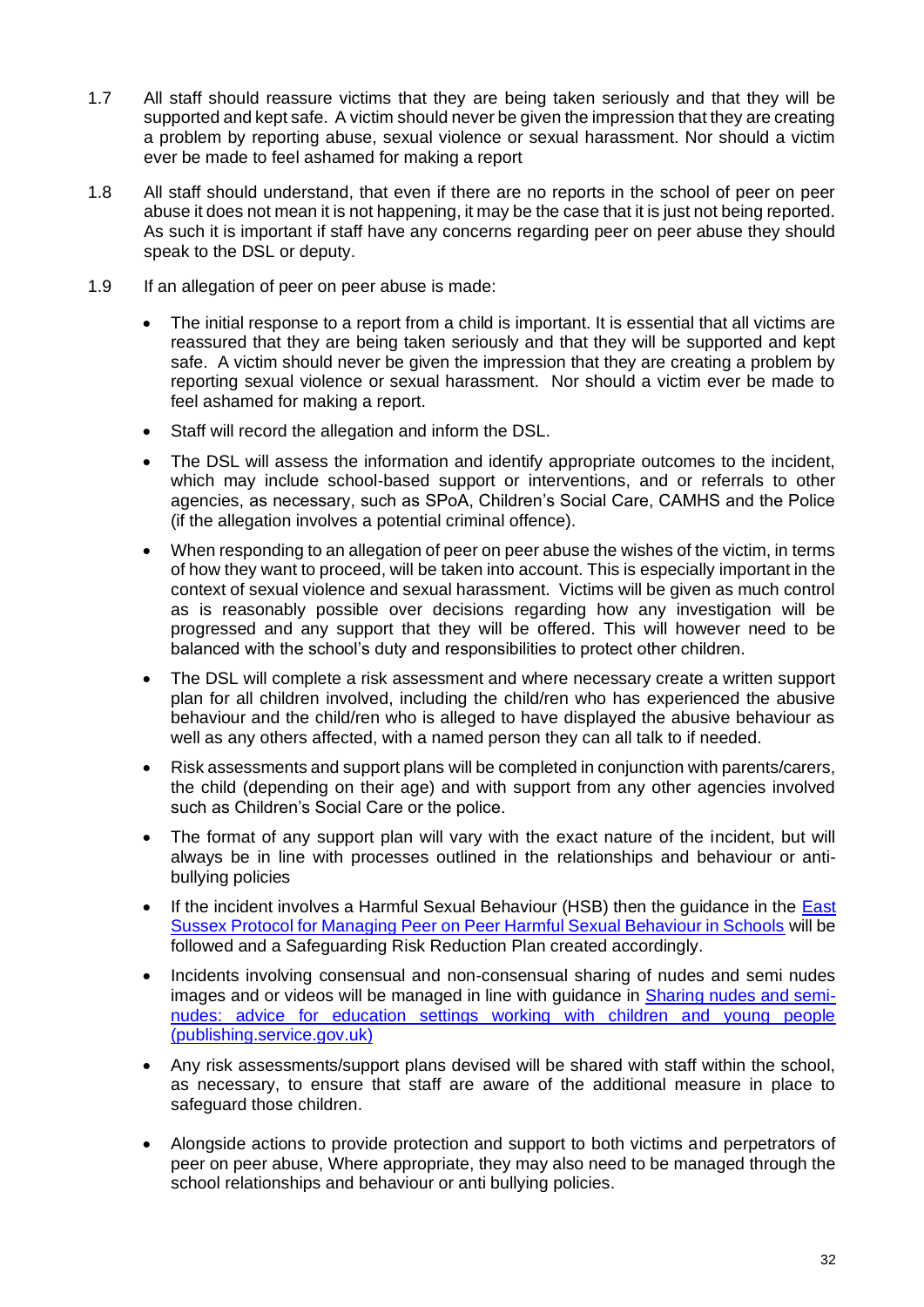1.7 All staff should reassure victims that they are being taken seriously and that they will be supported and kept safe. A victim should never be given the impression that they are creating a problem by reporting abuse, sexual violence or sexual harassment. Nor should a victim ever be made to feel ashamed for making a report

1.8 All staff should understand, that even if there are no reports in the school of peer on peer abuse it does not mean it is not happening, it may be the case that it is just not being reported. As such it is important if staff have any concerns regarding peer on peer abuse they should speak to the DSL or deputy.

1.9 If an allegation of peer on peer abuse is made:

- The initial response to a report from a child is important. It is essential that all victims are reassured that they are being taken seriously and that they will be supported and kept safe. A victim should never be given the impression that they are creating a problem by reporting sexual violence or sexual harassment. Nor should a victim ever be made to feel ashamed for making a report.
- Staff will record the allegation and inform the DSL.
- The DSL will assess the information and identify appropriate outcomes to the incident, which may include school-based support or interventions, and or referrals to other agencies, as necessary, such as SPoA, Children's Social Care, CAMHS and the Police (if the allegation involves a potential criminal offence).
- When responding to an allegation of peer on peer abuse the wishes of the victim, in terms of how they want to proceed, will be taken into account. This is especially important in the context of sexual violence and sexual harassment. Victims will be given as much control as is reasonably possible over decisions regarding how any investigation will be progressed and any support that they will be offered. This will however need to be balanced with the school's duty and responsibilities to protect other children.
- The DSL will complete a risk assessment and where necessary create a written support plan for all children involved, including the child/ren who has experienced the abusive behaviour and the child/ren who is alleged to have displayed the abusive behaviour as well as any others affected, with a named person they can all talk to if needed.
- Risk assessments and support plans will be completed in conjunction with parents/carers, the child (depending on their age) and with support from any other agencies involved such as Children's Social Care or the police.
- The format of any support plan will vary with the exact nature of the incident, but will always be in line with processes outlined in the relationships and behaviour or anti-bullying policies
- If the incident involves a Harmful Sexual Behaviour (HSB) then the guidance in the East Sussex Protocol for Managing Peer on Peer Harmful Sexual Behaviour in Schools will be followed and a Safeguarding Risk Reduction Plan created accordingly.
- Incidents involving consensual and non-consensual sharing of nudes and semi nudes images and or videos will be managed in line with guidance in Sharing nudes and semi-nudes: advice for education settings working with children and young people (publishing.service.gov.uk)
- Any risk assessments/support plans devised will be shared with staff within the school, as necessary, to ensure that staff are aware of the additional measure in place to safeguard those children.
- Alongside actions to provide protection and support to both victims and perpetrators of peer on peer abuse, Where appropriate, they may also need to be managed through the school relationships and behaviour or anti bullying policies.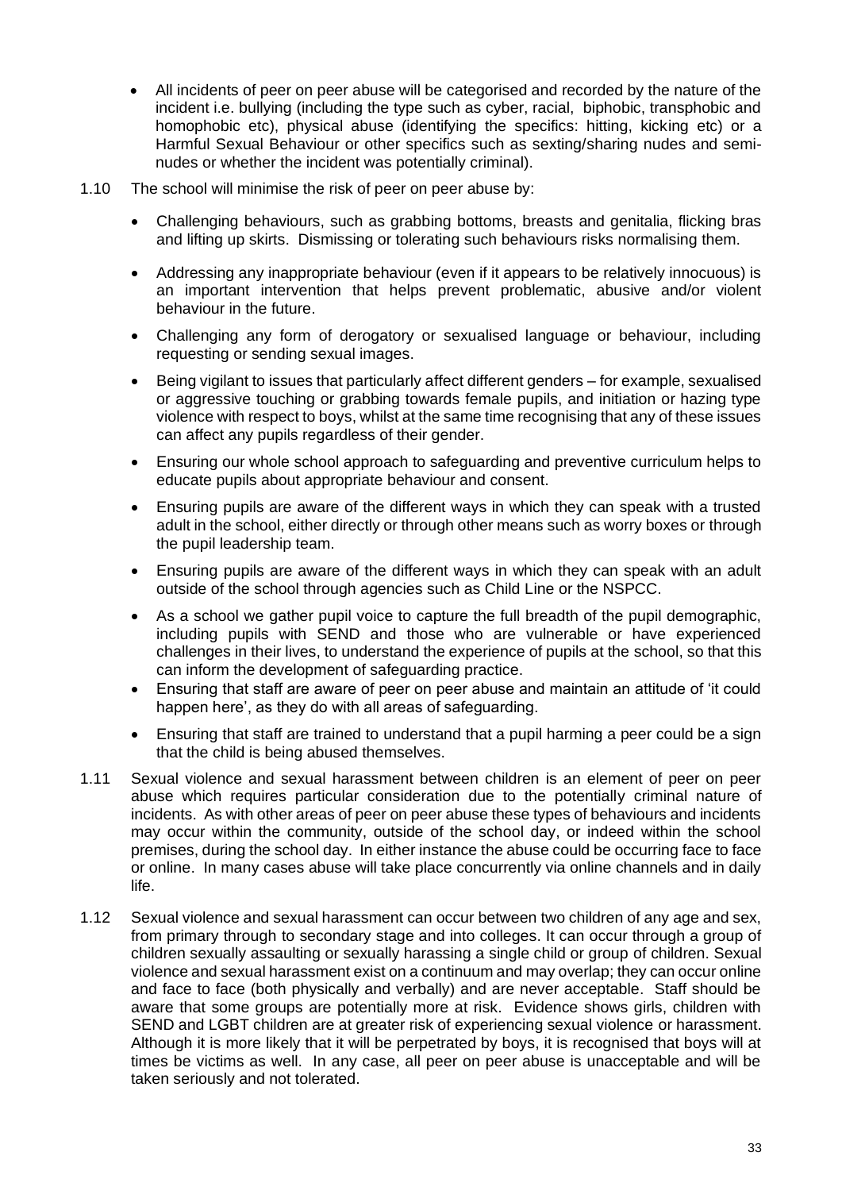- All incidents of peer on peer abuse will be categorised and recorded by the nature of the incident i.e. bullying (including the type such as cyber, racial, biphobic, transphobic and homophobic etc), physical abuse (identifying the specifics: hitting, kicking etc) or a Harmful Sexual Behaviour or other specifics such as sexting/sharing nudes and semi-nudes or whether the incident was potentially criminal).

1.10 The school will minimise the risk of peer on peer abuse by:

- Challenging behaviours, such as grabbing bottoms, breasts and genitalia, flicking bras and lifting up skirts. Dismissing or tolerating such behaviours risks normalising them.
- Addressing any inappropriate behaviour (even if it appears to be relatively innocuous) is an important intervention that helps prevent problematic, abusive and/or violent behaviour in the future.
- Challenging any form of derogatory or sexualised language or behaviour, including requesting or sending sexual images.
- Being vigilant to issues that particularly affect different genders – for example, sexualised or aggressive touching or grabbing towards female pupils, and initiation or hazing type violence with respect to boys, whilst at the same time recognising that any of these issues can affect any pupils regardless of their gender.
- Ensuring our whole school approach to safeguarding and preventive curriculum helps to educate pupils about appropriate behaviour and consent.
- Ensuring pupils are aware of the different ways in which they can speak with a trusted adult in the school, either directly or through other means such as worry boxes or through the pupil leadership team.
- Ensuring pupils are aware of the different ways in which they can speak with an adult outside of the school through agencies such as Child Line or the NSPCC.
- As a school we gather pupil voice to capture the full breadth of the pupil demographic, including pupils with SEND and those who are vulnerable or have experienced challenges in their lives, to understand the experience of pupils at the school, so that this can inform the development of safeguarding practice.
- Ensuring that staff are aware of peer on peer abuse and maintain an attitude of 'it could happen here', as they do with all areas of safeguarding.
- Ensuring that staff are trained to understand that a pupil harming a peer could be a sign that the child is being abused themselves.

1.11 Sexual violence and sexual harassment between children is an element of peer on peer abuse which requires particular consideration due to the potentially criminal nature of incidents. As with other areas of peer on peer abuse these types of behaviours and incidents may occur within the community, outside of the school day, or indeed within the school premises, during the school day. In either instance the abuse could be occurring face to face or online. In many cases abuse will take place concurrently via online channels and in daily life.

1.12 Sexual violence and sexual harassment can occur between two children of any age and sex, from primary through to secondary stage and into colleges. It can occur through a group of children sexually assaulting or sexually harassing a single child or group of children. Sexual violence and sexual harassment exist on a continuum and may overlap; they can occur online and face to face (both physically and verbally) and are never acceptable. Staff should be aware that some groups are potentially more at risk. Evidence shows girls, children with SEND and LGBT children are at greater risk of experiencing sexual violence or harassment. Although it is more likely that it will be perpetrated by boys, it is recognised that boys will at times be victims as well. In any case, all peer on peer abuse is unacceptable and will be taken seriously and not tolerated.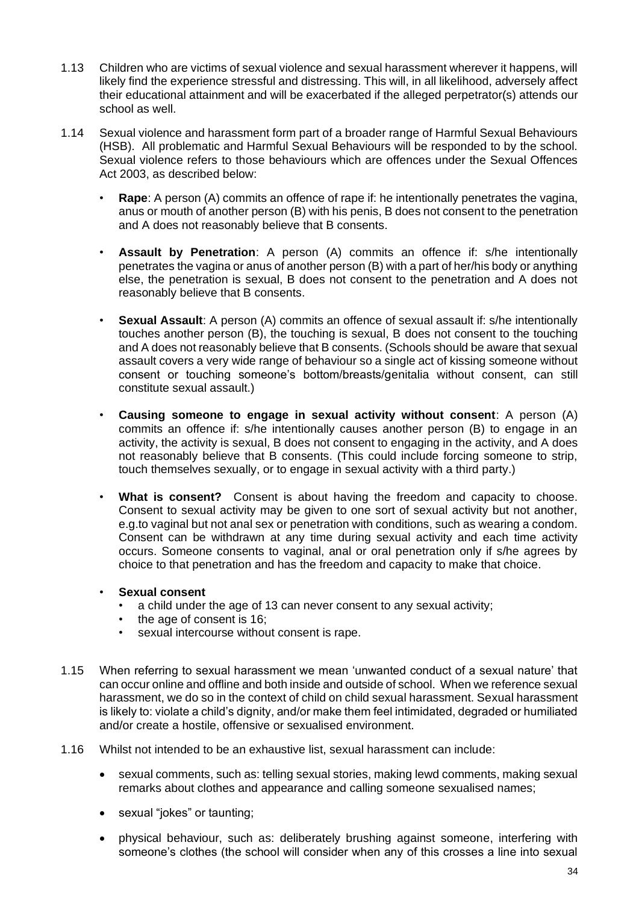1.13 Children who are victims of sexual violence and sexual harassment wherever it happens, will likely find the experience stressful and distressing. This will, in all likelihood, adversely affect their educational attainment and will be exacerbated if the alleged perpetrator(s) attends our school as well.

1.14 Sexual violence and harassment form part of a broader range of Harmful Sexual Behaviours (HSB). All problematic and Harmful Sexual Behaviours will be responded to by the school. Sexual violence refers to those behaviours which are offences under the Sexual Offences Act 2003, as described below:

- **Rape**: A person (A) commits an offence of rape if: he intentionally penetrates the vagina, anus or mouth of another person (B) with his penis, B does not consent to the penetration and A does not reasonably believe that B consents.
- **Assault by Penetration**: A person (A) commits an offence if: s/he intentionally penetrates the vagina or anus of another person (B) with a part of her/his body or anything else, the penetration is sexual, B does not consent to the penetration and A does not reasonably believe that B consents.
- **Sexual Assault**: A person (A) commits an offence of sexual assault if: s/he intentionally touches another person (B), the touching is sexual, B does not consent to the touching and A does not reasonably believe that B consents. (Schools should be aware that sexual assault covers a very wide range of behaviour so a single act of kissing someone without consent or touching someone's bottom/breasts/genitalia without consent, can still constitute sexual assault.)
- **Causing someone to engage in sexual activity without consent**: A person (A) commits an offence if: s/he intentionally causes another person (B) to engage in an activity, the activity is sexual, B does not consent to engaging in the activity, and A does not reasonably believe that B consents. (This could include forcing someone to strip, touch themselves sexually, or to engage in sexual activity with a third party.)
- **What is consent?** Consent is about having the freedom and capacity to choose. Consent to sexual activity may be given to one sort of sexual activity but not another, e.g.to vaginal but not anal sex or penetration with conditions, such as wearing a condom. Consent can be withdrawn at any time during sexual activity and each time activity occurs. Someone consents to vaginal, anal or oral penetration only if s/he agrees by choice to that penetration and has the freedom and capacity to make that choice.
- **Sexual consent**
  - a child under the age of 13 can never consent to any sexual activity;
  - the age of consent is 16;
  - sexual intercourse without consent is rape.

1.15 When referring to sexual harassment we mean 'unwanted conduct of a sexual nature' that can occur online and offline and both inside and outside of school. When we reference sexual harassment, we do so in the context of child on child sexual harassment. Sexual harassment is likely to: violate a child's dignity, and/or make them feel intimidated, degraded or humiliated and/or create a hostile, offensive or sexualised environment.

1.16 Whilst not intended to be an exhaustive list, sexual harassment can include:

- sexual comments, such as: telling sexual stories, making lewd comments, making sexual remarks about clothes and appearance and calling someone sexualised names;
- sexual "jokes" or taunting;
- physical behaviour, such as: deliberately brushing against someone, interfering with someone's clothes (the school will consider when any of this crosses a line into sexual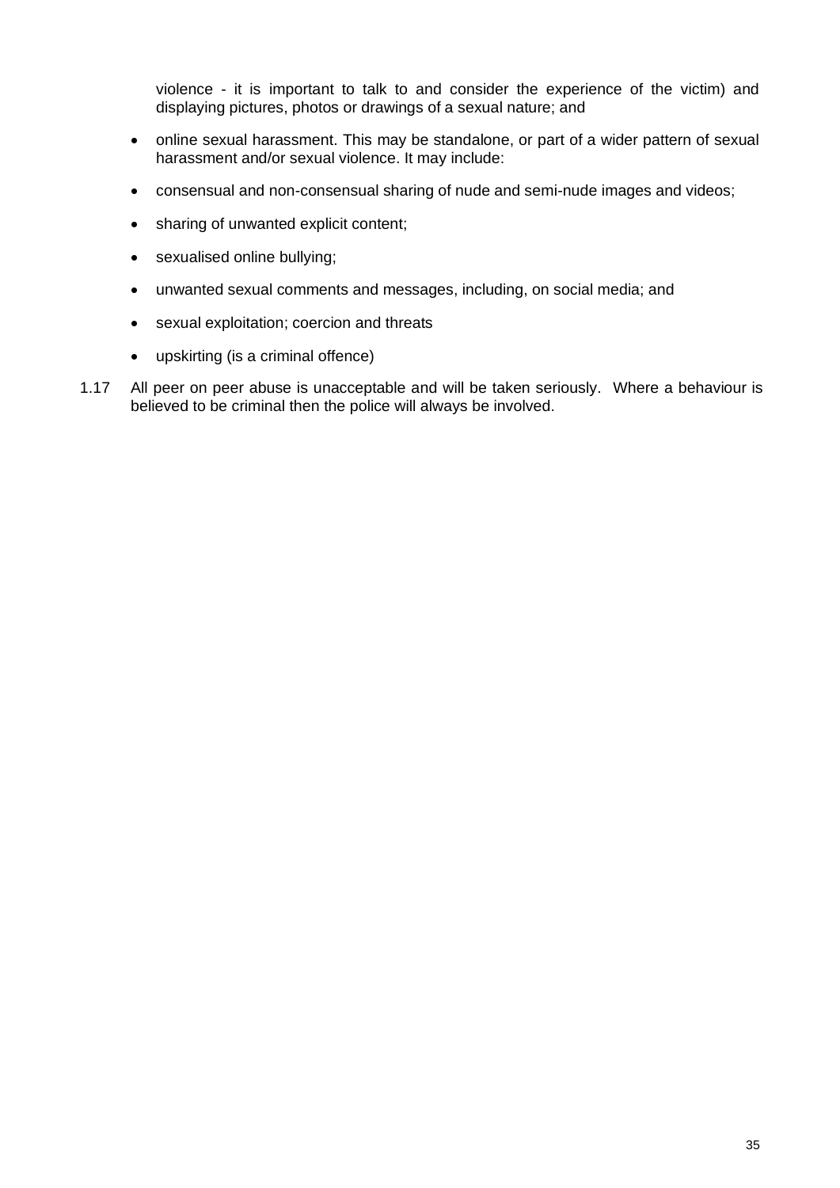violence - it is important to talk to and consider the experience of the victim) and displaying pictures, photos or drawings of a sexual nature; and

- online sexual harassment. This may be standalone, or part of a wider pattern of sexual harassment and/or sexual violence. It may include:
- consensual and non-consensual sharing of nude and semi-nude images and videos;
- sharing of unwanted explicit content;
- sexualised online bullying;
- unwanted sexual comments and messages, including, on social media; and
- sexual exploitation; coercion and threats
- upskirting (is a criminal offence)

1.17 All peer on peer abuse is unacceptable and will be taken seriously. Where a behaviour is believed to be criminal then the police will always be involved.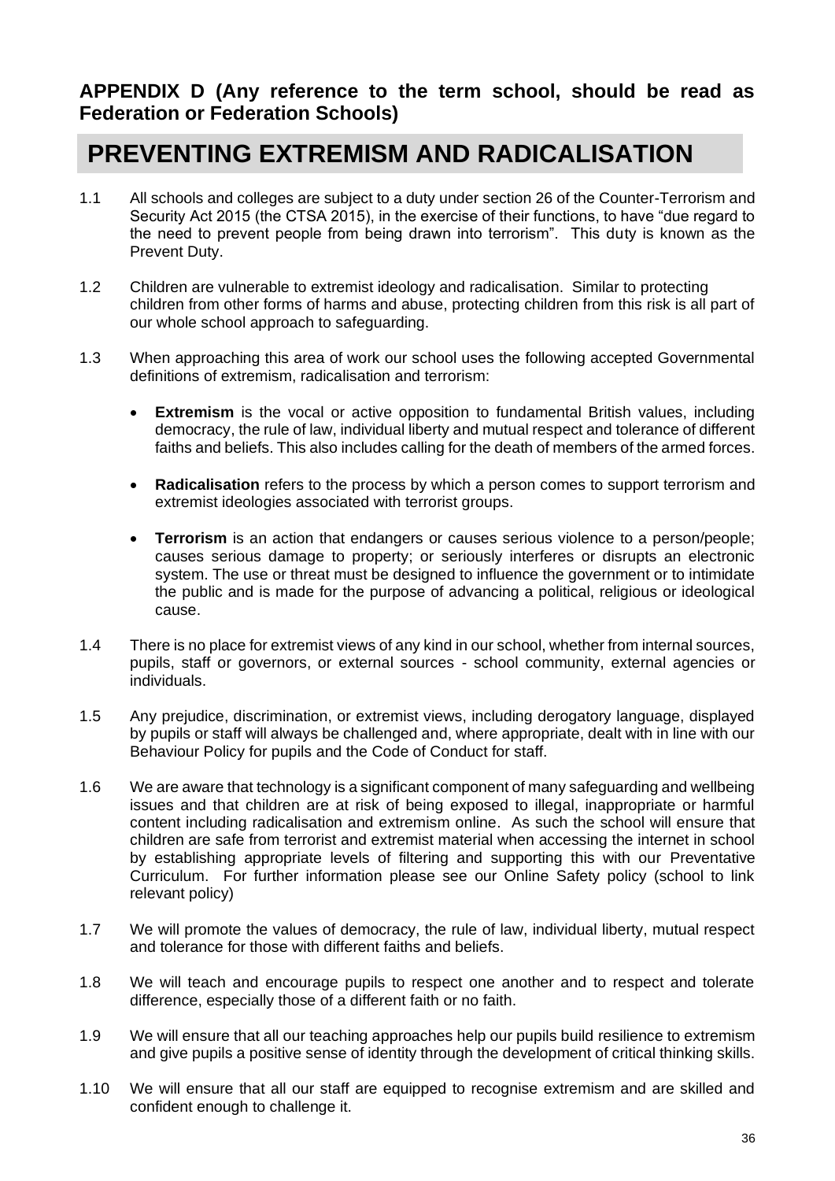**APPENDIX D (Any reference to the term school, should be read as Federation or Federation Schools)**

# PREVENTING EXTREMISM AND RADICALISATION

1.1 All schools and colleges are subject to a duty under section 26 of the Counter-Terrorism and Security Act 2015 (the CTSA 2015), in the exercise of their functions, to have "due regard to the need to prevent people from being drawn into terrorism". This duty is known as the Prevent Duty.

1.2 Children are vulnerable to extremist ideology and radicalisation. Similar to protecting children from other forms of harms and abuse, protecting children from this risk is all part of our whole school approach to safeguarding.

1.3 When approaching this area of work our school uses the following accepted Governmental definitions of extremism, radicalisation and terrorism:

- **Extremism** is the vocal or active opposition to fundamental British values, including democracy, the rule of law, individual liberty and mutual respect and tolerance of different faiths and beliefs. This also includes calling for the death of members of the armed forces.
- **Radicalisation** refers to the process by which a person comes to support terrorism and extremist ideologies associated with terrorist groups.
- **Terrorism** is an action that endangers or causes serious violence to a person/people; causes serious damage to property; or seriously interferes or disrupts an electronic system. The use or threat must be designed to influence the government or to intimidate the public and is made for the purpose of advancing a political, religious or ideological cause.

1.4 There is no place for extremist views of any kind in our school, whether from internal sources, pupils, staff or governors, or external sources - school community, external agencies or individuals.

1.5 Any prejudice, discrimination, or extremist views, including derogatory language, displayed by pupils or staff will always be challenged and, where appropriate, dealt with in line with our Behaviour Policy for pupils and the Code of Conduct for staff.

1.6 We are aware that technology is a significant component of many safeguarding and wellbeing issues and that children are at risk of being exposed to illegal, inappropriate or harmful content including radicalisation and extremism online. As such the school will ensure that children are safe from terrorist and extremist material when accessing the internet in school by establishing appropriate levels of filtering and supporting this with our Preventative Curriculum. For further information please see our Online Safety policy (school to link relevant policy)

1.7 We will promote the values of democracy, the rule of law, individual liberty, mutual respect and tolerance for those with different faiths and beliefs.

1.8 We will teach and encourage pupils to respect one another and to respect and tolerate difference, especially those of a different faith or no faith.

1.9 We will ensure that all our teaching approaches help our pupils build resilience to extremism and give pupils a positive sense of identity through the development of critical thinking skills.

1.10 We will ensure that all our staff are equipped to recognise extremism and are skilled and confident enough to challenge it.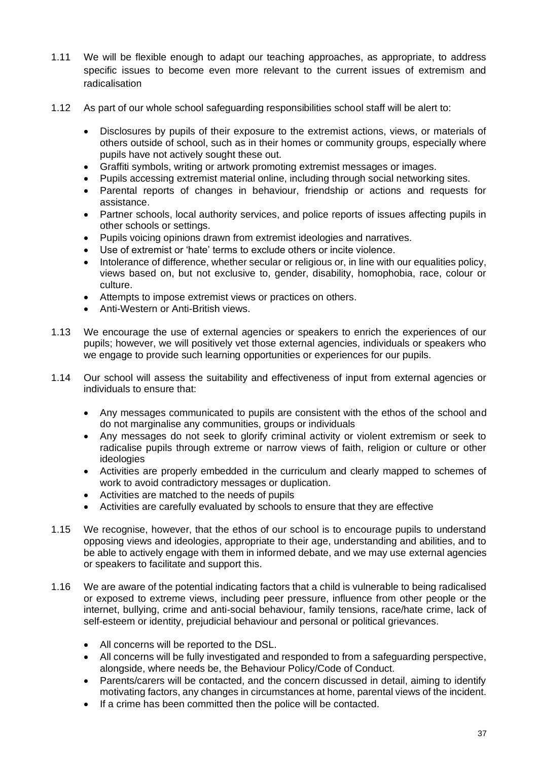1.11 We will be flexible enough to adapt our teaching approaches, as appropriate, to address specific issues to become even more relevant to the current issues of extremism and radicalisation

1.12 As part of our whole school safeguarding responsibilities school staff will be alert to:

- Disclosures by pupils of their exposure to the extremist actions, views, or materials of others outside of school, such as in their homes or community groups, especially where pupils have not actively sought these out.
- Graffiti symbols, writing or artwork promoting extremist messages or images.
- Pupils accessing extremist material online, including through social networking sites.
- Parental reports of changes in behaviour, friendship or actions and requests for assistance.
- Partner schools, local authority services, and police reports of issues affecting pupils in other schools or settings.
- Pupils voicing opinions drawn from extremist ideologies and narratives.
- Use of extremist or 'hate' terms to exclude others or incite violence.
- Intolerance of difference, whether secular or religious or, in line with our equalities policy, views based on, but not exclusive to, gender, disability, homophobia, race, colour or culture.
- Attempts to impose extremist views or practices on others.
- Anti-Western or Anti-British views.

1.13 We encourage the use of external agencies or speakers to enrich the experiences of our pupils; however, we will positively vet those external agencies, individuals or speakers who we engage to provide such learning opportunities or experiences for our pupils.

1.14 Our school will assess the suitability and effectiveness of input from external agencies or individuals to ensure that:

- Any messages communicated to pupils are consistent with the ethos of the school and do not marginalise any communities, groups or individuals
- Any messages do not seek to glorify criminal activity or violent extremism or seek to radicalise pupils through extreme or narrow views of faith, religion or culture or other ideologies
- Activities are properly embedded in the curriculum and clearly mapped to schemes of work to avoid contradictory messages or duplication.
- Activities are matched to the needs of pupils
- Activities are carefully evaluated by schools to ensure that they are effective

1.15 We recognise, however, that the ethos of our school is to encourage pupils to understand opposing views and ideologies, appropriate to their age, understanding and abilities, and to be able to actively engage with them in informed debate, and we may use external agencies or speakers to facilitate and support this.

1.16 We are aware of the potential indicating factors that a child is vulnerable to being radicalised or exposed to extreme views, including peer pressure, influence from other people or the internet, bullying, crime and anti-social behaviour, family tensions, race/hate crime, lack of self-esteem or identity, prejudicial behaviour and personal or political grievances.

- All concerns will be reported to the DSL.
- All concerns will be fully investigated and responded to from a safeguarding perspective, alongside, where needs be, the Behaviour Policy/Code of Conduct.
- Parents/carers will be contacted, and the concern discussed in detail, aiming to identify motivating factors, any changes in circumstances at home, parental views of the incident.
- If a crime has been committed then the police will be contacted.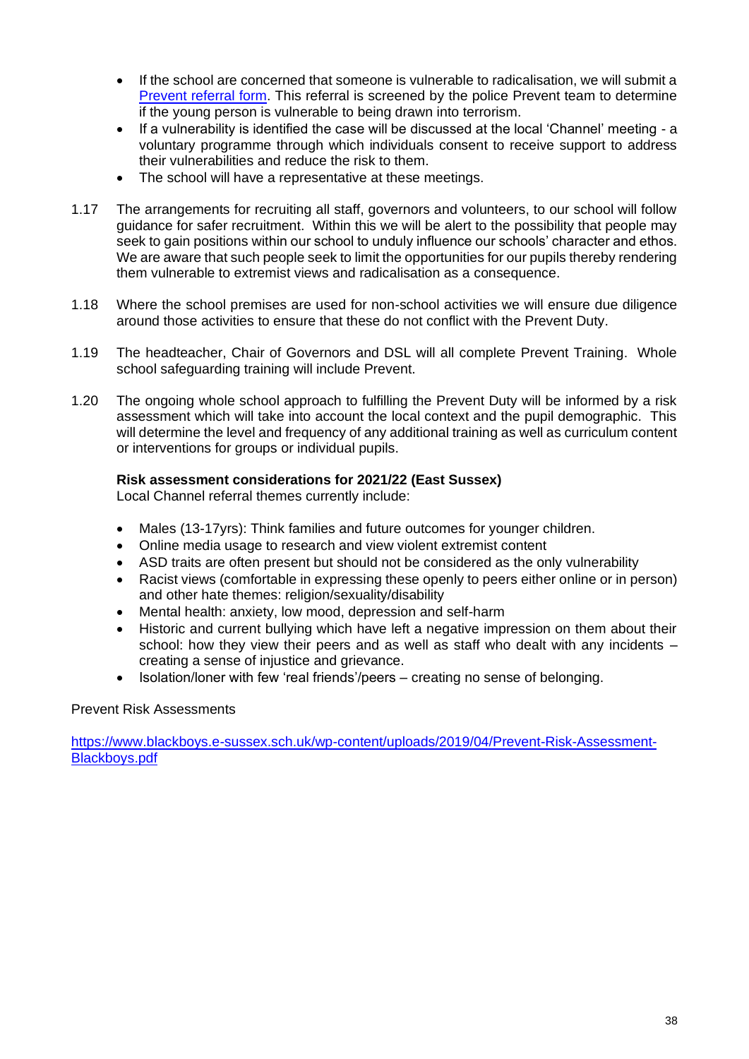- If the school are concerned that someone is vulnerable to radicalisation, we will submit a [Prevent referral form](). This referral is screened by the police Prevent team to determine if the young person is vulnerable to being drawn into terrorism.
- If a vulnerability is identified the case will be discussed at the local 'Channel' meeting - a voluntary programme through which individuals consent to receive support to address their vulnerabilities and reduce the risk to them.
- The school will have a representative at these meetings.

1.17 The arrangements for recruiting all staff, governors and volunteers, to our school will follow guidance for safer recruitment. Within this we will be alert to the possibility that people may seek to gain positions within our school to unduly influence our schools' character and ethos. We are aware that such people seek to limit the opportunities for our pupils thereby rendering them vulnerable to extremist views and radicalisation as a consequence.

1.18 Where the school premises are used for non-school activities we will ensure due diligence around those activities to ensure that these do not conflict with the Prevent Duty.

1.19 The headteacher, Chair of Governors and DSL will all complete Prevent Training. Whole school safeguarding training will include Prevent.

1.20 The ongoing whole school approach to fulfilling the Prevent Duty will be informed by a risk assessment which will take into account the local context and the pupil demographic. This will determine the level and frequency of any additional training as well as curriculum content or interventions for groups or individual pupils.

**Risk assessment considerations for 2021/22 (East Sussex)**
Local Channel referral themes currently include:

- Males (13-17yrs): Think families and future outcomes for younger children.
- Online media usage to research and view violent extremist content
- ASD traits are often present but should not be considered as the only vulnerability
- Racist views (comfortable in expressing these openly to peers either online or in person) and other hate themes: religion/sexuality/disability
- Mental health: anxiety, low mood, depression and self-harm
- Historic and current bullying which have left a negative impression on them about their school: how they view their peers and as well as staff who dealt with any incidents – creating a sense of injustice and grievance.
- Isolation/loner with few 'real friends'/peers – creating no sense of belonging.

Prevent Risk Assessments

[https://www.blackboys.e-sussex.sch.uk/wp-content/uploads/2019/04/Prevent-Risk-Assessment-Blackboys.pdf](https://www.blackboys.e-sussex.sch.uk/wp-content/uploads/2019/04/Prevent-Risk-Assessment-Blackboys.pdf)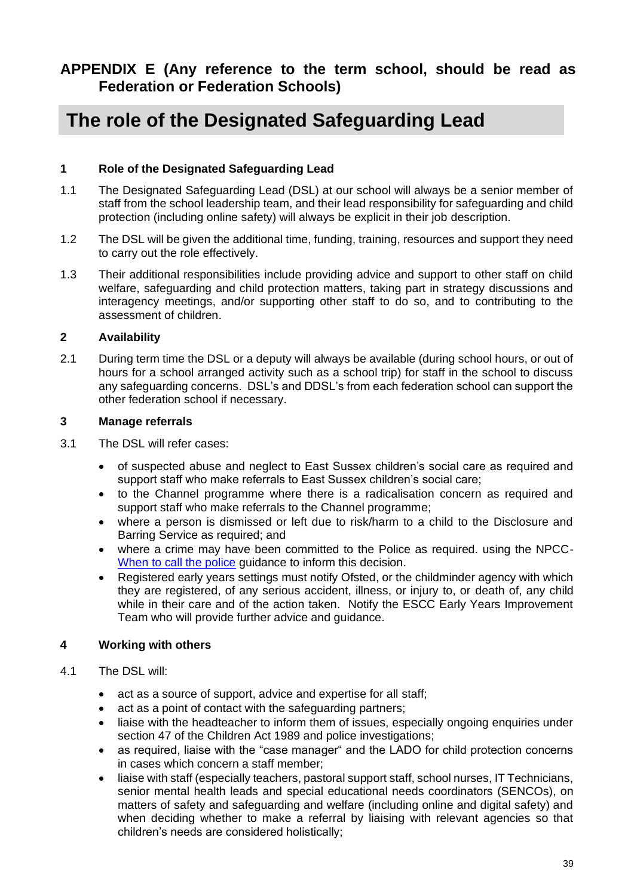## APPENDIX E (Any reference to the term school, should be read as Federation or Federation Schools)

# The role of the Designated Safeguarding Lead

### 1 Role of the Designated Safeguarding Lead

1.1 The Designated Safeguarding Lead (DSL) at our school will always be a senior member of staff from the school leadership team, and their lead responsibility for safeguarding and child protection (including online safety) will always be explicit in their job description.

1.2 The DSL will be given the additional time, funding, training, resources and support they need to carry out the role effectively.

1.3 Their additional responsibilities include providing advice and support to other staff on child welfare, safeguarding and child protection matters, taking part in strategy discussions and interagency meetings, and/or supporting other staff to do so, and to contributing to the assessment of children.

### 2 Availability

2.1 During term time the DSL or a deputy will always be available (during school hours, or out of hours for a school arranged activity such as a school trip) for staff in the school to discuss any safeguarding concerns. DSL's and DDSL's from each federation school can support the other federation school if necessary.

### 3 Manage referrals

3.1 The DSL will refer cases:

- of suspected abuse and neglect to East Sussex children's social care as required and support staff who make referrals to East Sussex children's social care;
- to the Channel programme where there is a radicalisation concern as required and support staff who make referrals to the Channel programme;
- where a person is dismissed or left due to risk/harm to a child to the Disclosure and Barring Service as required; and
- where a crime may have been committed to the Police as required. using the NPCC- When to call the police guidance to inform this decision.
- Registered early years settings must notify Ofsted, or the childminder agency with which they are registered, of any serious accident, illness, or injury to, or death of, any child while in their care and of the action taken. Notify the ESCC Early Years Improvement Team who will provide further advice and guidance.

### 4 Working with others

4.1 The DSL will:

- act as a source of support, advice and expertise for all staff;
- act as a point of contact with the safeguarding partners;
- liaise with the headteacher to inform them of issues, especially ongoing enquiries under section 47 of the Children Act 1989 and police investigations;
- as required, liaise with the "case manager" and the LADO for child protection concerns in cases which concern a staff member;
- liaise with staff (especially teachers, pastoral support staff, school nurses, IT Technicians, senior mental health leads and special educational needs coordinators (SENCOs), on matters of safety and safeguarding and welfare (including online and digital safety) and when deciding whether to make a referral by liaising with relevant agencies so that children's needs are considered holistically;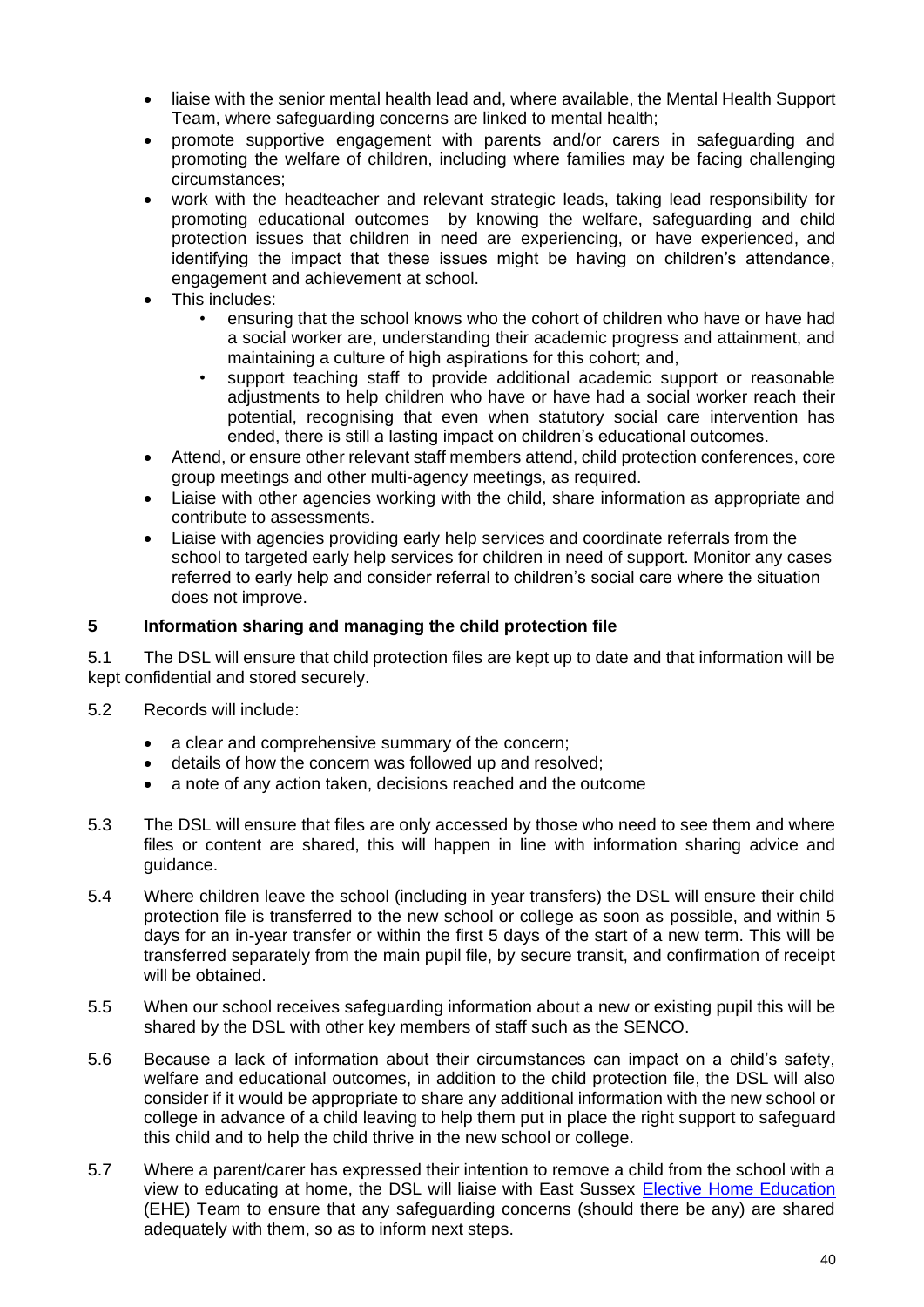- liaise with the senior mental health lead and, where available, the Mental Health Support Team, where safeguarding concerns are linked to mental health;
- promote supportive engagement with parents and/or carers in safeguarding and promoting the welfare of children, including where families may be facing challenging circumstances;
- work with the headteacher and relevant strategic leads, taking lead responsibility for promoting educational outcomes by knowing the welfare, safeguarding and child protection issues that children in need are experiencing, or have experienced, and identifying the impact that these issues might be having on children's attendance, engagement and achievement at school.
- This includes:
    - ensuring that the school knows who the cohort of children who have or have had a social worker are, understanding their academic progress and attainment, and maintaining a culture of high aspirations for this cohort; and,
    - support teaching staff to provide additional academic support or reasonable adjustments to help children who have or have had a social worker reach their potential, recognising that even when statutory social care intervention has ended, there is still a lasting impact on children's educational outcomes.
- Attend, or ensure other relevant staff members attend, child protection conferences, core group meetings and other multi-agency meetings, as required.
- Liaise with other agencies working with the child, share information as appropriate and contribute to assessments.
- Liaise with agencies providing early help services and coordinate referrals from the school to targeted early help services for children in need of support. Monitor any cases referred to early help and consider referral to children's social care where the situation does not improve.

## 5 Information sharing and managing the child protection file

5.1 The DSL will ensure that child protection files are kept up to date and that information will be kept confidential and stored securely.

5.2 Records will include:

- a clear and comprehensive summary of the concern;
- details of how the concern was followed up and resolved;
- a note of any action taken, decisions reached and the outcome

5.3 The DSL will ensure that files are only accessed by those who need to see them and where files or content are shared, this will happen in line with information sharing advice and guidance.

5.4 Where children leave the school (including in year transfers) the DSL will ensure their child protection file is transferred to the new school or college as soon as possible, and within 5 days for an in-year transfer or within the first 5 days of the start of a new term. This will be transferred separately from the main pupil file, by secure transit, and confirmation of receipt will be obtained.

5.5 When our school receives safeguarding information about a new or existing pupil this will be shared by the DSL with other key members of staff such as the SENCO.

5.6 Because a lack of information about their circumstances can impact on a child's safety, welfare and educational outcomes, in addition to the child protection file, the DSL will also consider if it would be appropriate to share any additional information with the new school or college in advance of a child leaving to help them put in place the right support to safeguard this child and to help the child thrive in the new school or college.

5.7 Where a parent/carer has expressed their intention to remove a child from the school with a view to educating at home, the DSL will liaise with East Sussex Elective Home Education (EHE) Team to ensure that any safeguarding concerns (should there be any) are shared adequately with them, so as to inform next steps.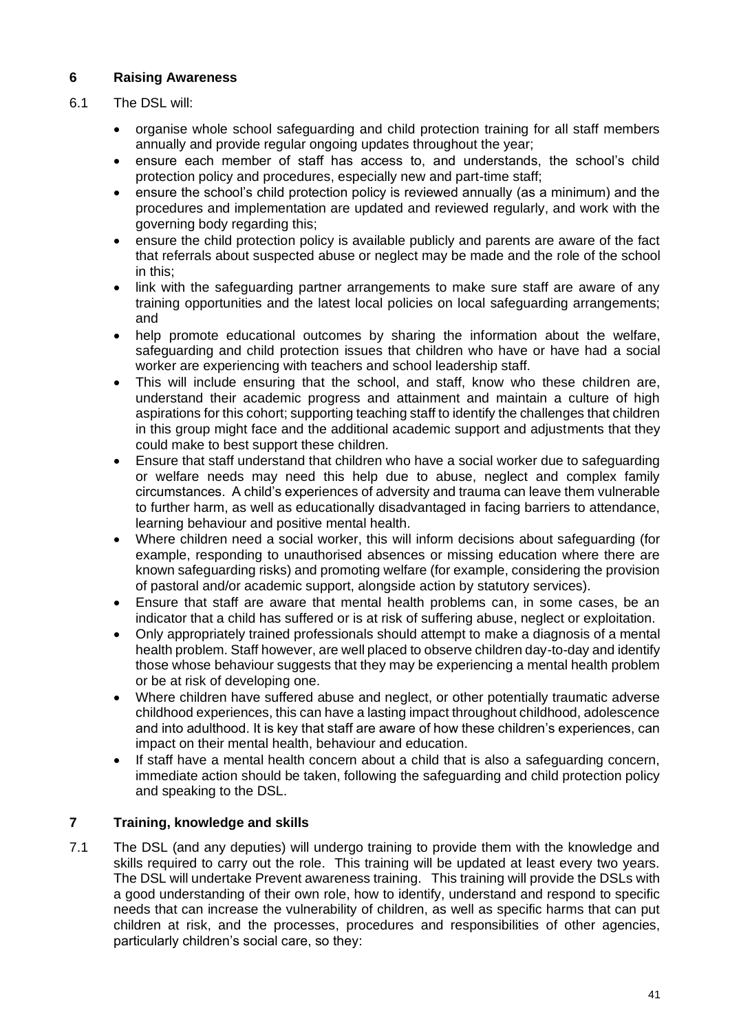## 6 Raising Awareness

6.1 The DSL will:

- organise whole school safeguarding and child protection training for all staff members annually and provide regular ongoing updates throughout the year;
- ensure each member of staff has access to, and understands, the school's child protection policy and procedures, especially new and part-time staff;
- ensure the school's child protection policy is reviewed annually (as a minimum) and the procedures and implementation are updated and reviewed regularly, and work with the governing body regarding this;
- ensure the child protection policy is available publicly and parents are aware of the fact that referrals about suspected abuse or neglect may be made and the role of the school in this;
- link with the safeguarding partner arrangements to make sure staff are aware of any training opportunities and the latest local policies on local safeguarding arrangements; and
- help promote educational outcomes by sharing the information about the welfare, safeguarding and child protection issues that children who have or have had a social worker are experiencing with teachers and school leadership staff.
- This will include ensuring that the school, and staff, know who these children are, understand their academic progress and attainment and maintain a culture of high aspirations for this cohort; supporting teaching staff to identify the challenges that children in this group might face and the additional academic support and adjustments that they could make to best support these children.
- Ensure that staff understand that children who have a social worker due to safeguarding or welfare needs may need this help due to abuse, neglect and complex family circumstances. A child's experiences of adversity and trauma can leave them vulnerable to further harm, as well as educationally disadvantaged in facing barriers to attendance, learning behaviour and positive mental health.
- Where children need a social worker, this will inform decisions about safeguarding (for example, responding to unauthorised absences or missing education where there are known safeguarding risks) and promoting welfare (for example, considering the provision of pastoral and/or academic support, alongside action by statutory services).
- Ensure that staff are aware that mental health problems can, in some cases, be an indicator that a child has suffered or is at risk of suffering abuse, neglect or exploitation.
- Only appropriately trained professionals should attempt to make a diagnosis of a mental health problem. Staff however, are well placed to observe children day-to-day and identify those whose behaviour suggests that they may be experiencing a mental health problem or be at risk of developing one.
- Where children have suffered abuse and neglect, or other potentially traumatic adverse childhood experiences, this can have a lasting impact throughout childhood, adolescence and into adulthood. It is key that staff are aware of how these children's experiences, can impact on their mental health, behaviour and education.
- If staff have a mental health concern about a child that is also a safeguarding concern, immediate action should be taken, following the safeguarding and child protection policy and speaking to the DSL.

## 7 Training, knowledge and skills

7.1 The DSL (and any deputies) will undergo training to provide them with the knowledge and skills required to carry out the role. This training will be updated at least every two years. The DSL will undertake Prevent awareness training. This training will provide the DSLs with a good understanding of their own role, how to identify, understand and respond to specific needs that can increase the vulnerability of children, as well as specific harms that can put children at risk, and the processes, procedures and responsibilities of other agencies, particularly children's social care, so they: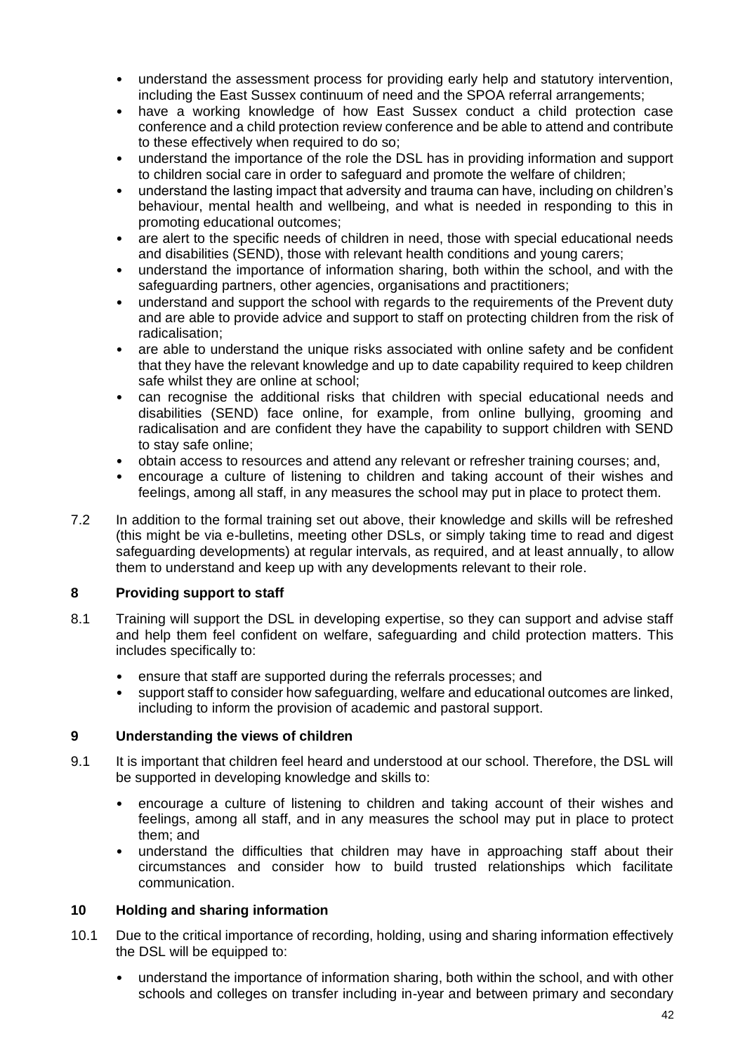- understand the assessment process for providing early help and statutory intervention, including the East Sussex continuum of need and the SPOA referral arrangements;
- have a working knowledge of how East Sussex conduct a child protection case conference and a child protection review conference and be able to attend and contribute to these effectively when required to do so;
- understand the importance of the role the DSL has in providing information and support to children social care in order to safeguard and promote the welfare of children;
- understand the lasting impact that adversity and trauma can have, including on children's behaviour, mental health and wellbeing, and what is needed in responding to this in promoting educational outcomes;
- are alert to the specific needs of children in need, those with special educational needs and disabilities (SEND), those with relevant health conditions and young carers;
- understand the importance of information sharing, both within the school, and with the safeguarding partners, other agencies, organisations and practitioners;
- understand and support the school with regards to the requirements of the Prevent duty and are able to provide advice and support to staff on protecting children from the risk of radicalisation;
- are able to understand the unique risks associated with online safety and be confident that they have the relevant knowledge and up to date capability required to keep children safe whilst they are online at school;
- can recognise the additional risks that children with special educational needs and disabilities (SEND) face online, for example, from online bullying, grooming and radicalisation and are confident they have the capability to support children with SEND to stay safe online;
- obtain access to resources and attend any relevant or refresher training courses; and,
- encourage a culture of listening to children and taking account of their wishes and feelings, among all staff, in any measures the school may put in place to protect them.

7.2 In addition to the formal training set out above, their knowledge and skills will be refreshed (this might be via e-bulletins, meeting other DSLs, or simply taking time to read and digest safeguarding developments) at regular intervals, as required, and at least annually, to allow them to understand and keep up with any developments relevant to their role.

## 8 Providing support to staff

8.1 Training will support the DSL in developing expertise, so they can support and advise staff and help them feel confident on welfare, safeguarding and child protection matters. This includes specifically to:

- ensure that staff are supported during the referrals processes; and
- support staff to consider how safeguarding, welfare and educational outcomes are linked, including to inform the provision of academic and pastoral support.

## 9 Understanding the views of children

9.1 It is important that children feel heard and understood at our school. Therefore, the DSL will be supported in developing knowledge and skills to:

- encourage a culture of listening to children and taking account of their wishes and feelings, among all staff, and in any measures the school may put in place to protect them; and
- understand the difficulties that children may have in approaching staff about their circumstances and consider how to build trusted relationships which facilitate communication.

## 10 Holding and sharing information

10.1 Due to the critical importance of recording, holding, using and sharing information effectively the DSL will be equipped to:

- understand the importance of information sharing, both within the school, and with other schools and colleges on transfer including in-year and between primary and secondary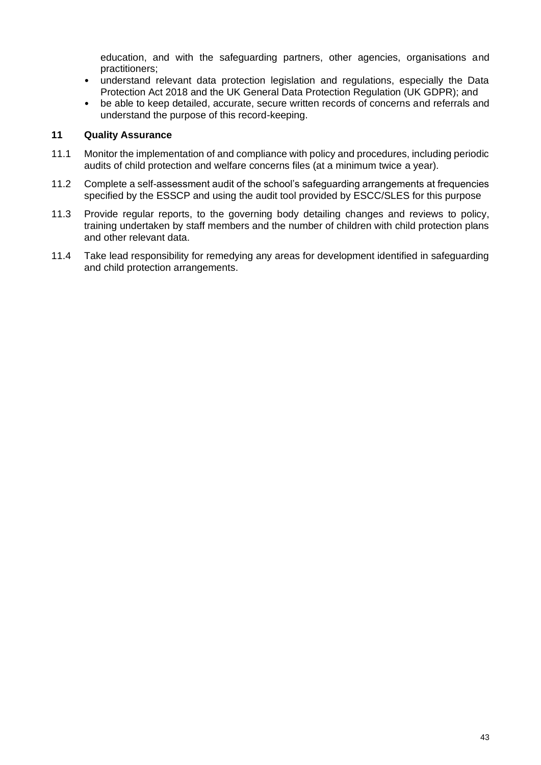education, and with the safeguarding partners, other agencies, organisations and practitioners;

- understand relevant data protection legislation and regulations, especially the Data Protection Act 2018 and the UK General Data Protection Regulation (UK GDPR); and
- be able to keep detailed, accurate, secure written records of concerns and referrals and understand the purpose of this record-keeping.

## 11 Quality Assurance

11.1 Monitor the implementation of and compliance with policy and procedures, including periodic audits of child protection and welfare concerns files (at a minimum twice a year).

11.2 Complete a self-assessment audit of the school's safeguarding arrangements at frequencies specified by the ESSCP and using the audit tool provided by ESCC/SLES for this purpose

11.3 Provide regular reports, to the governing body detailing changes and reviews to policy, training undertaken by staff members and the number of children with child protection plans and other relevant data.

11.4 Take lead responsibility for remedying any areas for development identified in safeguarding and child protection arrangements.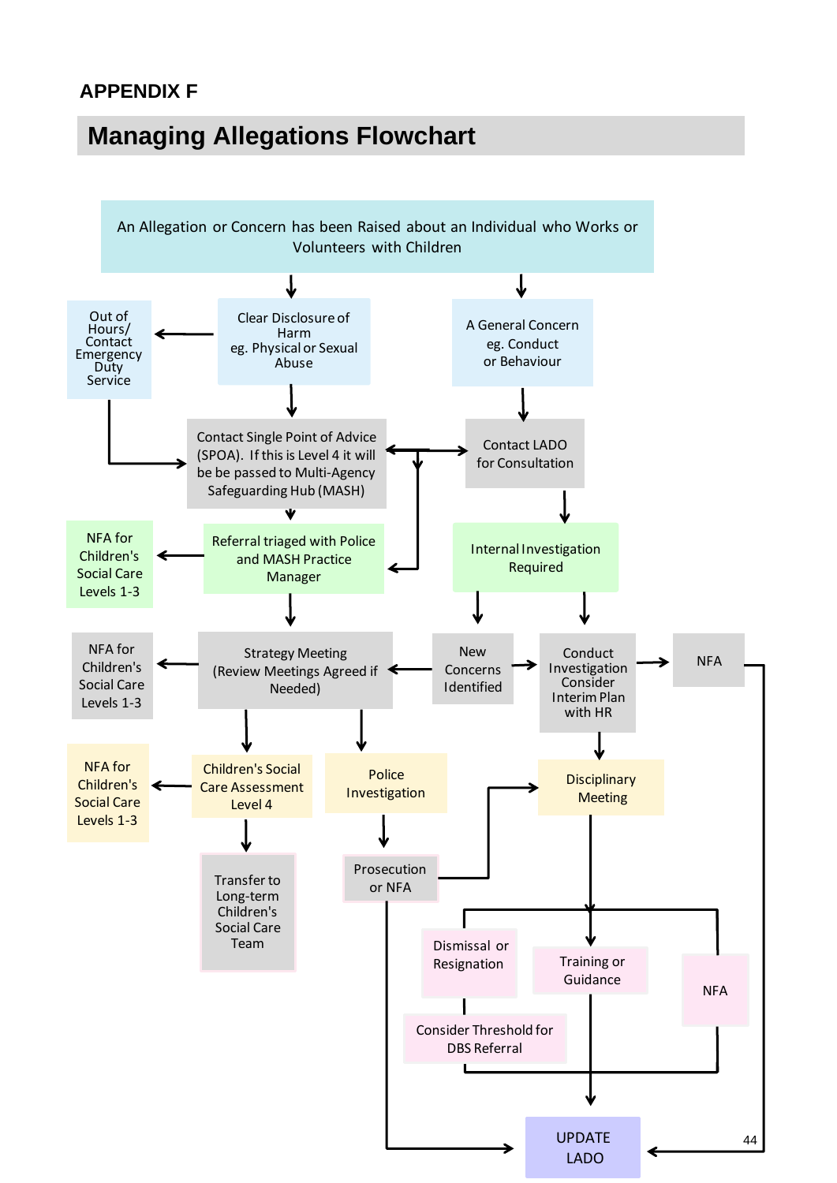## APPENDIX F

# Managing Allegations Flowchart

An Allegation or Concern has been Raised about an Individual who Works or Volunteers with Children

Clear Disclosure of Harm eg. Physical or Sexual Abuse

A General Concern eg. Conduct or Behaviour

Out of Hours/ Contact Emergency Duty Service

Contact Single Point of Advice (SPOA). If this is Level 4 it will be be passed to Multi-Agency Safeguarding Hub (MASH)

Contact LADO for Consultation

NFA for Children's Social Care Levels 1-3

Referral triaged with Police and MASH Practice Manager

Internal Investigation Required

NFA for Children's Social Care Levels 1-3

Strategy Meeting (Review Meetings Agreed if Needed)

New Concerns Identified

Conduct Investigation Consider Interim Plan with HR

NFA

NFA for Children's Social Care Levels 1-3

Children's Social Care Assessment Level 4

Police Investigation

Disciplinary Meeting

Transfer to Long-term Children's Social Care Team

Prosecution or NFA

Dismissal or Resignation

Training or Guidance

NFA

Consider Threshold for DBS Referral

UPDATE LADO